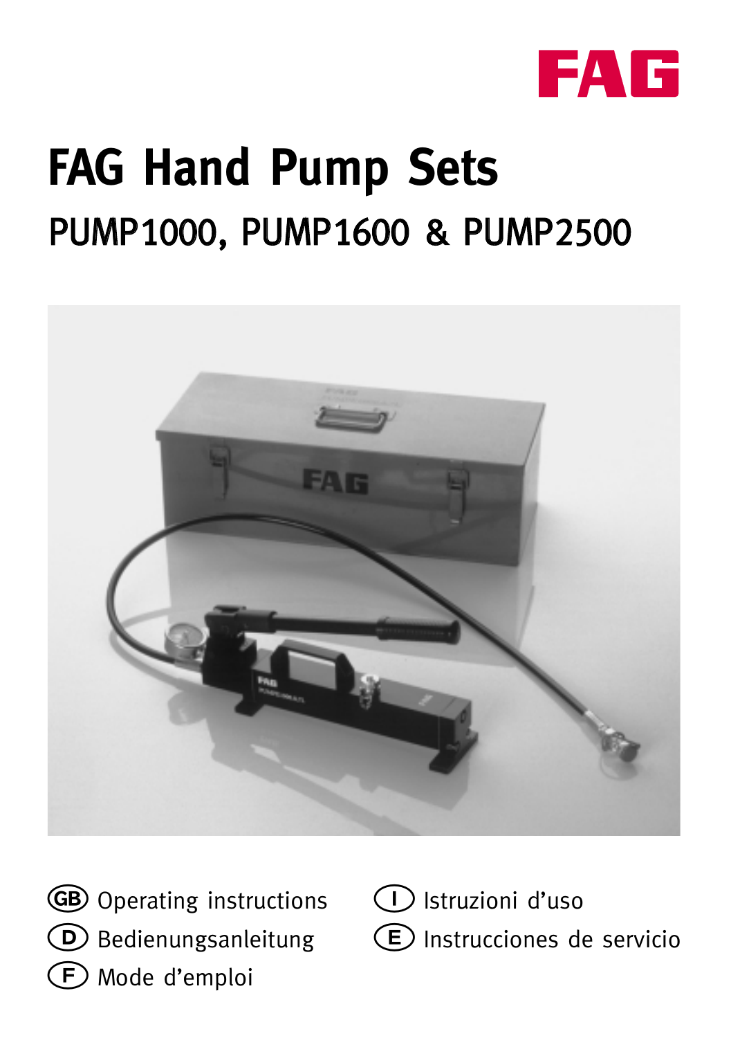FAG

# FAG Hand Pump Sets

## PUMP1000, PUMP1600 & PUMP2500

GB Operating instructions

D Bedienungsanleitung

F Mode d'emploi

I Istruzioni d'uso

E Instrucciones de servicio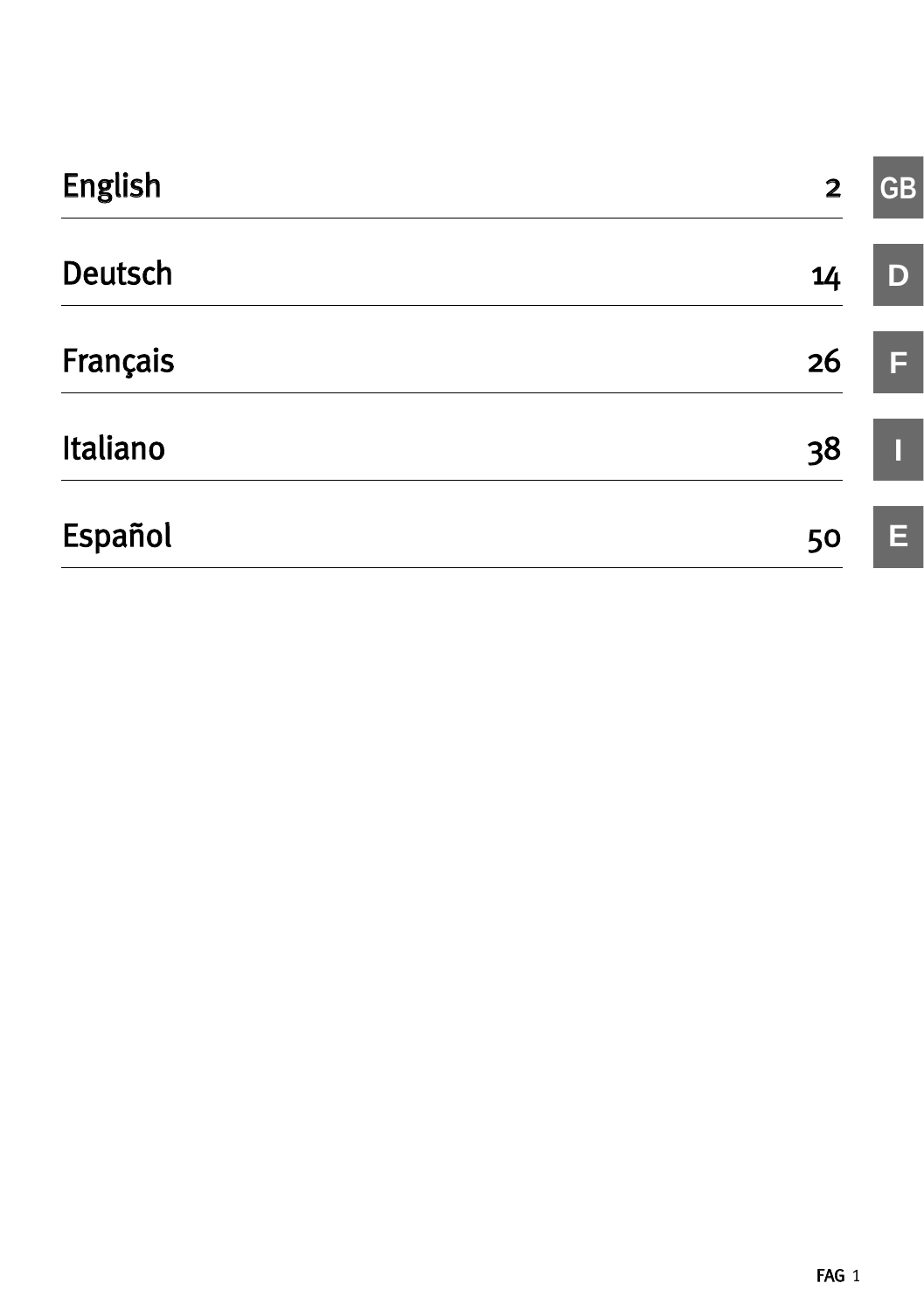| | | |
|---|---|---|
| English | 2 | GB |
| Deutsch | 14 | D |
| Français | 26 | F |
| Italiano | 38 | I |
| Español | 50 | E |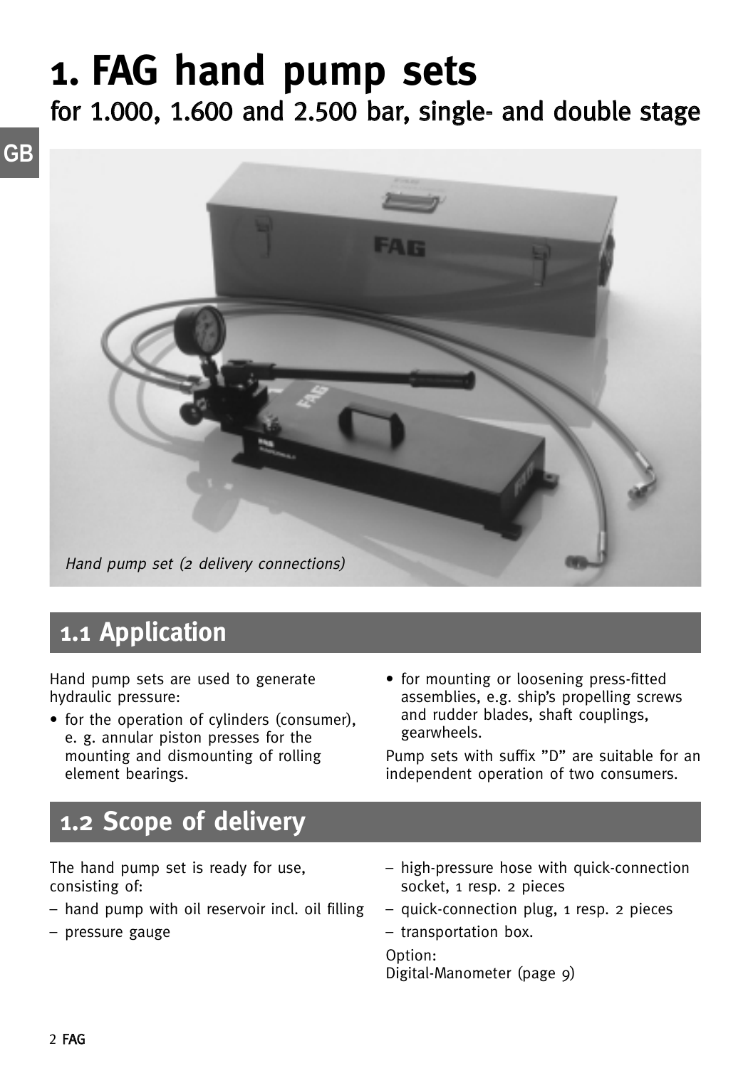# 1. FAG hand pump sets

## for 1.000, 1.600 and 2.500 bar, single- and double stage

*Hand pump set (2 delivery connections)*

## 1.1 Application

Hand pump sets are used to generate hydraulic pressure:

- for the operation of cylinders (consumer), e. g. annular piston presses for the mounting and dismounting of rolling element bearings.
- for mounting or loosening press-fitted assemblies, e.g. ship's propelling screws and rudder blades, shaft couplings, gearwheels.

Pump sets with suffix "D" are suitable for an independent operation of two consumers.

## 1.2 Scope of delivery

The hand pump set is ready for use, consisting of:

- hand pump with oil reservoir incl. oil filling
- pressure gauge
- high-pressure hose with quick-connection socket, 1 resp. 2 pieces
- quick-connection plug, 1 resp. 2 pieces
- transportation box.

Option:
Digital-Manometer (page 9)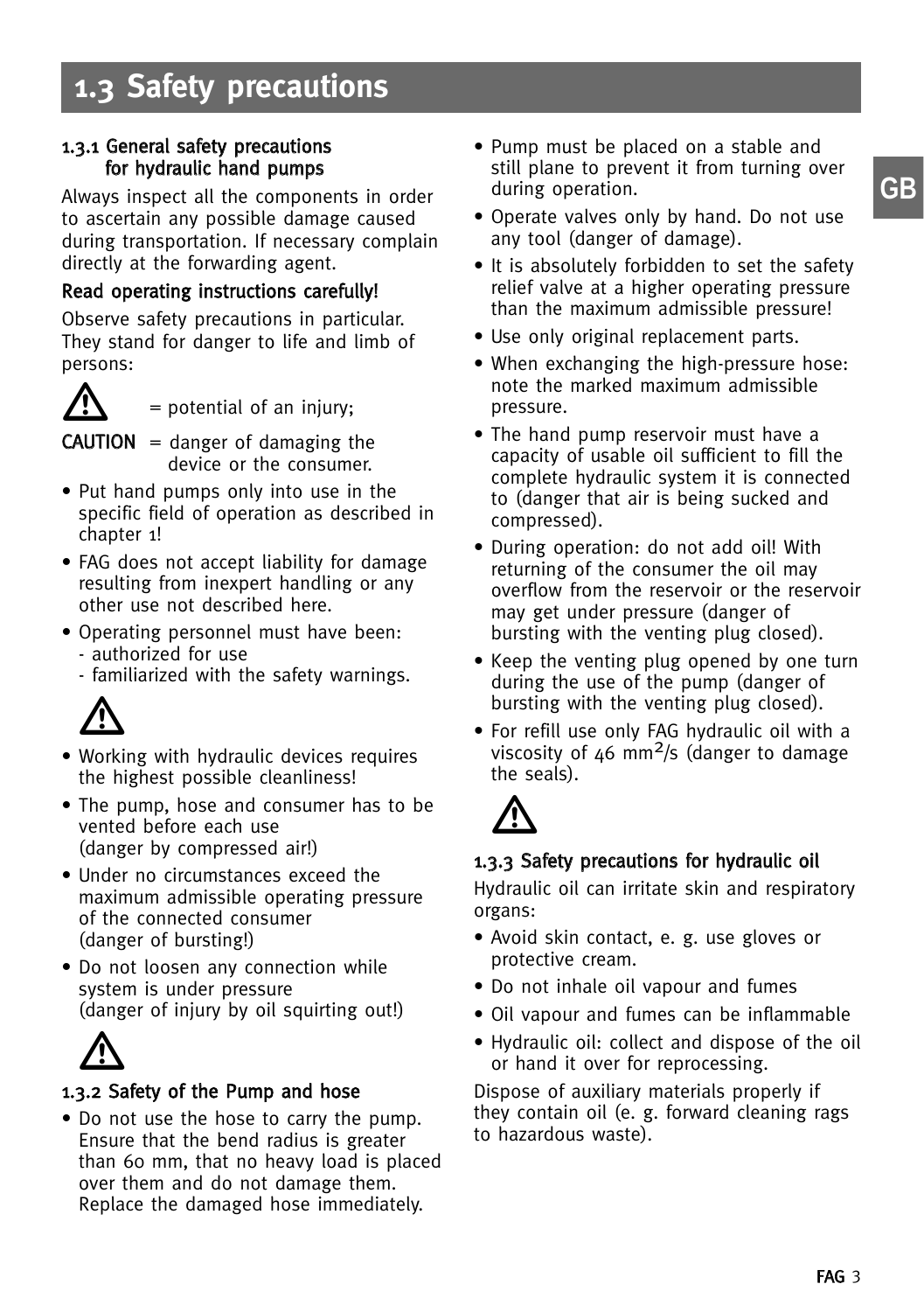# 1.3 Safety precautions

### 1.3.1 General safety precautions for hydraulic hand pumps

Always inspect all the components in order to ascertain any possible damage caused during transportation. If necessary complain directly at the forwarding agent.

**Read operating instructions carefully!**

Observe safety precautions in particular. They stand for danger to life and limb of persons:

⚠ = potential of an injury;

**CAUTION** = danger of damaging the device or the consumer.

- Put hand pumps only into use in the specific field of operation as described in chapter 1!
- FAG does not accept liability for damage resulting from inexpert handling or any other use not described here.
- Operating personnel must have been:
  - authorized for use
  - familiarized with the safety warnings.

⚠

- Working with hydraulic devices requires the highest possible cleanliness!
- The pump, hose and consumer has to be vented before each use (danger by compressed air!)
- Under no circumstances exceed the maximum admissible operating pressure of the connected consumer (danger of bursting!)
- Do not loosen any connection while system is under pressure (danger of injury by oil squirting out!)

⚠

### 1.3.2 Safety of the Pump and hose

- Do not use the hose to carry the pump. Ensure that the bend radius is greater than 60 mm, that no heavy load is placed over them and do not damage them. Replace the damaged hose immediately.
- Pump must be placed on a stable and still plane to prevent it from turning over during operation.
- Operate valves only by hand. Do not use any tool (danger of damage).
- It is absolutely forbidden to set the safety relief valve at a higher operating pressure than the maximum admissible pressure!
- Use only original replacement parts.
- When exchanging the high-pressure hose: note the marked maximum admissible pressure.
- The hand pump reservoir must have a capacity of usable oil sufficient to fill the complete hydraulic system it is connected to (danger that air is being sucked and compressed).
- During operation: do not add oil! With returning of the consumer the oil may overflow from the reservoir or the reservoir may get under pressure (danger of bursting with the venting plug closed).
- Keep the venting plug opened by one turn during the use of the pump (danger of bursting with the venting plug closed).
- For refill use only FAG hydraulic oil with a viscosity of 46 $mm^2/s$ (danger to damage the seals).

⚠

### 1.3.3 Safety precautions for hydraulic oil

Hydraulic oil can irritate skin and respiratory organs:

- Avoid skin contact, e. g. use gloves or protective cream.
- Do not inhale oil vapour and fumes
- Oil vapour and fumes can be inflammable
- Hydraulic oil: collect and dispose of the oil or hand it over for reprocessing.

Dispose of auxiliary materials properly if they contain oil (e. g. forward cleaning rags to hazardous waste).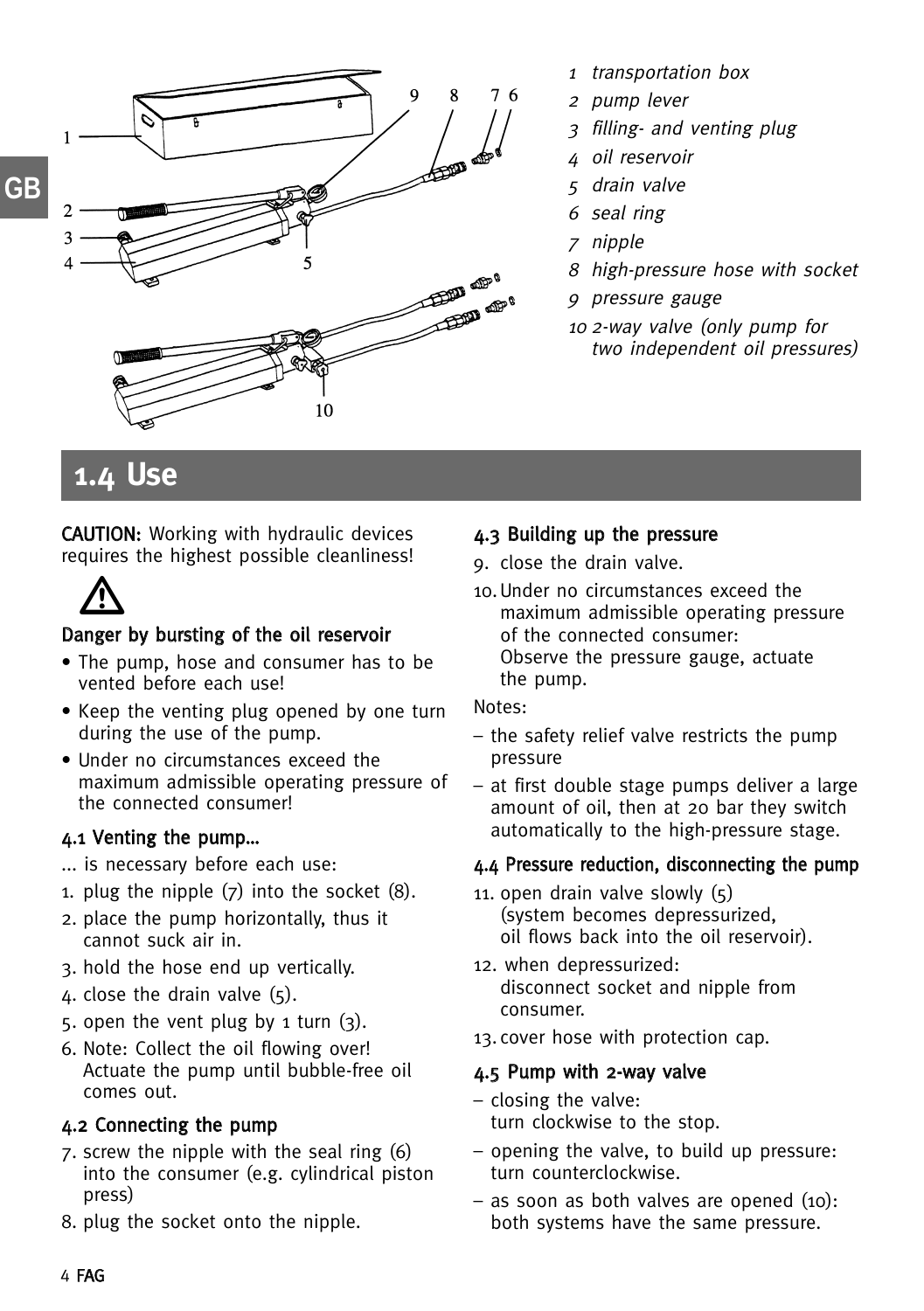1 transportation box
2 pump lever
3 filling- and venting plug
4 oil reservoir
5 drain valve
6 seal ring
7 nipple
8 high-pressure hose with socket
9 pressure gauge
10 2-way valve (only pump for two independent oil pressures)

# 1.4 Use

**CAUTION:** Working with hydraulic devices requires the highest possible cleanliness!

⚠

**Danger by bursting of the oil reservoir**

- The pump, hose and consumer has to be vented before each use!
- Keep the venting plug opened by one turn during the use of the pump.
- Under no circumstances exceed the maximum admissible operating pressure of the connected consumer!

### 4.1 Venting the pump...

... is necessary before each use:

1. plug the nipple (7) into the socket (8).
2. place the pump horizontally, thus it cannot suck air in.
3. hold the hose end up vertically.
4. close the drain valve (5).
5. open the vent plug by 1 turn (3).
6. Note: Collect the oil flowing over! Actuate the pump until bubble-free oil comes out.

### 4.2 Connecting the pump

7. screw the nipple with the seal ring (6) into the consumer (e.g. cylindrical piston press)
8. plug the socket onto the nipple.

### 4.3 Building up the pressure

9. close the drain valve.
10. Under no circumstances exceed the maximum admissible operating pressure of the connected consumer:
    Observe the pressure gauge, actuate the pump.

Notes:

– the safety relief valve restricts the pump pressure
– at first double stage pumps deliver a large amount of oil, then at 20 bar they switch automatically to the high-pressure stage.

### 4.4 Pressure reduction, disconnecting the pump

11. open drain valve slowly (5)
    (system becomes depressurized, oil flows back into the oil reservoir).
12. when depressurized:
    disconnect socket and nipple from consumer.
13. cover hose with protection cap.

### 4.5 Pump with 2-way valve

– closing the valve:
  turn clockwise to the stop.
– opening the valve, to build up pressure:
  turn counterclockwise.
– as soon as both valves are opened (10):
  both systems have the same pressure.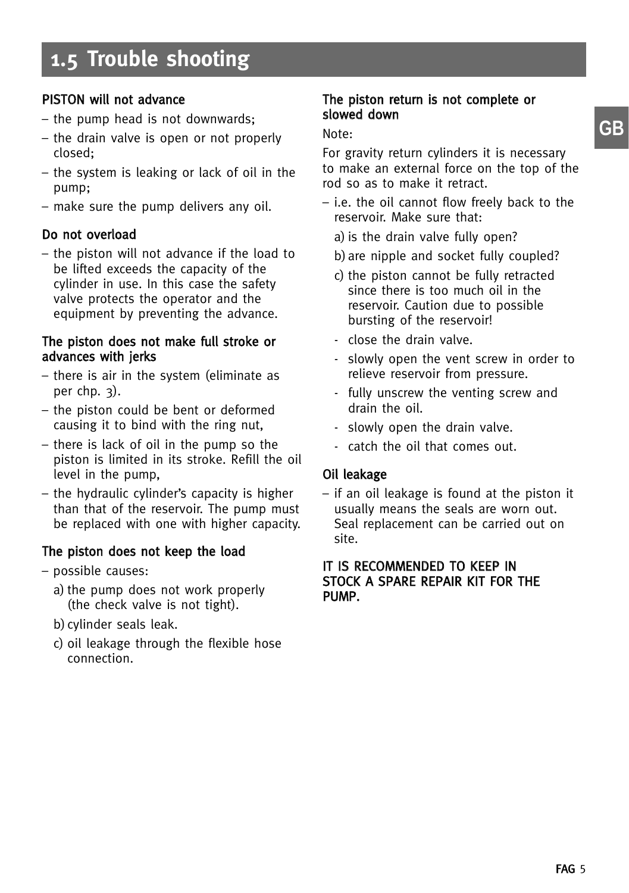# 1.5 Trouble shooting

**PISTON will not advance**

– the pump head is not downwards;
– the drain valve is open or not properly closed;
– the system is leaking or lack of oil in the pump;
– make sure the pump delivers any oil.

**Do not overload**

– the piston will not advance if the load to be lifted exceeds the capacity of the cylinder in use. In this case the safety valve protects the operator and the equipment by preventing the advance.

**The piston does not make full stroke or advances with jerks**

– there is air in the system (eliminate as per chp. 3).
– the piston could be bent or deformed causing it to bind with the ring nut,
– there is lack of oil in the pump so the piston is limited in its stroke. Refill the oil level in the pump,
– the hydraulic cylinder's capacity is higher than that of the reservoir. The pump must be replaced with one with higher capacity.

**The piston does not keep the load**

– possible causes:
  a) the pump does not work properly (the check valve is not tight).
  b) cylinder seals leak.
  c) oil leakage through the flexible hose connection.

**The piston return is not complete or slowed down**

Note:

For gravity return cylinders it is necessary to make an external force on the top of the rod so as to make it retract.

– i.e. the oil cannot flow freely back to the reservoir. Make sure that:
  a) is the drain valve fully open?
  b) are nipple and socket fully coupled?
  c) the piston cannot be fully retracted since there is too much oil in the reservoir. Caution due to possible bursting of the reservoir!
  - close the drain valve.
  - slowly open the vent screw in order to relieve reservoir from pressure.
  - fully unscrew the venting screw and drain the oil.
  - slowly open the drain valve.
  - catch the oil that comes out.

**Oil leakage**

– if an oil leakage is found at the piston it usually means the seals are worn out. Seal replacement can be carried out on site.

**IT IS RECOMMENDED TO KEEP IN STOCK A SPARE REPAIR KIT FOR THE PUMP.**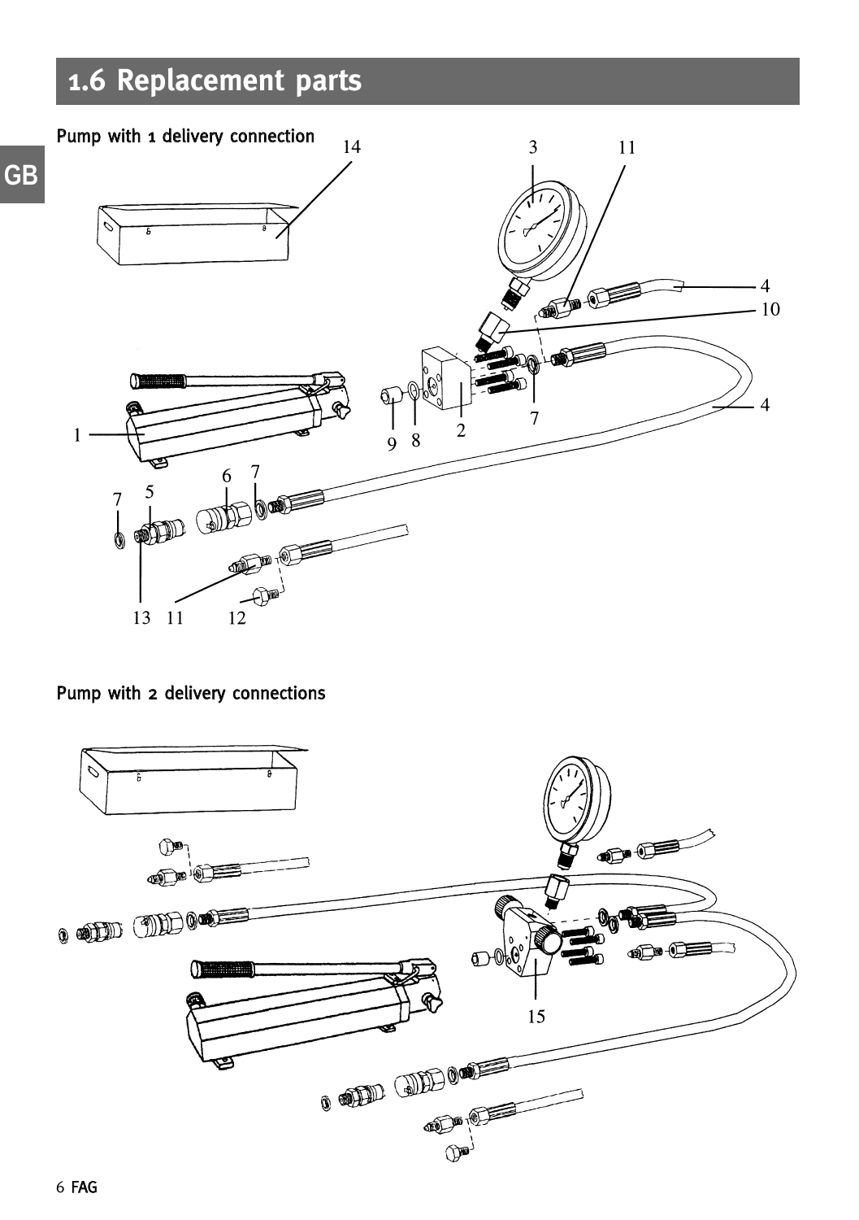## 1.6 Replacement parts

Pump with 1 delivery connection

Pump with 2 delivery connections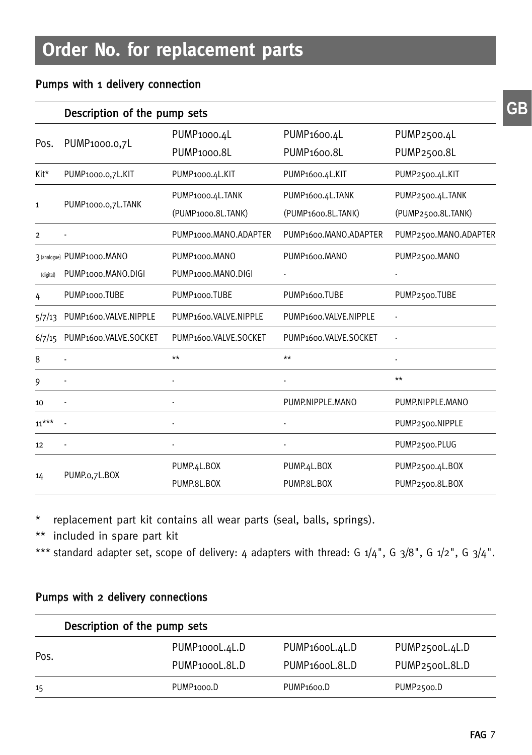# Order No. for replacement parts

## Pumps with 1 delivery connection

| | Description of the pump sets | | | |
|---|---|---|---|---|
| Pos. | PUMP1000.0,7L | PUMP1000.4L<br>PUMP1000.8L | PUMP1600.4L<br>PUMP1600.8L | PUMP2500.4L<br>PUMP2500.8L |
| Kit* | PUMP1000.0,7L.KIT | PUMP1000.4L.KIT | PUMP1600.4L.KIT | PUMP2500.4L.KIT |
| 1 | PUMP1000.0,7L.TANK | PUMP1000.4L.TANK<br>(PUMP1000.8L.TANK) | PUMP1600.4L.TANK<br>(PUMP1600.8L.TANK) | PUMP2500.4L.TANK<br>(PUMP2500.8L.TANK) |
| 2 | - | PUMP1000.MANO.ADAPTER | PUMP1600.MANO.ADAPTER | PUMP2500.MANO.ADAPTER |
| 3 (analogue)<br>(digital) | PUMP1000.MANO<br>PUMP1000.MANO.DIGI | PUMP1000.MANO<br>PUMP1000.MANO.DIGI | PUMP1600.MANO<br>- | PUMP2500.MANO<br>- |
| 4 | PUMP1000.TUBE | PUMP1000.TUBE | PUMP1600.TUBE | PUMP2500.TUBE |
| 5/7/13 | PUMP1600.VALVE.NIPPLE | PUMP1600.VALVE.NIPPLE | PUMP1600.VALVE.NIPPLE | - |
| 6/7/15 | PUMP1600.VALVE.SOCKET | PUMP1600.VALVE.SOCKET | PUMP1600.VALVE.SOCKET | - |
| 8 | - | ** | ** | - |
| 9 | - | - | - | ** |
| 10 | - | - | PUMP.NIPPLE.MANO | PUMP.NIPPLE.MANO |
| 11*** | - | - | - | PUMP2500.NIPPLE |
| 12 | - | - | - | PUMP2500.PLUG |
| 14 | PUMP.0,7L.BOX | PUMP.4L.BOX<br>PUMP.8L.BOX | PUMP.4L.BOX<br>PUMP.8L.BOX | PUMP2500.4L.BOX<br>PUMP2500.8L.BOX |

\* replacement part kit contains all wear parts (seal, balls, springs).

** included in spare part kit

*** standard adapter set, scope of delivery: 4 adapters with thread: G 1/4", G 3/8", G 1/2", G 3/4".

## Pumps with 2 delivery connections

| | Description of the pump sets | | |
|---|---|---|---|
| Pos. | PUMP1000L.4L.D<br>PUMP1000L.8L.D | PUMP1600L.4L.D<br>PUMP1600L.8L.D | PUMP2500L.4L.D<br>PUMP2500L.8L.D |
| 15 | PUMP1000.D | PUMP1600.D | PUMP2500.D |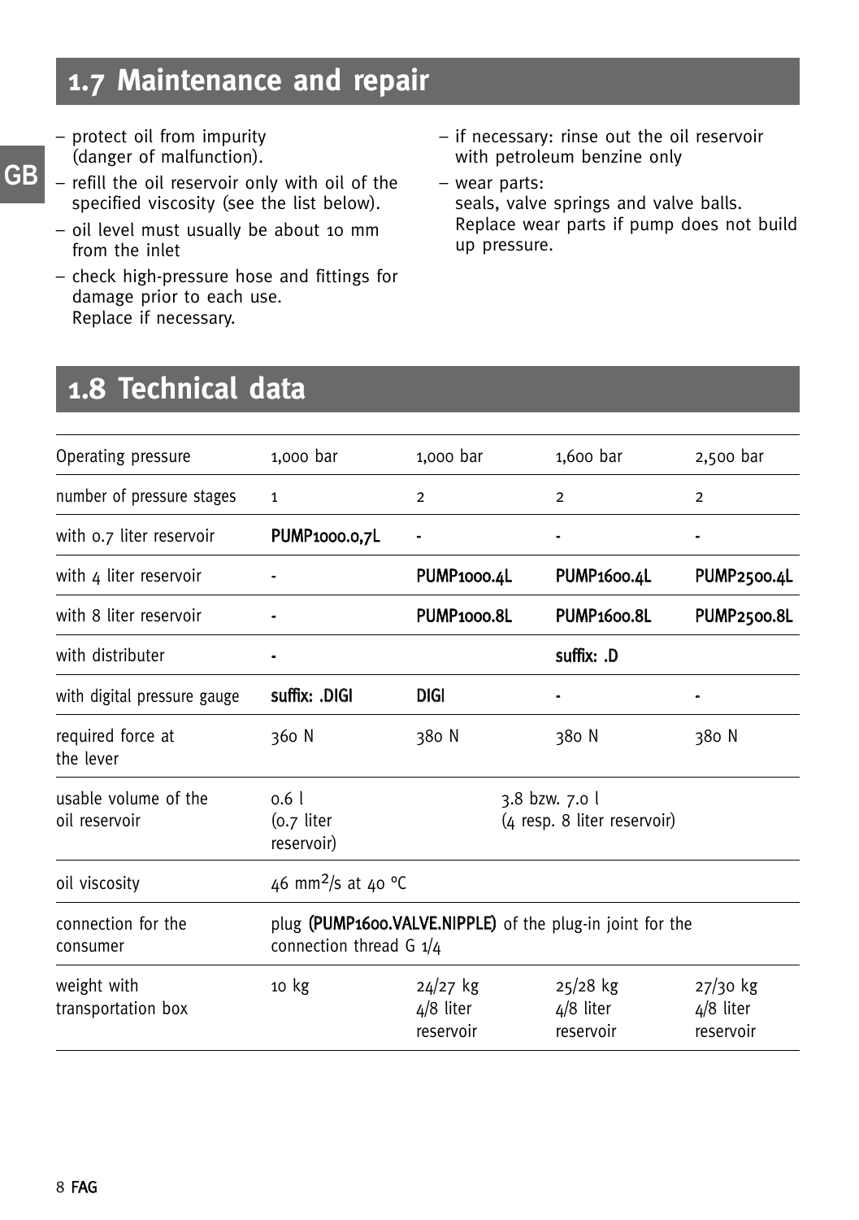## 1.7 Maintenance and repair

- protect oil from impurity (danger of malfunction).
- refill the oil reservoir only with oil of the specified viscosity (see the list below).
- oil level must usually be about 10 mm from the inlet
- check high-pressure hose and fittings for damage prior to each use. Replace if necessary.
- if necessary: rinse out the oil reservoir with petroleum benzine only
- wear parts: seals, valve springs and valve balls. Replace wear parts if pump does not build up pressure.

## 1.8 Technical data

| Operating pressure | 1,000 bar | 1,000 bar | 1,600 bar | 2,500 bar |
|---|---|---|---|---|
| number of pressure stages | 1 | 2 | 2 | 2 |
| with 0.7 liter reservoir | **PUMP1000.0,7L** | **-** | **-** | **-** |
| with 4 liter reservoir | **-** | **PUMP1000.4L** | **PUMP1600.4L** | **PUMP2500.4L** |
| with 8 liter reservoir | **-** | **PUMP1000.8L** | **PUMP1600.8L** | **PUMP2500.8L** |
| with distributer | **-** | | **suffix: .D** | |
| with digital pressure gauge | **suffix: .DIGI** | **DIGI** | **-** | **-** |
| required force at the lever | 360 N | 380 N | 380 N | 380 N |
| usable volume of the oil reservoir | 0.6 l (0.7 liter reservoir) | 3.8 bzw. 7.0 l (4 resp. 8 liter reservoir) | | |
| oil viscosity | 46 $mm^2/s$ at 40 °C | | | |
| connection for the consumer | plug **(PUMP1600.VALVE.NIPPLE)** of the plug-in joint for the connection thread G 1/4 | | | |
| weight with transportation box | 10 kg | 24/27 kg 4/8 liter reservoir | 25/28 kg 4/8 liter reservoir | 27/30 kg 4/8 liter reservoir |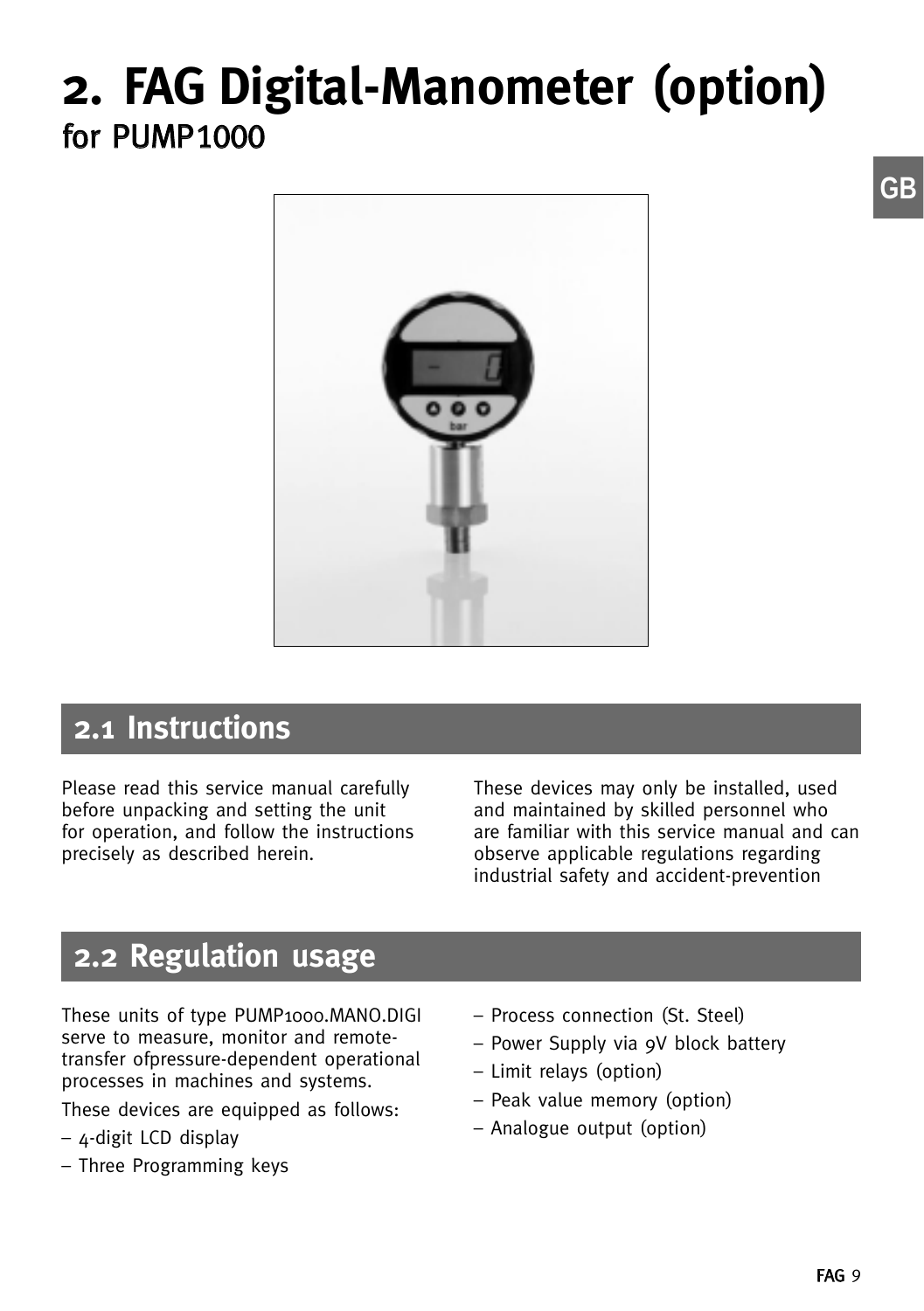# 2. FAG Digital-Manometer (option)

for PUMP1000

## 2.1 Instructions

Please read this service manual carefully before unpacking and setting the unit for operation, and follow the instructions precisely as described herein.

These devices may only be installed, used and maintained by skilled personnel who are familiar with this service manual and can observe applicable regulations regarding industrial safety and accident-prevention

## 2.2 Regulation usage

These units of type PUMP1000.MANO.DIGI serve to measure, monitor and remote-transfer ofpressure-dependent operational processes in machines and systems.

These devices are equipped as follows:

- 4-digit LCD display
- Three Programming keys
- Process connection (St. Steel)
- Power Supply via 9V block battery
- Limit relays (option)
- Peak value memory (option)
- Analogue output (option)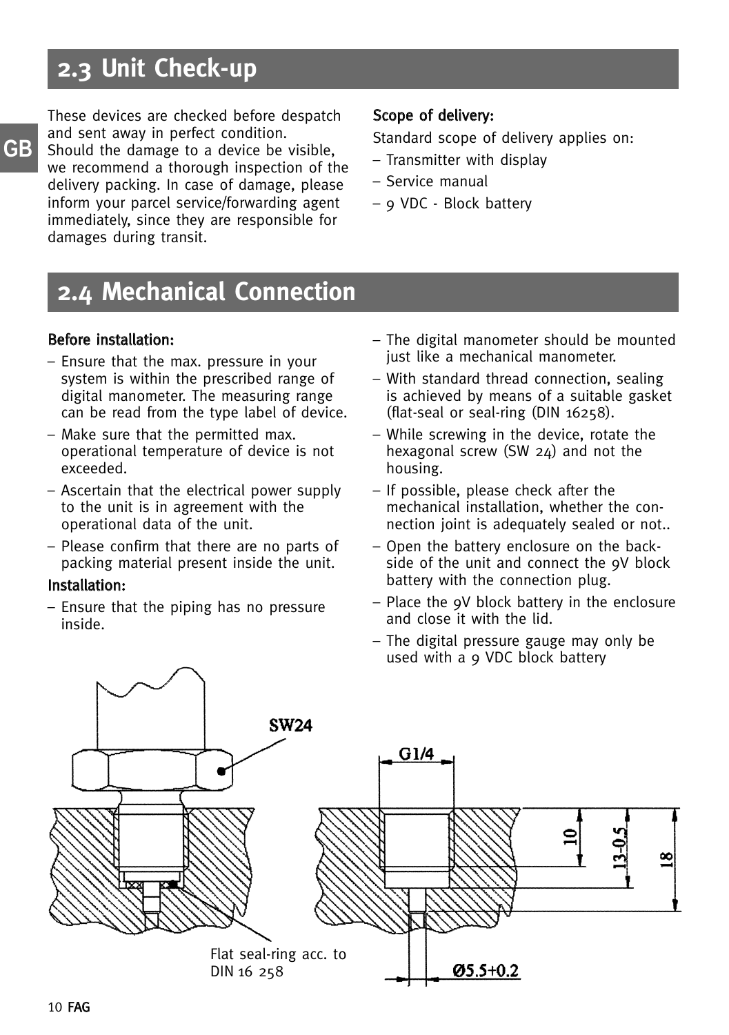## 2.3 Unit Check-up

These devices are checked before despatch and sent away in perfect condition. Should the damage to a device be visible, we recommend a thorough inspection of the delivery packing. In case of damage, please inform your parcel service/forwarding agent immediately, since they are responsible for damages during transit.

**Scope of delivery:**

Standard scope of delivery applies on:

- Transmitter with display
- Service manual
- 9 VDC - Block battery

## 2.4 Mechanical Connection

**Before installation:**

- Ensure that the max. pressure in your system is within the prescribed range of digital manometer. The measuring range can be read from the type label of device.
- Make sure that the permitted max. operational temperature of device is not exceeded.
- Ascertain that the electrical power supply to the unit is in agreement with the operational data of the unit.
- Please confirm that there are no parts of packing material present inside the unit.

**Installation:**

- Ensure that the piping has no pressure inside.
- The digital manometer should be mounted just like a mechanical manometer.
- With standard thread connection, sealing is achieved by means of a suitable gasket (flat-seal or seal-ring (DIN 16258).
- While screwing in the device, rotate the hexagonal screw (SW 24) and not the housing.
- If possible, please check after the mechanical installation, whether the connection joint is adequately sealed or not..
- Open the battery enclosure on the backside of the unit and connect the 9V block battery with the connection plug.
- Place the 9V block battery in the enclosure and close it with the lid.
- The digital pressure gauge may only be used with a 9 VDC block battery

SW24

Flat seal-ring acc. to DIN 16 258

G1/4

10

13-0.5

18

Ø5.5+0.2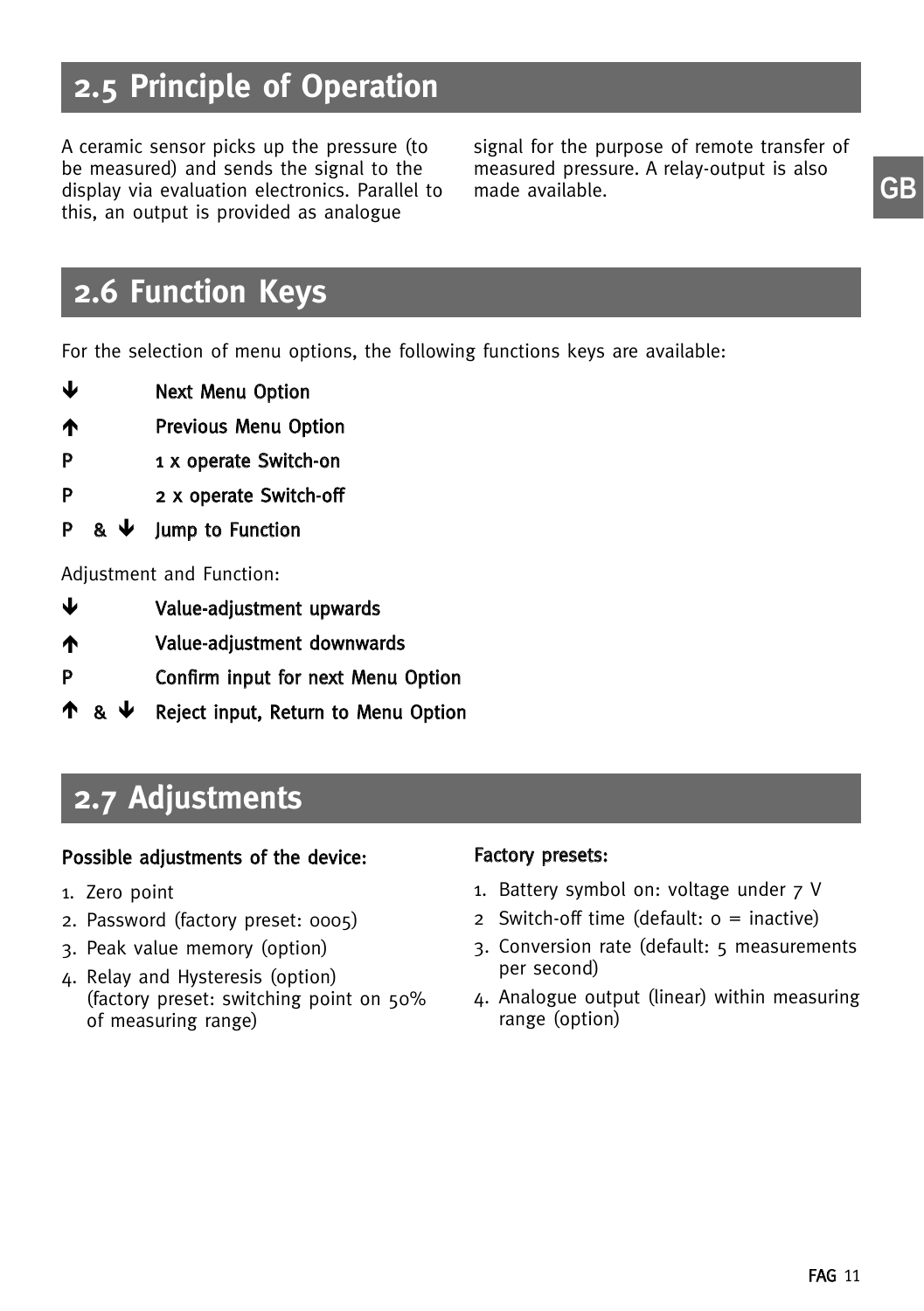## 2.5 Principle of Operation

A ceramic sensor picks up the pressure (to be measured) and sends the signal to the display via evaluation electronics. Parallel to this, an output is provided as analogue signal for the purpose of remote transfer of measured pressure. A relay-output is also made available.

## 2.6 Function Keys

For the selection of menu options, the following functions keys are available:

| | |
|---|---|
| ↓ | **Next Menu Option** |
| ↑ | **Previous Menu Option** |
| P | **1 x operate Switch-on** |
| P | **2 x operate Switch-off** |
| P & ↓ | **Jump to Function** |

Adjustment and Function:

| | |
|---|---|
| ↓ | **Value-adjustment upwards** |
| ↑ | **Value-adjustment downwards** |
| P | **Confirm input for next Menu Option** |
| ↑ & ↓ | **Reject input, Return to Menu Option** |

## 2.7 Adjustments

**Possible adjustments of the device:**

1. Zero point
2. Password (factory preset: 0005)
3. Peak value memory (option)
4. Relay and Hysteresis (option) (factory preset: switching point on 50% of measuring range)

**Factory presets:**

1. Battery symbol on: voltage under 7 V
2. Switch-off time (default: 0 = inactive)
3. Conversion rate (default: 5 measurements per second)
4. Analogue output (linear) within measuring range (option)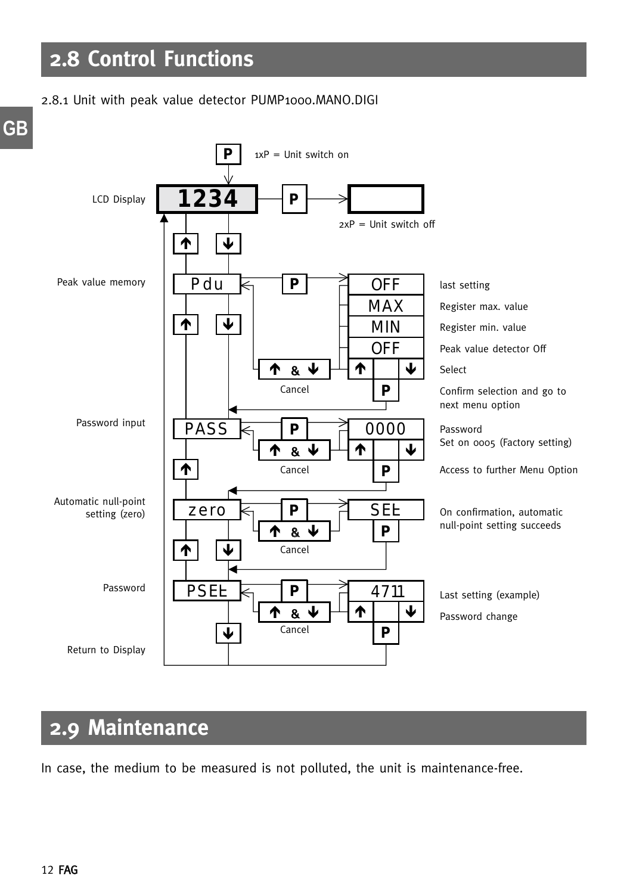# 2.8 Control Functions

2.8.1 Unit with peak value detector PUMP1000.MANO.DIGI

P — 1xP = Unit switch on

LCD Display: **1234** — P → (blank display) — 2xP = Unit switch off

↑ ↓

Peak value memory: **Pdu** — P →

| Display | Description |
|---|---|
| OFF | last setting |
| MAX | Register max. value |
| MIN | Register min. value |
| OFF | Peak value detector Off |
| ↑ ↓ | Select |
| P | Confirm selection and go to next menu option |

↑ & ↓ = Cancel

↑ ↓

Password input: **PASS** — P →

| Display | Description |
|---|---|
| 0000 | Password<br>Set on 0005 (Factory setting) |
| ↑ ↓ | |
| P | Access to further Menu Option |

↑ & ↓ = Cancel

↑

Automatic null-point setting (zero): **zero** — P →

| Display | Description |
|---|---|
| SET | On confirmation, automatic null-point setting succeeds |
| P | |

↑ & ↓ = Cancel

↑ ↓

Password: **PSET** — P →

| Display | Description |
|---|---|
| 4711 | Last setting (example) |
| ↑ ↓ | Password change |
| P | |

↑ & ↓ = Cancel

↓

Return to Display

# 2.9 Maintenance

In case, the medium to be measured is not polluted, the unit is maintenance-free.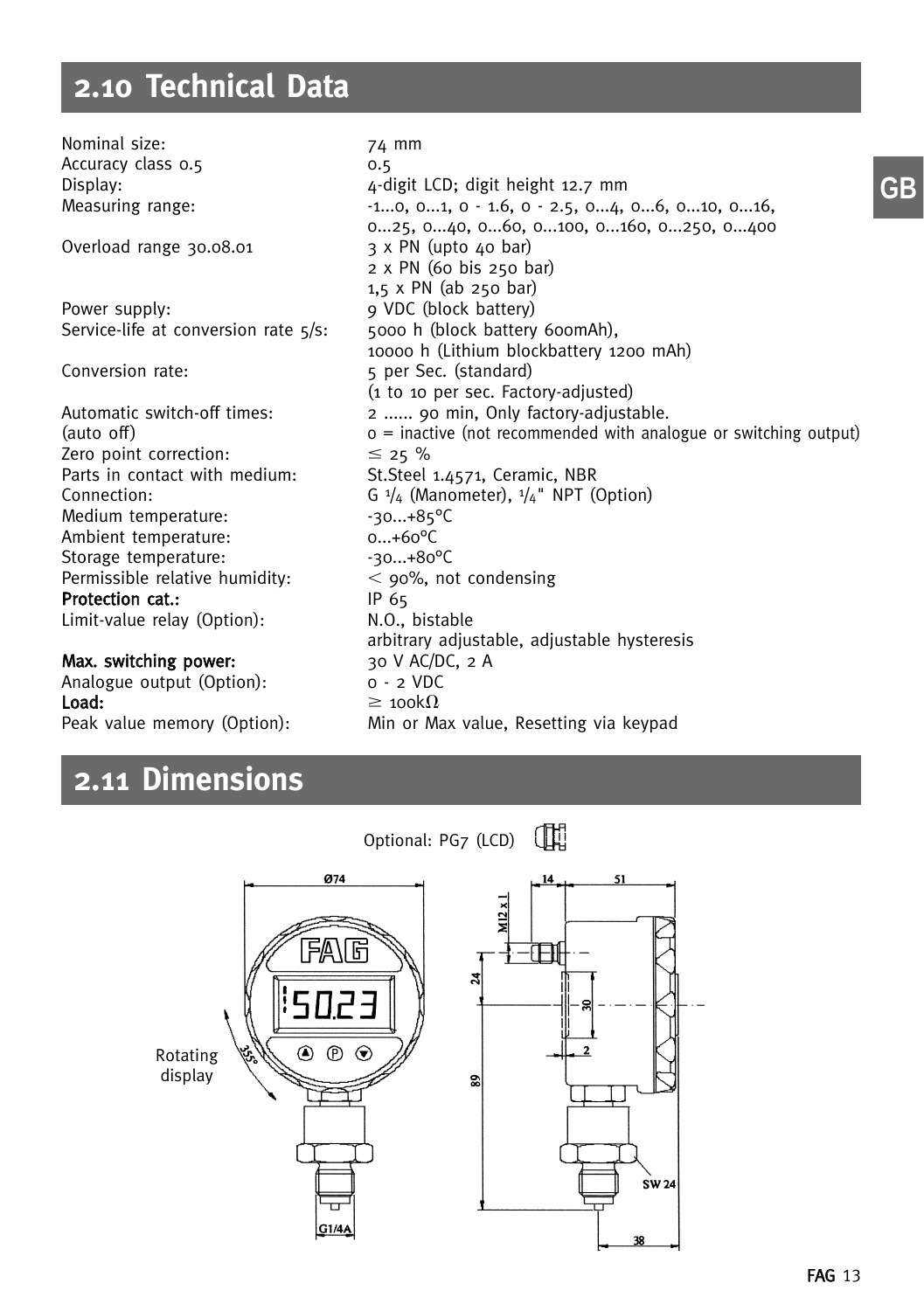## 2.10 Technical Data

| | |
|---|---|
| Nominal size: | 74 mm |
| Accuracy class 0.5 | 0.5 |
| Display: | 4-digit LCD; digit height 12.7 mm |
| Measuring range: | -1...0, 0...1, 0 - 1.6, 0 - 2.5, 0...4, 0...6, 0...10, 0...16, 0...25, 0...40, 0...60, 0...100, 0...160, 0...250, 0...400 |
| Overload range 30.08.01 | 3 x PN (upto 40 bar)<br>2 x PN (60 bis 250 bar)<br>1,5 x PN (ab 250 bar) |
| Power supply: | 9 VDC (block battery) |
| Service-life at conversion rate 5/s: | 5000 h (block battery 600mAh),<br>10000 h (Lithium blockbattery 1200 mAh) |
| Conversion rate: | 5 per Sec. (standard)<br>(1 to 10 per sec. Factory-adjusted) |
| Automatic switch-off times:<br>(auto off) | 2 ...... 90 min, Only factory-adjustable.<br>0 = inactive (not recommended with analogue or switching output) |
| Zero point correction: | ≤ 25 % |
| Parts in contact with medium: | St.Steel 1.4571, Ceramic, NBR |
| Connection: | G 1/4 (Manometer), 1/4" NPT (Option) |
| Medium temperature: | -30...+85°C |
| Ambient temperature: | 0...+60°C |
| Storage temperature: | -30...+80°C |
| Permissible relative humidity: | < 90%, not condensing |
| **Protection cat.:** | IP 65 |
| Limit-value relay (Option): | N.O., bistable<br>arbitrary adjustable, adjustable hysteresis |
| **Max. switching power:** | 30 V AC/DC, 2 A |
| Analogue output (Option): | 0 - 2 VDC |
| **Load:** | ≥ 100kΩ |
| Peak value memory (Option): | Min or Max value, Resetting via keypad |

## 2.11 Dimensions

Optional: PG7 (LCD)

Rotating display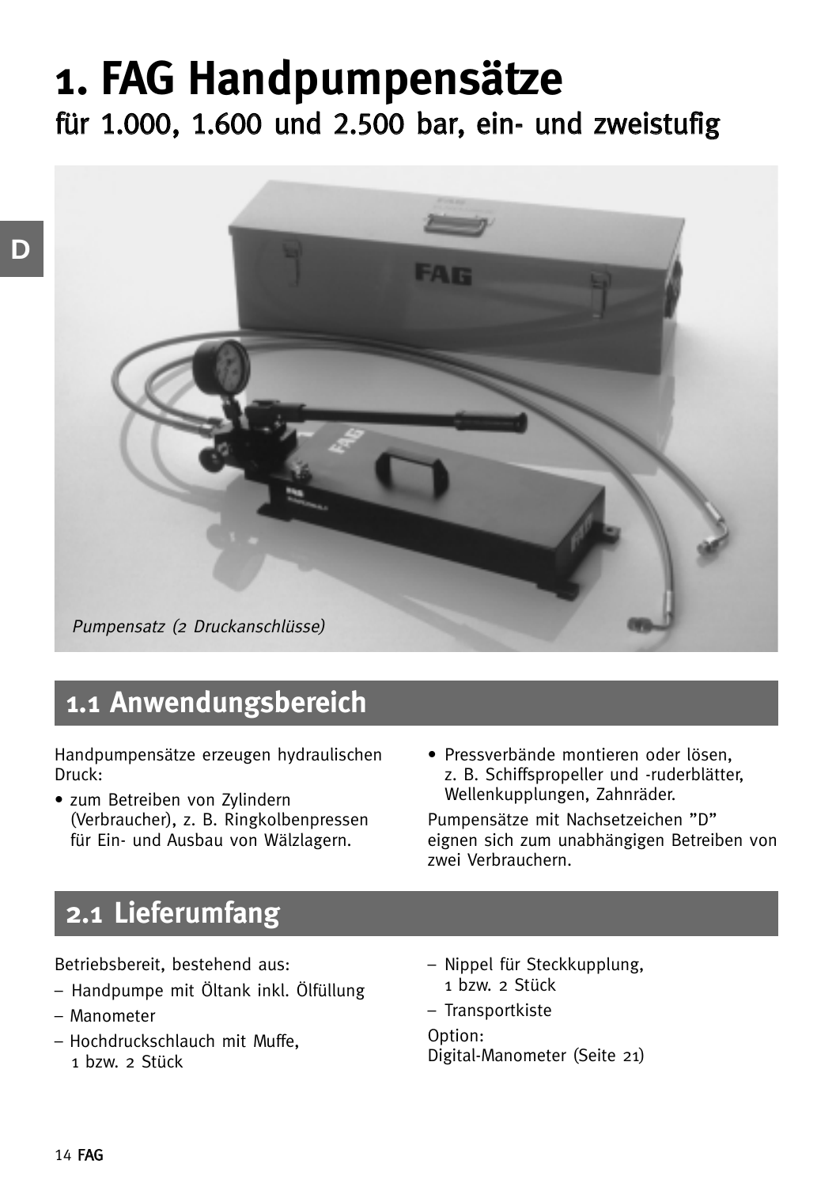# 1. FAG Handpumpensätze

## für 1.000, 1.600 und 2.500 bar, ein- und zweistufig

*Pumpensatz (2 Druckanschlüsse)*

## 1.1 Anwendungsbereich

Handpumpensätze erzeugen hydraulischen Druck:

- zum Betreiben von Zylindern (Verbraucher), z. B. Ringkolbenpressen für Ein- und Ausbau von Wälzlagern.
- Pressverbände montieren oder lösen, z. B. Schiffspropeller und -ruderblätter, Wellenkupplungen, Zahnräder.

Pumpensätze mit Nachsetzeichen "D" eignen sich zum unabhängigen Betreiben von zwei Verbrauchern.

## 2.1 Lieferumfang

Betriebsbereit, bestehend aus:

- Handpumpe mit Öltank inkl. Ölfüllung
- Manometer
- Hochdruckschlauch mit Muffe, 1 bzw. 2 Stück
- Nippel für Steckkupplung, 1 bzw. 2 Stück
- Transportkiste

Option:
Digital-Manometer (Seite 21)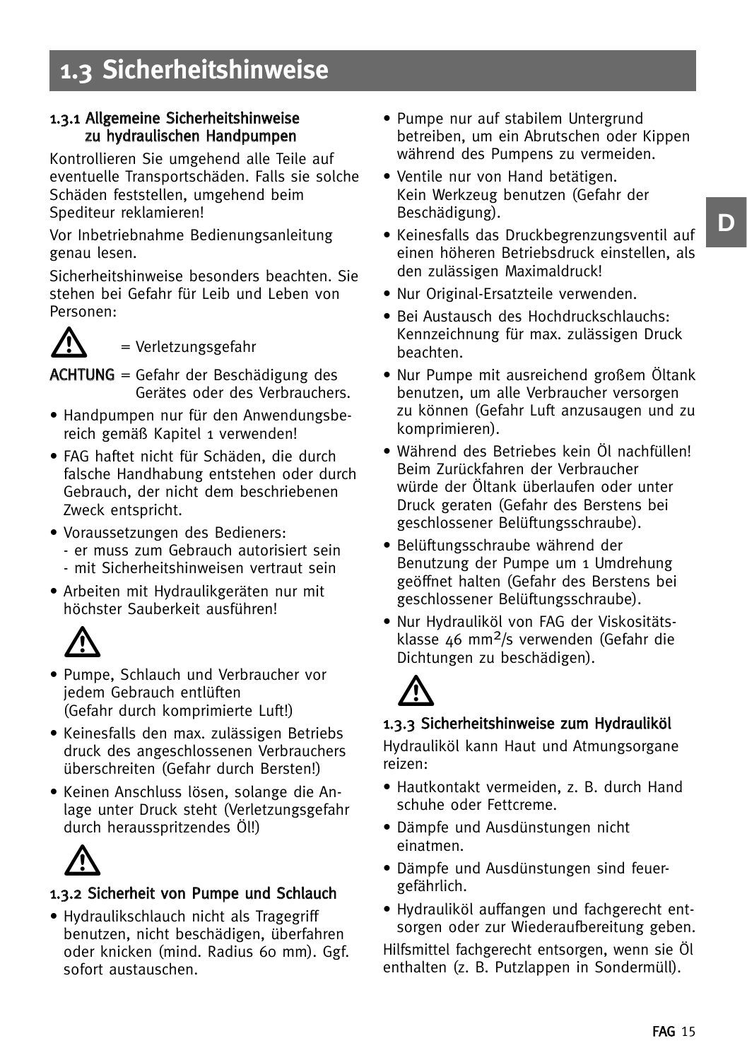# 1.3 Sicherheitshinweise

### 1.3.1 Allgemeine Sicherheitshinweise zu hydraulischen Handpumpen

Kontrollieren Sie umgehend alle Teile auf eventuelle Transportschäden. Falls sie solche Schäden feststellen, umgehend beim Spediteur reklamieren!

Vor Inbetriebnahme Bedienungsanleitung genau lesen.

Sicherheitshinweise besonders beachten. Sie stehen bei Gefahr für Leib und Leben von Personen:

⚠ = Verletzungsgefahr

**ACHTUNG** = Gefahr der Beschädigung des Gerätes oder des Verbrauchers.

- Handpumpen nur für den Anwendungsbereich gemäß Kapitel 1 verwenden!
- FAG haftet nicht für Schäden, die durch falsche Handhabung entstehen oder durch Gebrauch, der nicht dem beschriebenen Zweck entspricht.
- Voraussetzungen des Bedieners:
  - er muss zum Gebrauch autorisiert sein
  - mit Sicherheitshinweisen vertraut sein
- Arbeiten mit Hydraulikgeräten nur mit höchster Sauberkeit ausführen!

⚠

- Pumpe, Schlauch und Verbraucher vor jedem Gebrauch entlüften (Gefahr durch komprimierte Luft!)
- Keinesfalls den max. zulässigen Betriebs druck des angeschlossenen Verbrauchers überschreiten (Gefahr durch Bersten!)
- Keinen Anschluss lösen, solange die Anlage unter Druck steht (Verletzungsgefahr durch herausspritzendes Öl!)

⚠

### 1.3.2 Sicherheit von Pumpe und Schlauch

- Hydraulikschlauch nicht als Tragegriff benutzen, nicht beschädigen, überfahren oder knicken (mind. Radius 60 mm). Ggf. sofort austauschen.
- Pumpe nur auf stabilem Untergrund betreiben, um ein Abrutschen oder Kippen während des Pumpens zu vermeiden.
- Ventile nur von Hand betätigen. Kein Werkzeug benutzen (Gefahr der Beschädigung).
- Keinesfalls das Druckbegrenzungsventil auf einen höheren Betriebsdruck einstellen, als den zulässigen Maximaldruck!
- Nur Original-Ersatzteile verwenden.
- Bei Austausch des Hochdruckschlauchs: Kennzeichnung für max. zulässigen Druck beachten.
- Nur Pumpe mit ausreichend großem Öltank benutzen, um alle Verbraucher versorgen zu können (Gefahr Luft anzusaugen und zu komprimieren).
- Während des Betriebes kein Öl nachfüllen! Beim Zurückfahren der Verbraucher würde der Öltank überlaufen oder unter Druck geraten (Gefahr des Berstens bei geschlossener Belüftungsschraube).
- Belüftungsschraube während der Benutzung der Pumpe um 1 Umdrehung geöffnet halten (Gefahr des Berstens bei geschlossener Belüftungsschraube).
- Nur Hydrauliköl von FAG der Viskositätsklasse 46 $mm^2/s$ verwenden (Gefahr die Dichtungen zu beschädigen).

⚠

### 1.3.3 Sicherheitshinweise zum Hydrauliköl

Hydrauliköl kann Haut und Atmungsorgane reizen:

- Hautkontakt vermeiden, z. B. durch Hand schuhe oder Fettcreme.
- Dämpfe und Ausdünstungen nicht einatmen.
- Dämpfe und Ausdünstungen sind feuergefährlich.
- Hydrauliköl auffangen und fachgerecht entsorgen oder zur Wiederaufbereitung geben.

Hilfsmittel fachgerecht entsorgen, wenn sie Öl enthalten (z. B. Putzlappen in Sondermüll).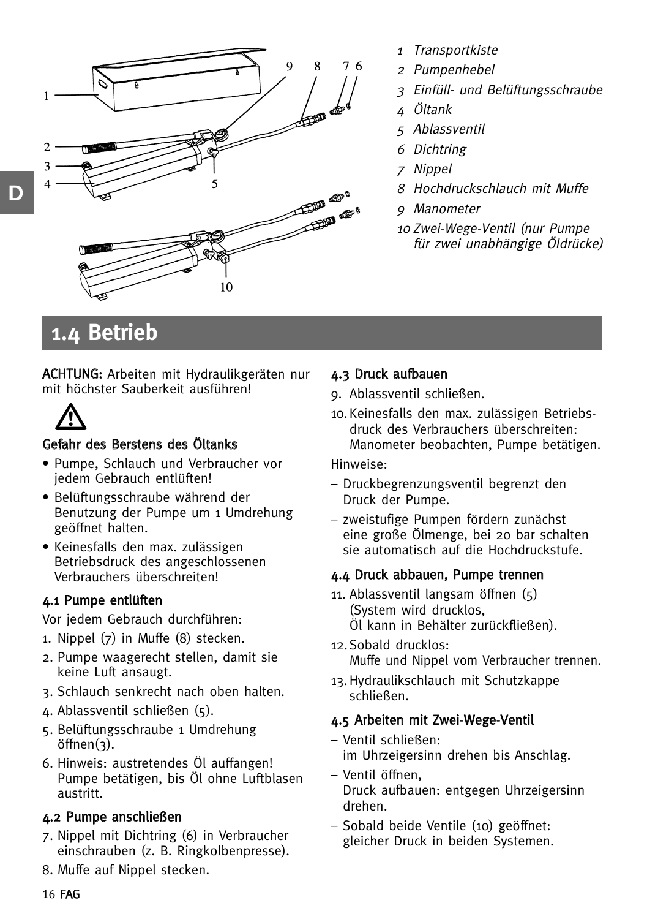1 Transportkiste
2 Pumpenhebel
3 Einfüll- und Belüftungsschraube
4 Öltank
5 Ablassventil
6 Dichtring
7 Nippel
8 Hochdruckschlauch mit Muffe
9 Manometer
10 Zwei-Wege-Ventil (nur Pumpe für zwei unabhängige Öldrücke)

## 1.4 Betrieb

**ACHTUNG:** Arbeiten mit Hydraulikgeräten nur mit höchster Sauberkeit ausführen!

**Gefahr des Berstens des Öltanks**

- Pumpe, Schlauch und Verbraucher vor jedem Gebrauch entlüften!
- Belüftungsschraube während der Benutzung der Pumpe um 1 Umdrehung geöffnet halten.
- Keinesfalls den max. zulässigen Betriebsdruck des angeschlossenen Verbrauchers überschreiten!

### 4.1 Pumpe entlüften

Vor jedem Gebrauch durchführen:

1. Nippel (7) in Muffe (8) stecken.
2. Pumpe waagerecht stellen, damit sie keine Luft ansaugt.
3. Schlauch senkrecht nach oben halten.
4. Ablassventil schließen (5).
5. Belüftungsschraube 1 Umdrehung öffnen(3).
6. Hinweis: austretendes Öl auffangen! Pumpe betätigen, bis Öl ohne Luftblasen austritt.

### 4.2 Pumpe anschließen

7. Nippel mit Dichtring (6) in Verbraucher einschrauben (z. B. Ringkolbenpresse).
8. Muffe auf Nippel stecken.

### 4.3 Druck aufbauen

9. Ablassventil schließen.
10. Keinesfalls den max. zulässigen Betriebsdruck des Verbrauchers überschreiten: Manometer beobachten, Pumpe betätigen.

Hinweise:

– Druckbegrenzungsventil begrenzt den Druck der Pumpe.

– zweistufige Pumpen fördern zunächst eine große Ölmenge, bei 20 bar schalten sie automatisch auf die Hochdruckstufe.

### 4.4 Druck abbauen, Pumpe trennen

11. Ablassventil langsam öffnen (5) (System wird drucklos, Öl kann in Behälter zurückfließen).
12. Sobald drucklos: Muffe und Nippel vom Verbraucher trennen.
13. Hydraulikschlauch mit Schutzkappe schließen.

### 4.5 Arbeiten mit Zwei-Wege-Ventil

– Ventil schließen: im Uhrzeigersinn drehen bis Anschlag.

– Ventil öffnen, Druck aufbauen: entgegen Uhrzeigersinn drehen.

– Sobald beide Ventile (10) geöffnet: gleicher Druck in beiden Systemen.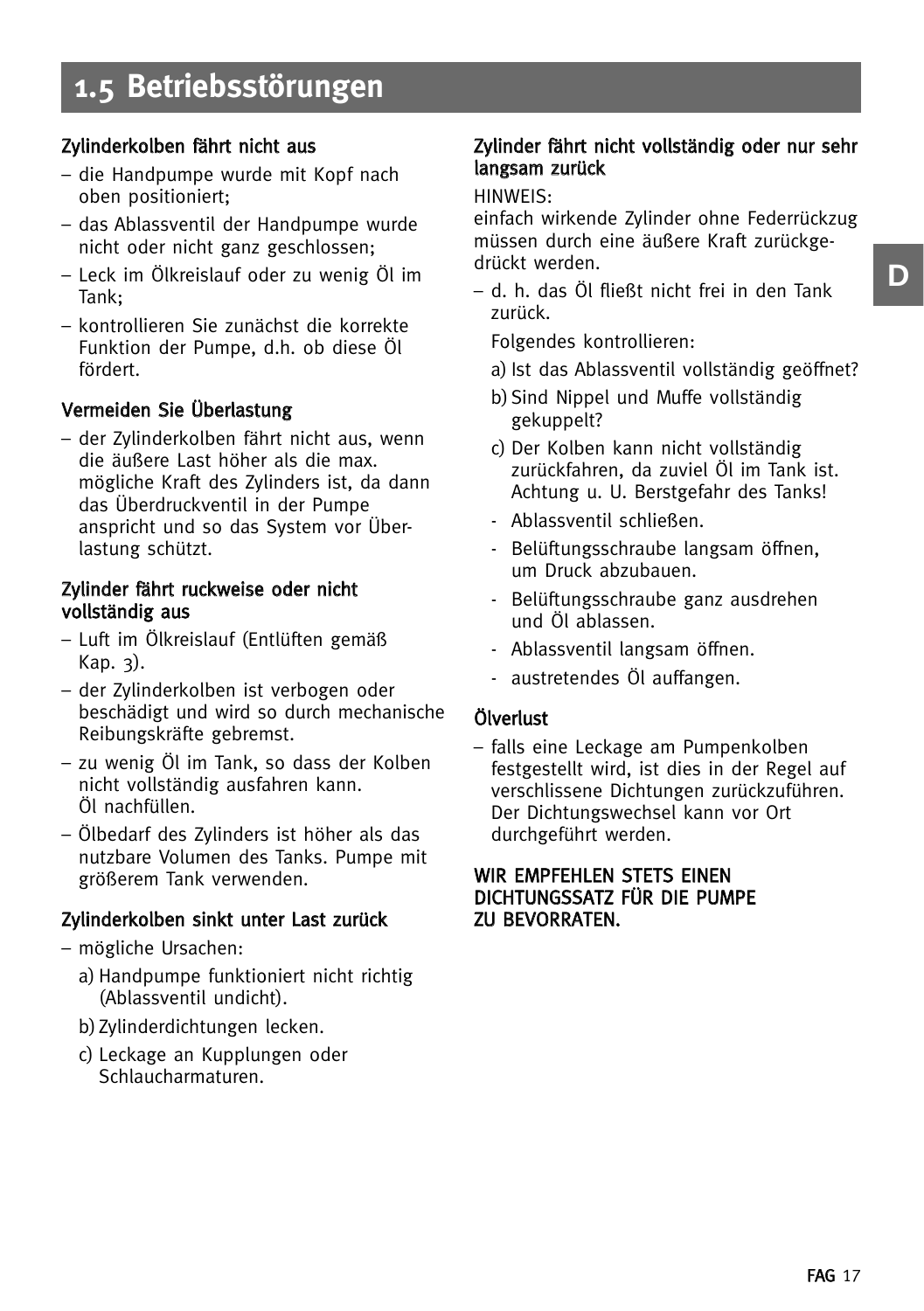# 1.5 Betriebsstörungen

**Zylinderkolben fährt nicht aus**

– die Handpumpe wurde mit Kopf nach oben positioniert;

– das Ablassventil der Handpumpe wurde nicht oder nicht ganz geschlossen;

– Leck im Ölkreislauf oder zu wenig Öl im Tank;

– kontrollieren Sie zunächst die korrekte Funktion der Pumpe, d.h. ob diese Öl fördert.

**Vermeiden Sie Überlastung**

– der Zylinderkolben fährt nicht aus, wenn die äußere Last höher als die max. mögliche Kraft des Zylinders ist, da dann das Überdruckventil in der Pumpe anspricht und so das System vor Überlastung schützt.

**Zylinder fährt ruckweise oder nicht vollständig aus**

– Luft im Ölkreislauf (Entlüften gemäß Kap. 3).

– der Zylinderkolben ist verbogen oder beschädigt und wird so durch mechanische Reibungskräfte gebremst.

– zu wenig Öl im Tank, so dass der Kolben nicht vollständig ausfahren kann.
Öl nachfüllen.

– Ölbedarf des Zylinders ist höher als das nutzbare Volumen des Tanks. Pumpe mit größerem Tank verwenden.

**Zylinderkolben sinkt unter Last zurück**

– mögliche Ursachen:

a) Handpumpe funktioniert nicht richtig (Ablassventil undicht).

b) Zylinderdichtungen lecken.

c) Leckage an Kupplungen oder Schlaucharmaturen.

**Zylinder fährt nicht vollständig oder nur sehr langsam zurück**

HINWEIS:
einfach wirkende Zylinder ohne Federrückzug müssen durch eine äußere Kraft zurückgedrückt werden.

– d. h. das Öl fließt nicht frei in den Tank zurück.

Folgendes kontrollieren:

a) Ist das Ablassventil vollständig geöffnet?

b) Sind Nippel und Muffe vollständig gekuppelt?

c) Der Kolben kann nicht vollständig zurückfahren, da zuviel Öl im Tank ist. Achtung u. U. Berstgefahr des Tanks!

- Ablassventil schließen.
- Belüftungsschraube langsam öffnen, um Druck abzubauen.
- Belüftungsschraube ganz ausdrehen und Öl ablassen.
- Ablassventil langsam öffnen.
- austretendes Öl auffangen.

**Ölverlust**

– falls eine Leckage am Pumpenkolben festgestellt wird, ist dies in der Regel auf verschlissene Dichtungen zurückzuführen. Der Dichtungswechsel kann vor Ort durchgeführt werden.

**WIR EMPFEHLEN STETS EINEN DICHTUNGSSATZ FÜR DIE PUMPE ZU BEVORRATEN.**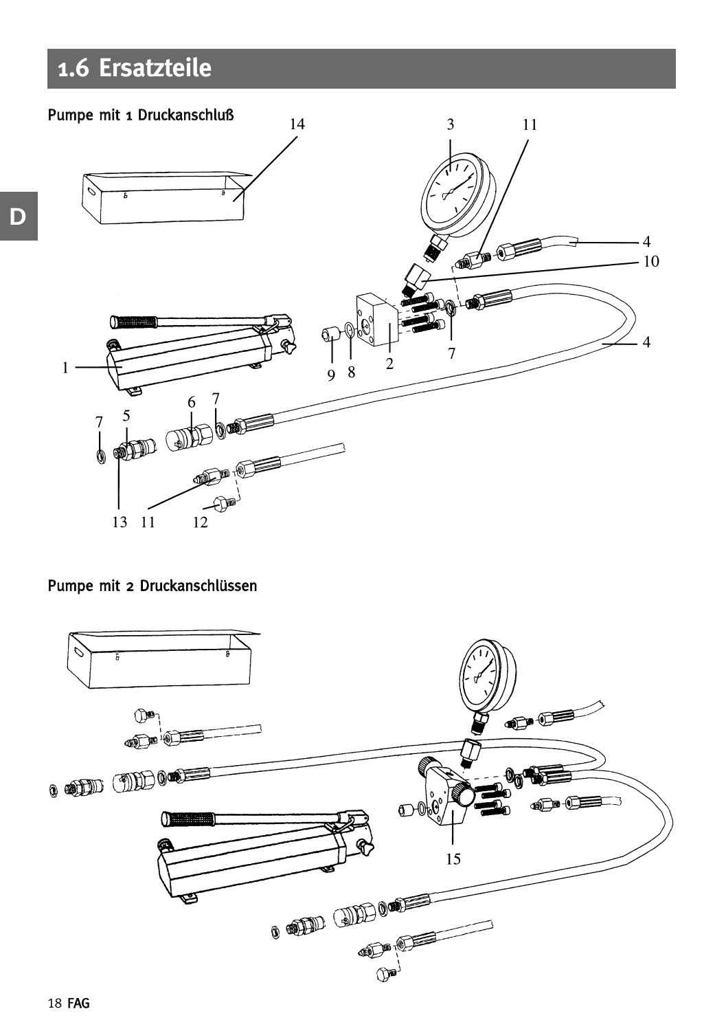# 1.6 Ersatzteile

## Pumpe mit 1 Druckanschluß

## Pumpe mit 2 Druckanschlüssen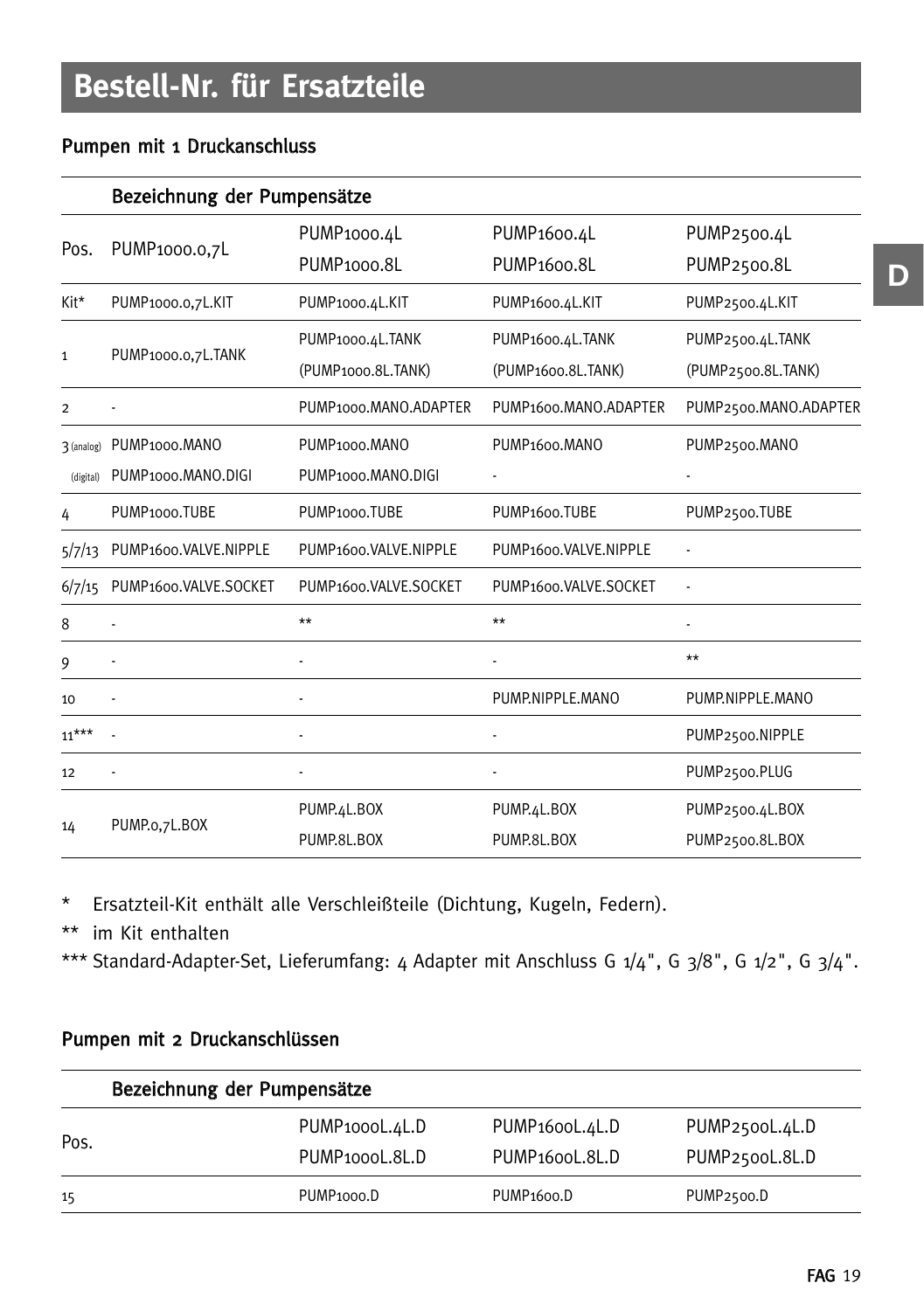# Bestell-Nr. für Ersatzteile

## Pumpen mit 1 Druckanschluss

| Pos. | Bezeichnung der Pumpensätze | | | |
|---|---|---|---|---|
| | PUMP1000.0,7L | PUMP1000.4L<br>PUMP1000.8L | PUMP1600.4L<br>PUMP1600.8L | PUMP2500.4L<br>PUMP2500.8L |
| Kit* | PUMP1000.0,7L.KIT | PUMP1000.4L.KIT | PUMP1600.4L.KIT | PUMP2500.4L.KIT |
| 1 | PUMP1000.0,7L.TANK | PUMP1000.4L.TANK<br>(PUMP1000.8L.TANK) | PUMP1600.4L.TANK<br>(PUMP1600.8L.TANK) | PUMP2500.4L.TANK<br>(PUMP2500.8L.TANK) |
| 2 | - | PUMP1000.MANO.ADAPTER | PUMP1600.MANO.ADAPTER | PUMP2500.MANO.ADAPTER |
| 3 (analog) | PUMP1000.MANO | PUMP1000.MANO | PUMP1600.MANO | PUMP2500.MANO |
| (digital) | PUMP1000.MANO.DIGI | PUMP1000.MANO.DIGI | - | - |
| 4 | PUMP1000.TUBE | PUMP1000.TUBE | PUMP1600.TUBE | PUMP2500.TUBE |
| 5/7/13 | PUMP1600.VALVE.NIPPLE | PUMP1600.VALVE.NIPPLE | PUMP1600.VALVE.NIPPLE | - |
| 6/7/15 | PUMP1600.VALVE.SOCKET | PUMP1600.VALVE.SOCKET | PUMP1600.VALVE.SOCKET | - |
| 8 | - | ** | ** | - |
| 9 | - | - | - | ** |
| 10 | - | - | PUMP.NIPPLE.MANO | PUMP.NIPPLE.MANO |
| 11*** | - | - | - | PUMP2500.NIPPLE |
| 12 | - | - | - | PUMP2500.PLUG |
| 14 | PUMP.0,7L.BOX | PUMP.4L.BOX<br>PUMP.8L.BOX | PUMP.4L.BOX<br>PUMP.8L.BOX | PUMP2500.4L.BOX<br>PUMP2500.8L.BOX |

\* Ersatzteil-Kit enthält alle Verschleißteile (Dichtung, Kugeln, Federn).

** im Kit enthalten

*** Standard-Adapter-Set, Lieferumfang: 4 Adapter mit Anschluss G 1/4", G 3/8", G 1/2", G 3/4".

## Pumpen mit 2 Druckanschlüssen

| Pos. | Bezeichnung der Pumpensätze | | | |
|---|---|---|---|---|
| | | PUMP1000L.4L.D<br>PUMP1000L.8L.D | PUMP1600L.4L.D<br>PUMP1600L.8L.D | PUMP2500L.4L.D<br>PUMP2500L.8L.D |
| 15 | | PUMP1000.D | PUMP1600.D | PUMP2500.D |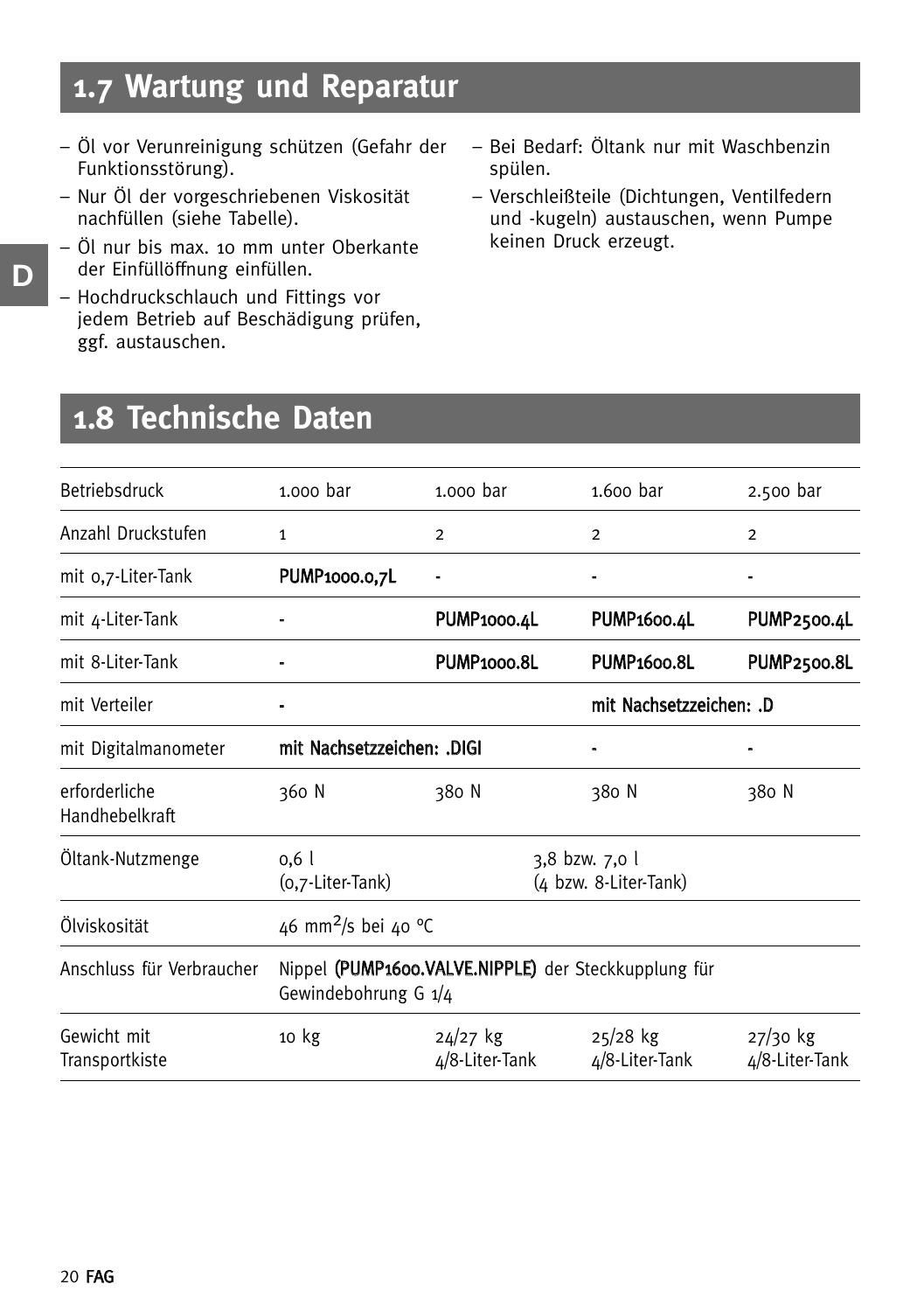## 1.7 Wartung und Reparatur

- Öl vor Verunreinigung schützen (Gefahr der Funktionsstörung).
- Nur Öl der vorgeschriebenen Viskosität nachfüllen (siehe Tabelle).
- Öl nur bis max. 10 mm unter Oberkante der Einfüllöffnung einfüllen.
- Hochdruckschlauch und Fittings vor jedem Betrieb auf Beschädigung prüfen, ggf. austauschen.
- Bei Bedarf: Öltank nur mit Waschbenzin spülen.
- Verschleißteile (Dichtungen, Ventilfedern und -kugeln) austauschen, wenn Pumpe keinen Druck erzeugt.

## 1.8 Technische Daten

| Betriebsdruck | 1.000 bar | 1.000 bar | 1.600 bar | 2.500 bar |
|---|---|---|---|---|
| Anzahl Druckstufen | 1 | 2 | 2 | 2 |
| mit 0,7-Liter-Tank | **PUMP1000.0,7L** | - | - | - |
| mit 4-Liter-Tank | - | **PUMP1000.4L** | **PUMP1600.4L** | **PUMP2500.4L** |
| mit 8-Liter-Tank | - | **PUMP1000.8L** | **PUMP1600.8L** | **PUMP2500.8L** |
| mit Verteiler | - | | **mit Nachsetzzeichen: .D** | |
| mit Digitalmanometer | **mit Nachsetzzeichen: .DIGI** | | - | - |
| erforderliche Handhebelkraft | 360 N | 380 N | 380 N | 380 N |
| Öltank-Nutzmenge | 0,6 l (0,7-Liter-Tank) | 3,8 bzw. 7,0 l (4 bzw. 8-Liter-Tank) | | |
| Ölviskosität | 46 $mm^2/s$ bei 40 °C | | | |
| Anschluss für Verbraucher | Nippel (**PUMP1600.VALVE.NIPPLE**) der Steckkupplung für Gewindebohrung G 1/4 | | | |
| Gewicht mit Transportkiste | 10 kg | 24/27 kg 4/8-Liter-Tank | 25/28 kg 4/8-Liter-Tank | 27/30 kg 4/8-Liter-Tank |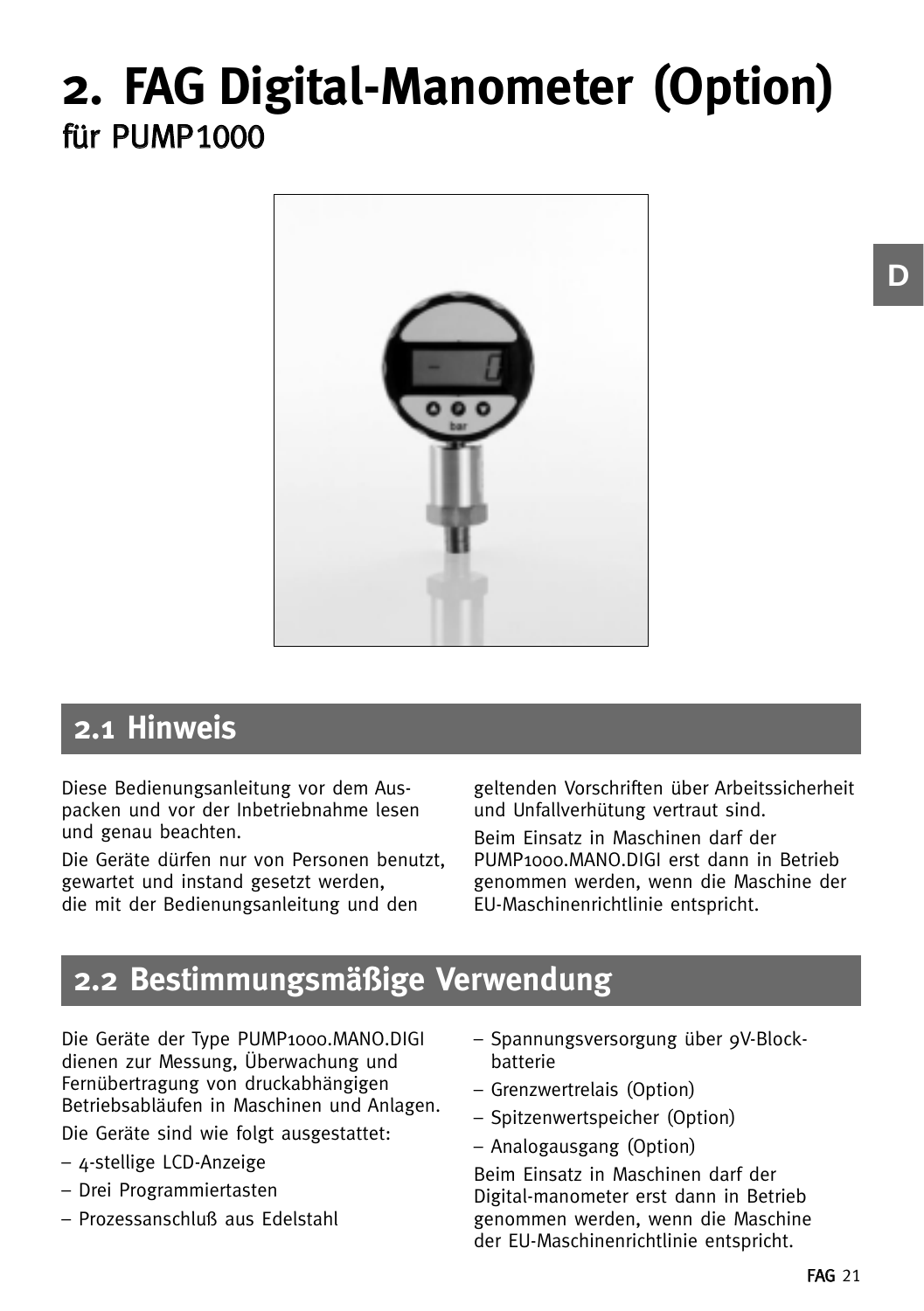# 2. FAG Digital-Manometer (Option)

für PUMP1000

## 2.1 Hinweis

Diese Bedienungsanleitung vor dem Auspacken und vor der Inbetriebnahme lesen und genau beachten.

Die Geräte dürfen nur von Personen benutzt, gewartet und instand gesetzt werden, die mit der Bedienungsanleitung und den geltenden Vorschriften über Arbeitssicherheit und Unfallverhütung vertraut sind.

Beim Einsatz in Maschinen darf der PUMP1000.MANO.DIGI erst dann in Betrieb genommen werden, wenn die Maschine der EU-Maschinenrichtlinie entspricht.

## 2.2 Bestimmungsmäßige Verwendung

Die Geräte der Type PUMP1000.MANO.DIGI dienen zur Messung, Überwachung und Fernübertragung von druckabhängigen Betriebsabläufen in Maschinen und Anlagen.

Die Geräte sind wie folgt ausgestattet:

- 4-stellige LCD-Anzeige
- Drei Programmiertasten
- Prozessanschluß aus Edelstahl
- Spannungsversorgung über 9V-Blockbatterie
- Grenzwertrelais (Option)
- Spitzenwertspeicher (Option)
- Analogausgang (Option)

Beim Einsatz in Maschinen darf der Digital-manometer erst dann in Betrieb genommen werden, wenn die Maschine der EU-Maschinenrichtlinie entspricht.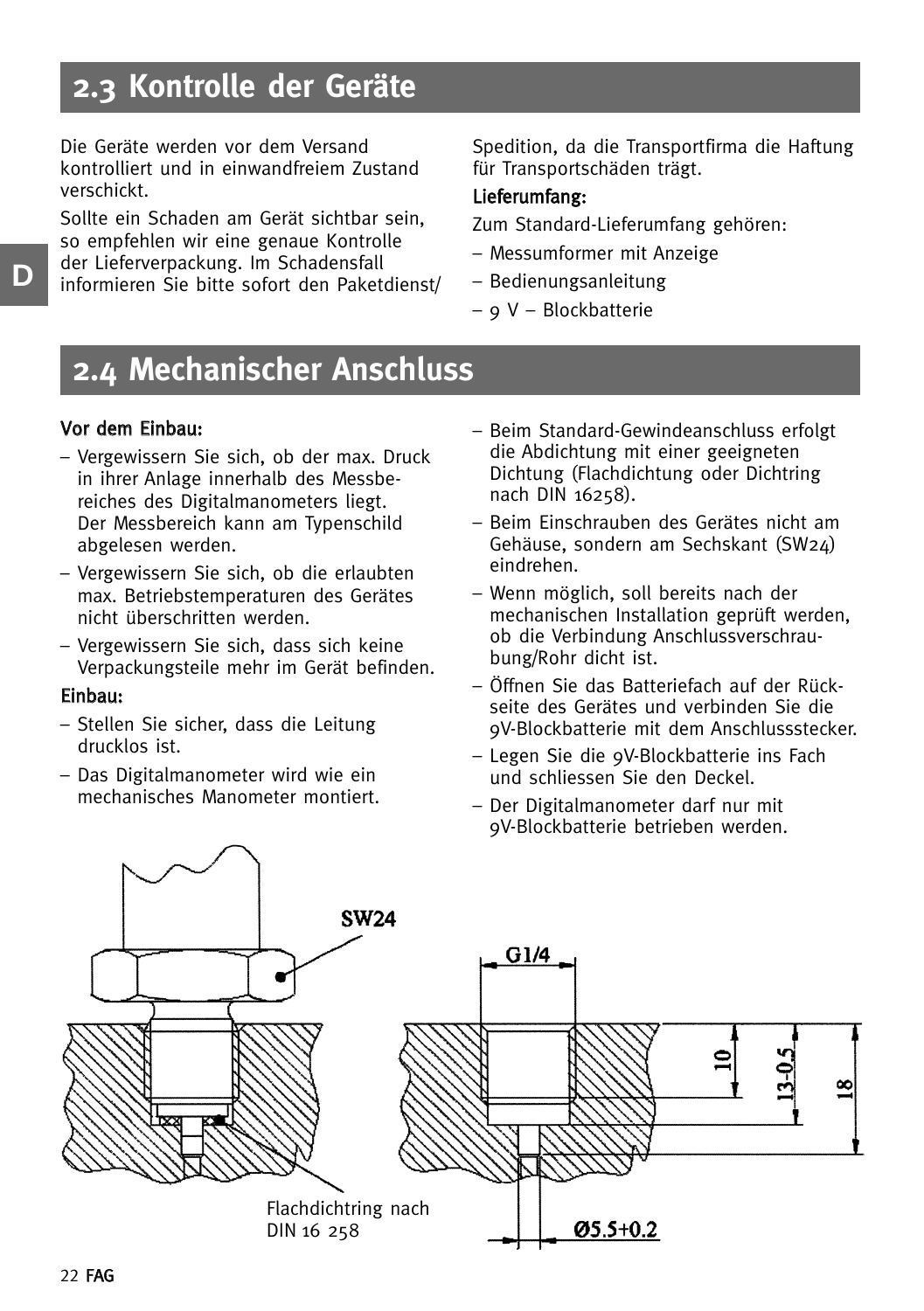## 2.3 Kontrolle der Geräte

Die Geräte werden vor dem Versand kontrolliert und in einwandfreiem Zustand verschickt.

Sollte ein Schaden am Gerät sichtbar sein, so empfehlen wir eine genaue Kontrolle der Lieferverpackung. Im Schadensfall informieren Sie bitte sofort den Paketdienst/ Spedition, da die Transportfirma die Haftung für Transportschäden trägt.

**Lieferumfang:**

Zum Standard-Lieferumfang gehören:

- Messumformer mit Anzeige
- Bedienungsanleitung
- 9 V – Blockbatterie

## 2.4 Mechanischer Anschluss

**Vor dem Einbau:**

- Vergewissern Sie sich, ob der max. Druck in ihrer Anlage innerhalb des Messbereiches des Digitalmanometers liegt. Der Messbereich kann am Typenschild abgelesen werden.
- Vergewissern Sie sich, ob die erlaubten max. Betriebstemperaturen des Gerätes nicht überschritten werden.
- Vergewissern Sie sich, dass sich keine Verpackungsteile mehr im Gerät befinden.

**Einbau:**

- Stellen Sie sicher, dass die Leitung drucklos ist.
- Das Digitalmanometer wird wie ein mechanisches Manometer montiert.
- Beim Standard-Gewindeanschluss erfolgt die Abdichtung mit einer geeigneten Dichtung (Flachdichtung oder Dichtring nach DIN 16258).
- Beim Einschrauben des Gerätes nicht am Gehäuse, sondern am Sechskant (SW24) eindrehen.
- Wenn möglich, soll bereits nach der mechanischen Installation geprüft werden, ob die Verbindung Anschlussverschraubung/Rohr dicht ist.
- Öffnen Sie das Batteriefach auf der Rückseite des Gerätes und verbinden Sie die 9V-Blockbatterie mit dem Anschlussstecker.
- Legen Sie die 9V-Blockbatterie ins Fach und schliessen Sie den Deckel.
- Der Digitalmanometer darf nur mit 9V-Blockbatterie betrieben werden.

SW24

G1/4

10

13-0,5

18

Ø5.5+0.2

Flachdichtring nach DIN 16 258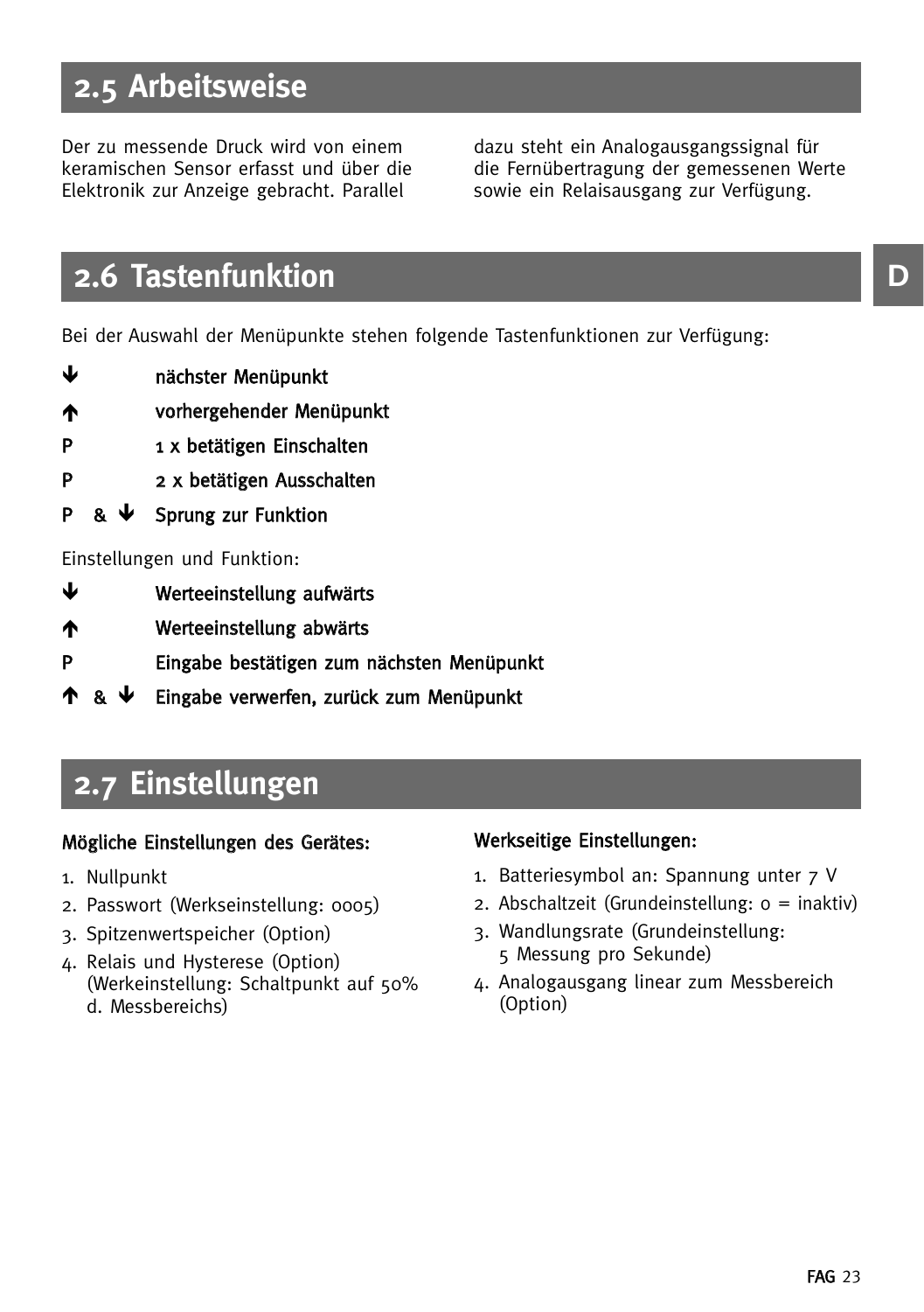## 2.5 Arbeitsweise

Der zu messende Druck wird von einem keramischen Sensor erfasst und über die Elektronik zur Anzeige gebracht. Parallel dazu steht ein Analogausgangssignal für die Fernübertragung der gemessenen Werte sowie ein Relaisausgang zur Verfügung.

## 2.6 Tastenfunktion

Bei der Auswahl der Menüpunkte stehen folgende Tastenfunktionen zur Verfügung:

| | |
|---|---|
| ↓ | **nächster Menüpunkt** |
| ↑ | **vorhergehender Menüpunkt** |
| **P** | **1 x betätigen Einschalten** |
| **P** | **2 x betätigen Ausschalten** |
| **P & ↓** | **Sprung zur Funktion** |

Einstellungen und Funktion:

| | |
|---|---|
| ↓ | **Werteeinstellung aufwärts** |
| ↑ | **Werteeinstellung abwärts** |
| **P** | **Eingabe bestätigen zum nächsten Menüpunkt** |
| **↑ & ↓** | **Eingabe verwerfen, zurück zum Menüpunkt** |

## 2.7 Einstellungen

**Mögliche Einstellungen des Gerätes:**

1. Nullpunkt
2. Passwort (Werkseinstellung: 0005)
3. Spitzenwertspeicher (Option)
4. Relais und Hysterese (Option) (Werkeinstellung: Schaltpunkt auf 50% d. Messbereichs)

**Werkseitige Einstellungen:**

1. Batteriesymbol an: Spannung unter 7 V
2. Abschaltzeit (Grundeinstellung: 0 = inaktiv)
3. Wandlungsrate (Grundeinstellung: 5 Messung pro Sekunde)
4. Analogausgang linear zum Messbereich (Option)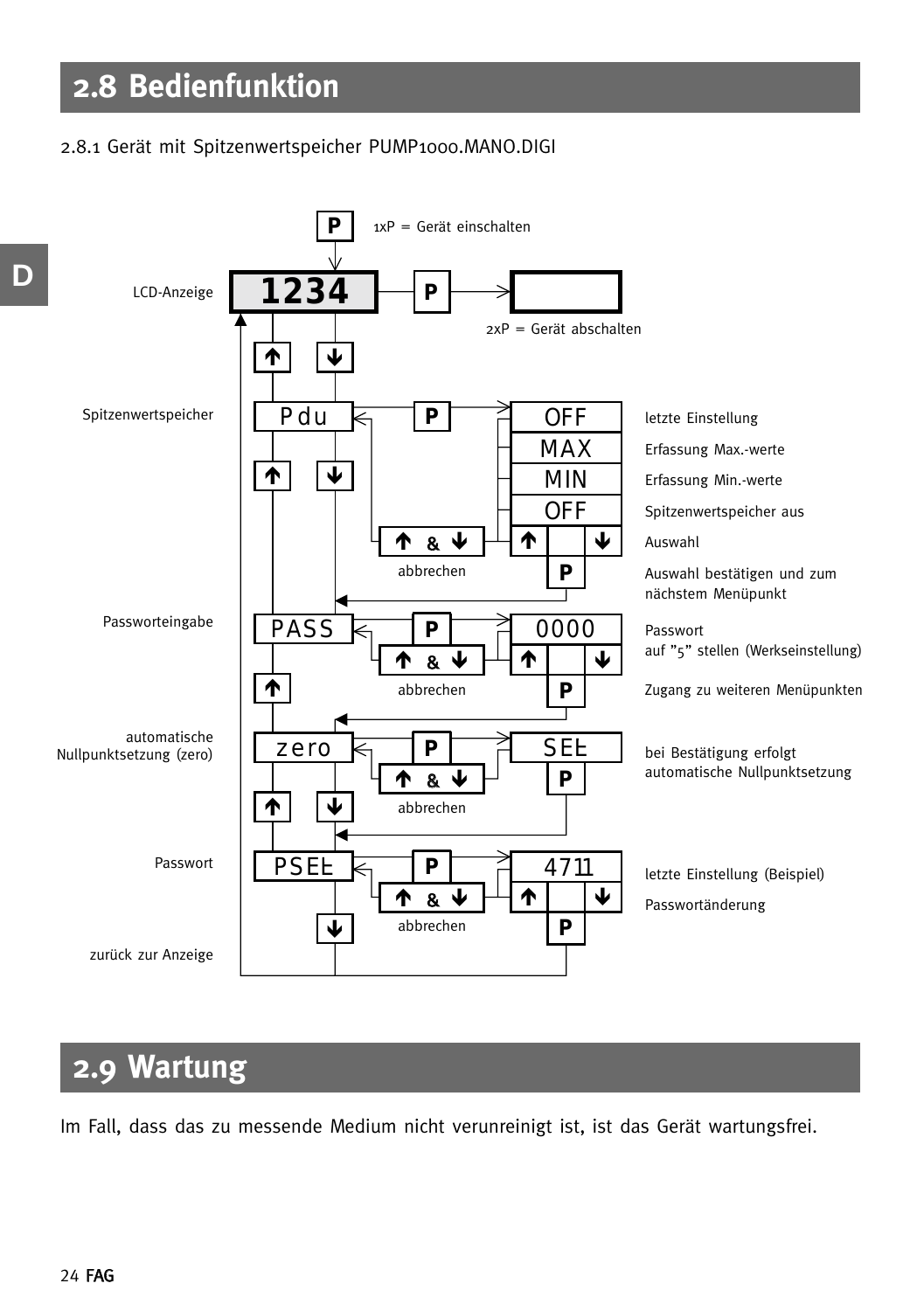# 2.8 Bedienfunktion

2.8.1 Gerät mit Spitzenwertspeicher PUMP1000.MANO.DIGI

| Menü | Anzeige | Taste | Auswahl / Anzeige | Beschreibung |
|---|---|---|---|---|
| | | P | | 1xP = Gerät einschalten |
| LCD-Anzeige | 1234 | P | | 2xP = Gerät abschalten |
| Spitzenwertspeicher | Pdu | P | OFF | letzte Einstellung |
| | | | MAX | Erfassung Max.-werte |
| | | | MIN | Erfassung Min.-werte |
| | | | OFF | Spitzenwertspeicher aus |
| | | ↑ & ↓ abbrechen | ↑ ↓ | Auswahl |
| | | | P | Auswahl bestätigen und zum nächstem Menüpunkt |
| Passworteingabe | PASS | P | 0000 | Passwort auf "5" stellen (Werkseinstellung) |
| | | ↑ & ↓ abbrechen | ↑ ↓ | |
| | | | P | Zugang zu weiteren Menüpunkten |
| automatische Nullpunktsetzung (zero) | zero | P | SEL | bei Bestätigung erfolgt automatische Nullpunktsetzung |
| | | ↑ & ↓ abbrechen | P | |
| Passwort | PSEL | P | 4711 | letzte Einstellung (Beispiel) |
| | | ↑ & ↓ abbrechen | ↑ ↓ | Passwortänderung |
| | | | P | |
| zurück zur Anzeige | | | | |

# 2.9 Wartung

Im Fall, dass das zu messende Medium nicht verunreinigt ist, ist das Gerät wartungsfrei.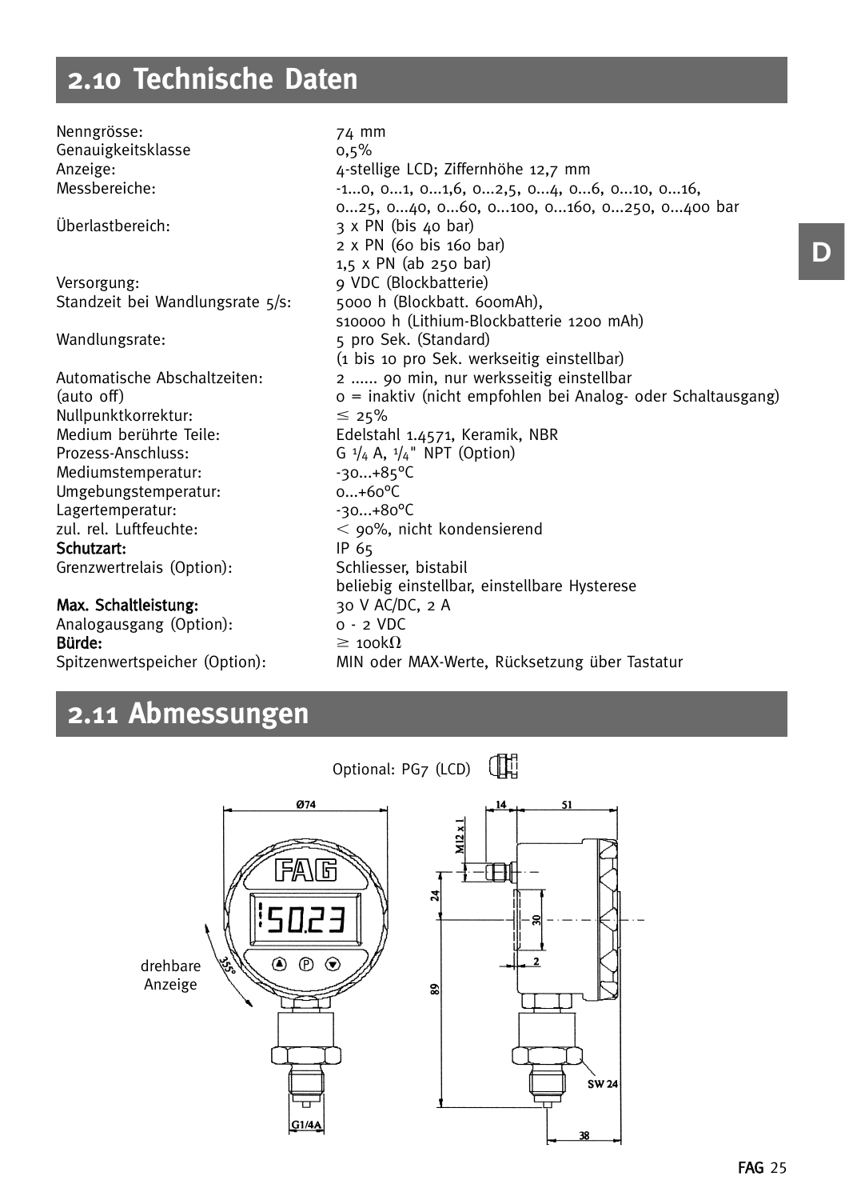## 2.10 Technische Daten

| | |
|---|---|
| Nenngrösse: | 74 mm |
| Genauigkeitsklasse | 0,5% |
| Anzeige: | 4-stellige LCD; Ziffernhöhe 12,7 mm |
| Messbereiche: | -1...0, 0...1, 0...1,6, 0...2,5, 0...4, 0...6, 0...10, 0...16, 0...25, 0...40, 0...60, 0...100, 0...160, 0...250, 0...400 bar |
| Überlastbereich: | 3 x PN (bis 40 bar)<br>2 x PN (60 bis 160 bar)<br>1,5 x PN (ab 250 bar) |
| Versorgung: | 9 VDC (Blockbatterie) |
| Standzeit bei Wandlungsrate 5/s: | 5000 h (Blockbatt. 600mAh),<br>≤10000 h (Lithium-Blockbatterie 1200 mAh) |
| Wandlungsrate: | 5 pro Sek. (Standard)<br>(1 bis 10 pro Sek. werkseitig einstellbar) |
| Automatische Abschaltzeiten:<br>(auto off) | 2 ...... 90 min, nur werksseitig einstellbar<br>0 = inaktiv (nicht empfohlen bei Analog- oder Schaltausgang) |
| Nullpunktkorrektur: | ≤ 25% |
| Medium berührte Teile: | Edelstahl 1.4571, Keramik, NBR |
| Prozess-Anschluss: | G 1/4 A, 1/4" NPT (Option) |
| Mediumstemperatur: | -30...+85°C |
| Umgebungstemperatur: | 0...+60°C |
| Lagertemperatur: | -30...+80°C |
| zul. rel. Luftfeuchte: | < 90%, nicht kondensierend |
| **Schutzart:** | IP 65 |
| Grenzwertrelais (Option): | Schliesser, bistabil<br>beliebig einstellbar, einstellbare Hysterese |
| **Max. Schaltleistung:** | 30 V AC/DC, 2 A |
| Analogausgang (Option): | 0 - 2 VDC |
| **Bürde:** | ≥ 100kΩ |
| Spitzenwertspeicher (Option): | MIN oder MAX-Werte, Rücksetzung über Tastatur |

## 2.11 Abmessungen

Optional: PG7 (LCD)

drehbare Anzeige

Ø74, 355°, G1/4A, M12 x 1, 14, 51, 24, 30, 2, 89, SW 24, 38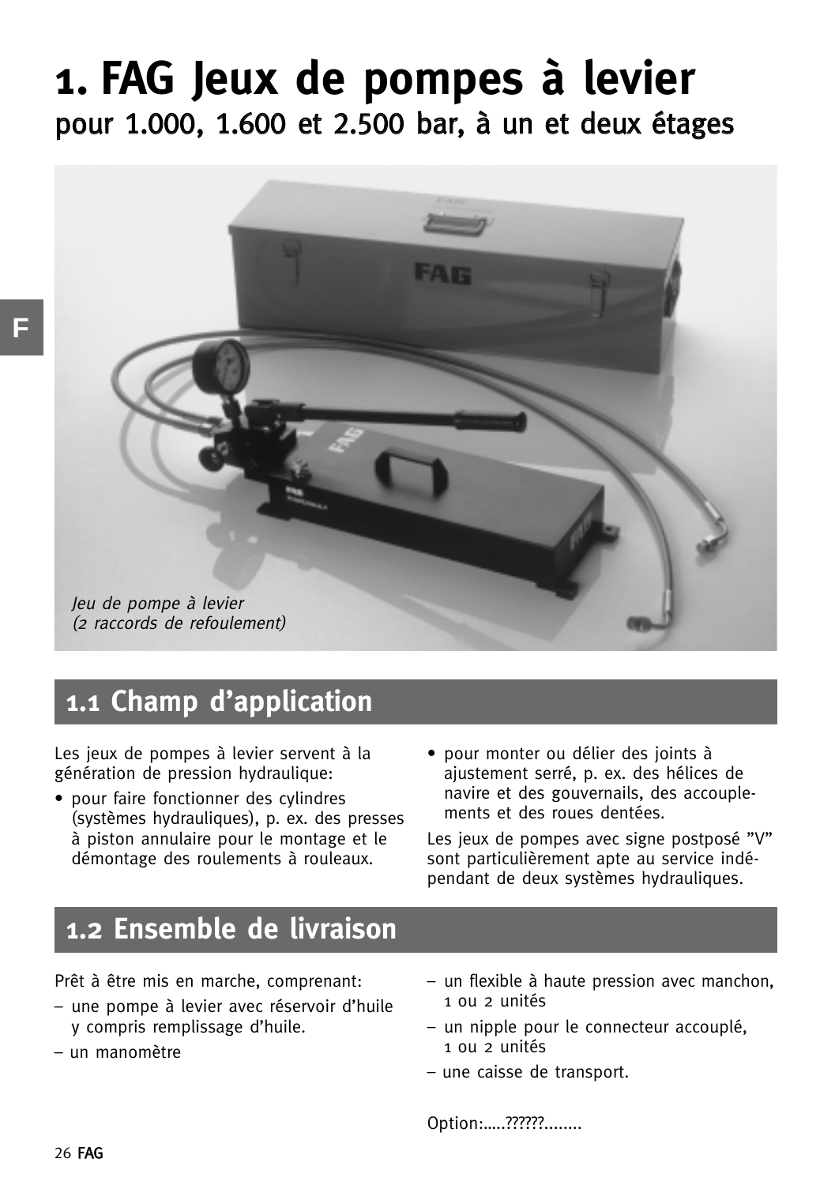# 1. FAG Jeux de pompes à levier

## pour 1.000, 1.600 et 2.500 bar, à un et deux étages

*Jeu de pompe à levier*
*(2 raccords de refoulement)*

## 1.1 Champ d'application

Les jeux de pompes à levier servent à la génération de pression hydraulique:

- pour faire fonctionner des cylindres (systèmes hydrauliques), p. ex. des presses à piston annulaire pour le montage et le démontage des roulements à rouleaux.
- pour monter ou délier des joints à ajustement serré, p. ex. des hélices de navire et des gouvernails, des accouplements et des roues dentées.

Les jeux de pompes avec signe postposé "V" sont particulièrement apte au service indépendant de deux systèmes hydrauliques.

## 1.2 Ensemble de livraison

Prêt à être mis en marche, comprenant:

- une pompe à levier avec réservoir d'huile y compris remplissage d'huile.
- un manomètre
- un flexible à haute pression avec manchon, 1 ou 2 unités
- un nipple pour le connecteur accouplé, 1 ou 2 unités
- une caisse de transport.

Option:.....??????........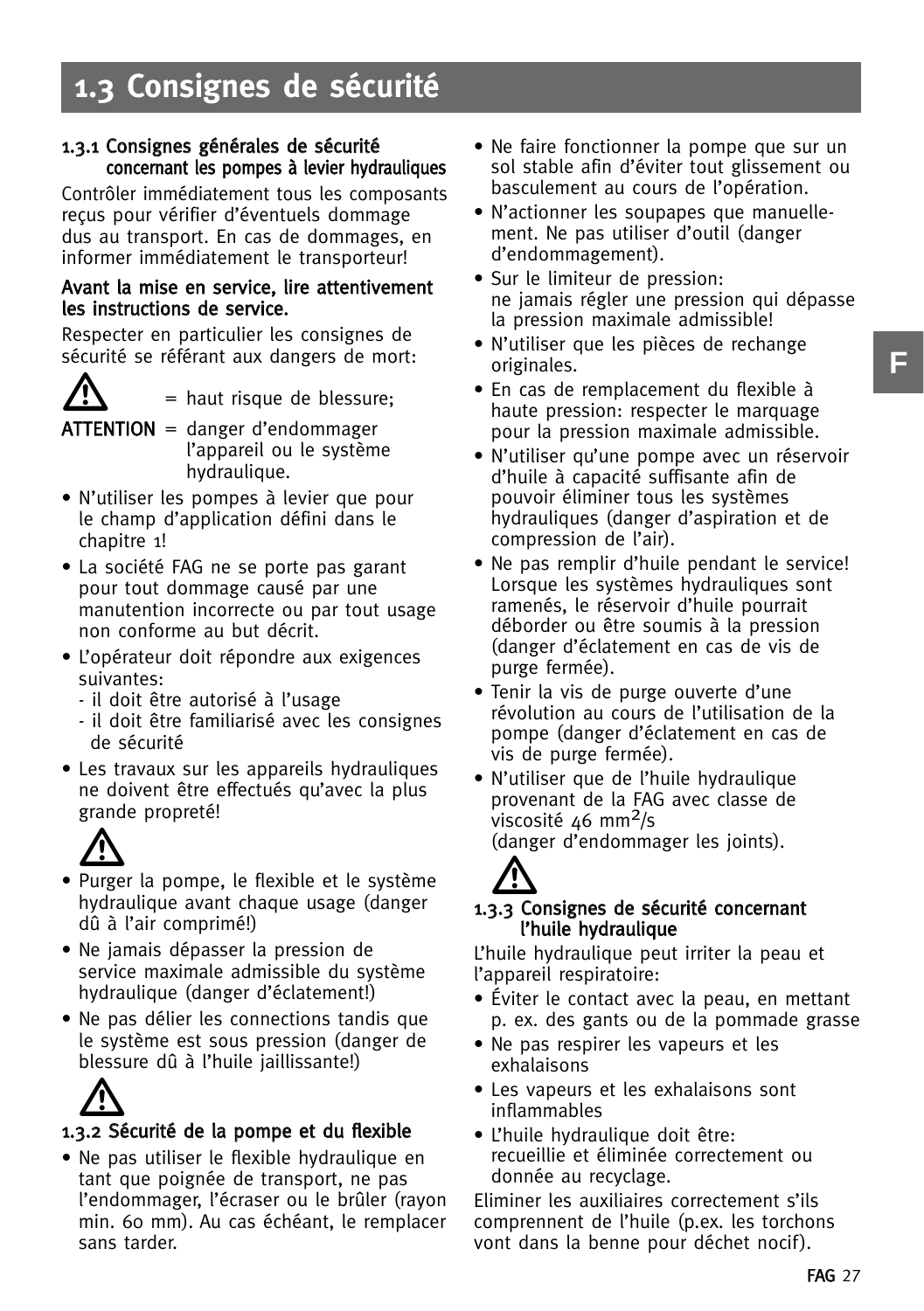# 1.3 Consignes de sécurité

### 1.3.1 Consignes générales de sécurité concernant les pompes à levier hydrauliques

Contrôler immédiatement tous les composants reçus pour vérifier d'éventuels dommage dus au transport. En cas de dommages, en informer immédiatement le transporteur!

**Avant la mise en service, lire attentivement les instructions de service.**

Respecter en particulier les consignes de sécurité se référant aux dangers de mort:

⚠ = haut risque de blessure;

**ATTENTION** = danger d'endommager l'appareil ou le système hydraulique.

- N'utiliser les pompes à levier que pour le champ d'application défini dans le chapitre 1!
- La société FAG ne se porte pas garant pour tout dommage causé par une manutention incorrecte ou par tout usage non conforme au but décrit.
- L'opérateur doit répondre aux exigences suivantes:
  - il doit être autorisé à l'usage
  - il doit être familiarisé avec les consignes de sécurité
- Les travaux sur les appareils hydrauliques ne doivent être effectués qu'avec la plus grande propreté!

⚠

- Purger la pompe, le flexible et le système hydraulique avant chaque usage (danger dû à l'air comprimé!)
- Ne jamais dépasser la pression de service maximale admissible du système hydraulique (danger d'éclatement!)
- Ne pas délier les connections tandis que le système est sous pression (danger de blessure dû à l'huile jaillissante!)

⚠

### 1.3.2 Sécurité de la pompe et du flexible

- Ne pas utiliser le flexible hydraulique en tant que poignée de transport, ne pas l'endommager, l'écraser ou le brûler (rayon min. 60 mm). Au cas échéant, le remplacer sans tarder.
- Ne faire fonctionner la pompe que sur un sol stable afin d'éviter tout glissement ou basculement au cours de l'opération.
- N'actionner les soupapes que manuellement. Ne pas utiliser d'outil (danger d'endommagement).
- Sur le limiteur de pression: ne jamais régler une pression qui dépasse la pression maximale admissible!
- N'utiliser que les pièces de rechange originales.
- En cas de remplacement du flexible à haute pression: respecter le marquage pour la pression maximale admissible.
- N'utiliser qu'une pompe avec un réservoir d'huile à capacité suffisante afin de pouvoir éliminer tous les systèmes hydrauliques (danger d'aspiration et de compression de l'air).
- Ne pas remplir d'huile pendant le service! Lorsque les systèmes hydrauliques sont ramenés, le réservoir d'huile pourrait déborder ou être soumis à la pression (danger d'éclatement en cas de vis de purge fermée).
- Tenir la vis de purge ouverte d'une révolution au cours de l'utilisation de la pompe (danger d'éclatement en cas de vis de purge fermée).
- N'utiliser que de l'huile hydraulique provenant de la FAG avec classe de viscosité 46 $mm^2/s$ (danger d'endommager les joints).

⚠

### 1.3.3 Consignes de sécurité concernant l'huile hydraulique

L'huile hydraulique peut irriter la peau et l'appareil respiratoire:

- Éviter le contact avec la peau, en mettant p. ex. des gants ou de la pommade grasse
- Ne pas respirer les vapeurs et les exhalaisons
- Les vapeurs et les exhalaisons sont inflammables
- L'huile hydraulique doit être: recueillie et éliminée correctement ou donnée au recyclage.

Eliminer les auxiliaires correctement s'ils comprennent de l'huile (p.ex. les torchons vont dans la benne pour déchet nocif).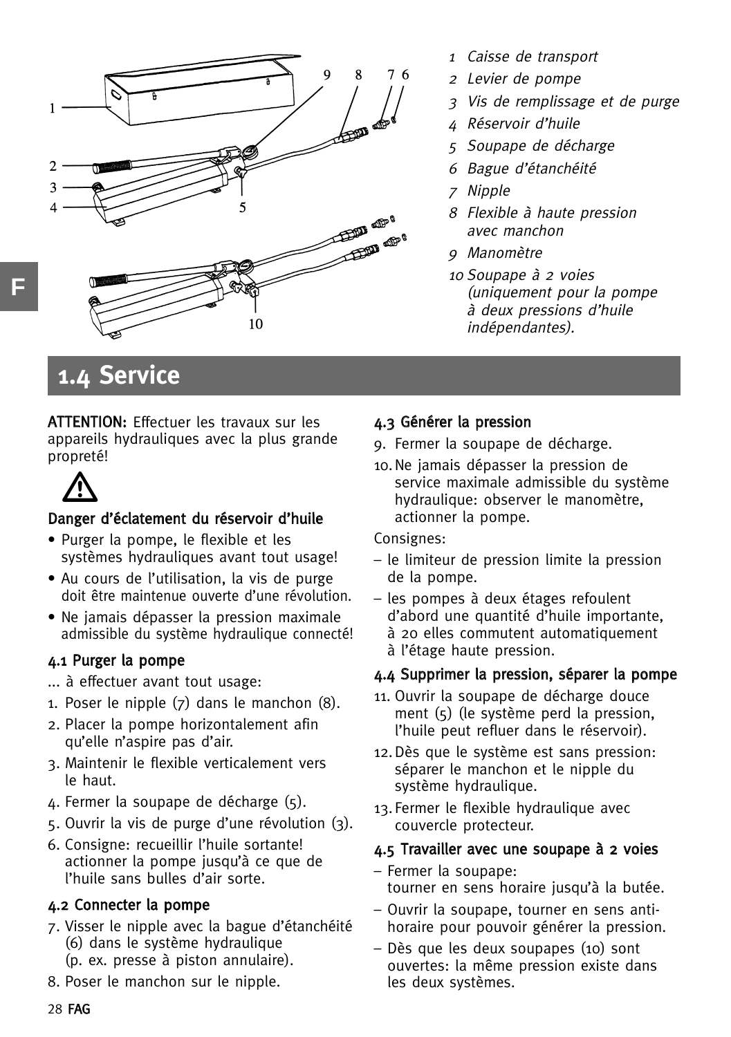1 *Caisse de transport*
2 *Levier de pompe*
3 *Vis de remplissage et de purge*
4 *Réservoir d'huile*
5 *Soupape de décharge*
6 *Bague d'étanchéité*
7 *Nipple*
8 *Flexible à haute pression avec manchon*
9 *Manomètre*
10 *Soupape à 2 voies (uniquement pour la pompe à deux pressions d'huile indépendantes).*

# 1.4 Service

**ATTENTION:** Effectuer les travaux sur les appareils hydrauliques avec la plus grande propreté!

⚠

**Danger d'éclatement du réservoir d'huile**

- Purger la pompe, le flexible et les systèmes hydrauliques avant tout usage!
- Au cours de l'utilisation, la vis de purge doit être maintenue ouverte d'une révolution.
- Ne jamais dépasser la pression maximale admissible du système hydraulique connecté!

**4.1 Purger la pompe**

... à effectuer avant tout usage:

1. Poser le nipple (7) dans le manchon (8).
2. Placer la pompe horizontalement afin qu'elle n'aspire pas d'air.
3. Maintenir le flexible verticalement vers le haut.
4. Fermer la soupape de décharge (5).
5. Ouvrir la vis de purge d'une révolution (3).
6. Consigne: recueillir l'huile sortante! actionner la pompe jusqu'à ce que de l'huile sans bulles d'air sorte.

**4.2 Connecter la pompe**

7. Visser le nipple avec la bague d'étanchéité (6) dans le système hydraulique (p. ex. presse à piston annulaire).
8. Poser le manchon sur le nipple.

**4.3 Générer la pression**

9. Fermer la soupape de décharge.
10. Ne jamais dépasser la pression de service maximale admissible du système hydraulique: observer le manomètre, actionner la pompe.

Consignes:

– le limiteur de pression limite la pression de la pompe.
– les pompes à deux étages refoulent d'abord une quantité d'huile importante, à 20 elles commutent automatiquement à l'étage haute pression.

**4.4 Supprimer la pression, séparer la pompe**

11. Ouvrir la soupape de décharge douce ment (5) (le système perd la pression, l'huile peut refluer dans le réservoir).
12. Dès que le système est sans pression: séparer le manchon et le nipple du système hydraulique.
13. Fermer le flexible hydraulique avec couvercle protecteur.

**4.5 Travailler avec une soupape à 2 voies**

– Fermer la soupape: tourner en sens horaire jusqu'à la butée.
– Ouvrir la soupape, tourner en sens anti-horaire pour pouvoir générer la pression.
– Dès que les deux soupapes (10) sont ouvertes: la même pression existe dans les deux systèmes.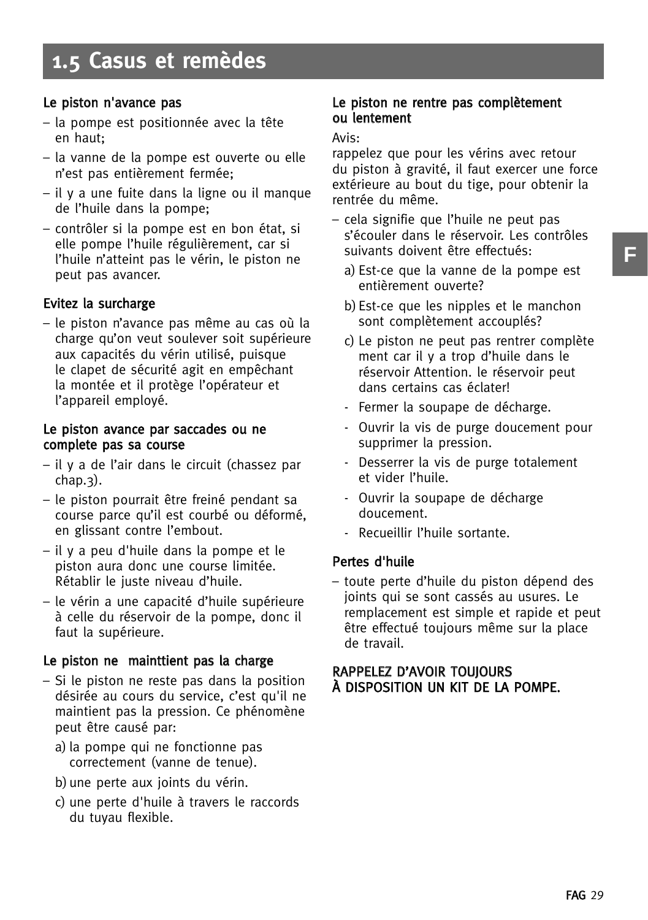## 1.5 Casus et remèdes

**Le piston n'avance pas**

– la pompe est positionnée avec la tête en haut;
– la vanne de la pompe est ouverte ou elle n'est pas entièrement fermée;
– il y a une fuite dans la ligne ou il manque de l'huile dans la pompe;
– contrôler si la pompe est en bon état, si elle pompe l'huile régulièrement, car si l'huile n'atteint pas le vérin, le piston ne peut pas avancer.

**Evitez la surcharge**

– le piston n'avance pas même au cas où la charge qu'on veut soulever soit supérieure aux capacités du vérin utilisé, puisque le clapet de sécurité agit en empêchant la montée et il protège l'opérateur et l'appareil employé.

**Le piston avance par saccades ou ne complete pas sa course**

– il y a de l'air dans le circuit (chassez par chap.3).
– le piston pourrait être freiné pendant sa course parce qu'il est courbé ou déformé, en glissant contre l'embout.
– il y a peu d'huile dans la pompe et le piston aura donc une course limitée. Rétablir le juste niveau d'huile.
– le vérin a une capacité d'huile supérieure à celle du réservoir de la pompe, donc il faut la supérieure.

**Le piston ne  mainttient pas la charge**

– Si le piston ne reste pas dans la position désirée au cours du service, c'est qu'il ne maintient pas la pression. Ce phénomène peut être causé par:
  a) la pompe qui ne fonctionne pas correctement (vanne de tenue).
  b) une perte aux joints du vérin.
  c) une perte d'huile à travers le raccords du tuyau flexible.

**Le piston ne rentre pas complètement ou lentement**

Avis:
rappelez que pour les vérins avec retour du piston à gravité, il faut exercer une force extérieure au bout du tige, pour obtenir la rentrée du même.

– cela signifie que l'huile ne peut pas s'écouler dans le réservoir. Les contrôles suivants doivent être effectués:
  a) Est-ce que la vanne de la pompe est entièrement ouverte?
  b) Est-ce que les nipples et le manchon sont complètement accouplés?
  c) Le piston ne peut pas rentrer complète ment car il y a trop d'huile dans le réservoir Attention. le réservoir peut dans certains cas éclater!
  - Fermer la soupape de décharge.
  - Ouvrir la vis de purge doucement pour supprimer la pression.
  - Desserrer la vis de purge totalement et vider l'huile.
  - Ouvrir la soupape de décharge doucement.
  - Recueillir l'huile sortante.

**Pertes d'huile**

– toute perte d'huile du piston dépend des joints qui se sont cassés au usures. Le remplacement est simple et rapide et peut être effectué toujours même sur la place de travail.

**RAPPELEZ D'AVOIR TOUJOURS À DISPOSITION UN KIT DE LA POMPE.**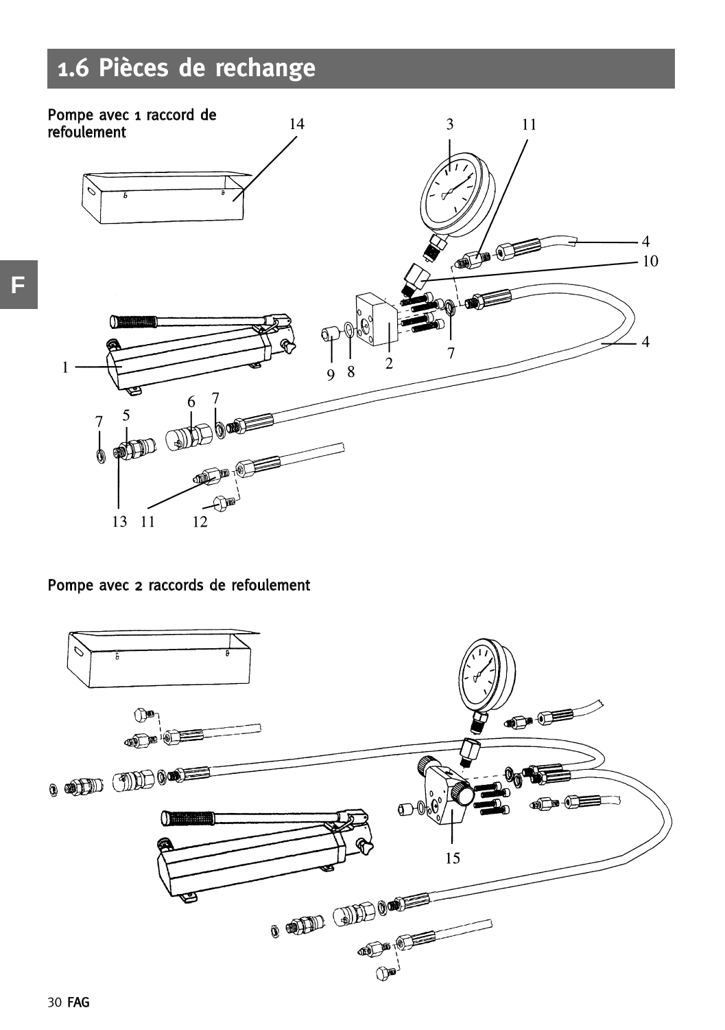# 1.6 Pièces de rechange

Pompe avec 1 raccord de refoulement

Pompe avec 2 raccords de refoulement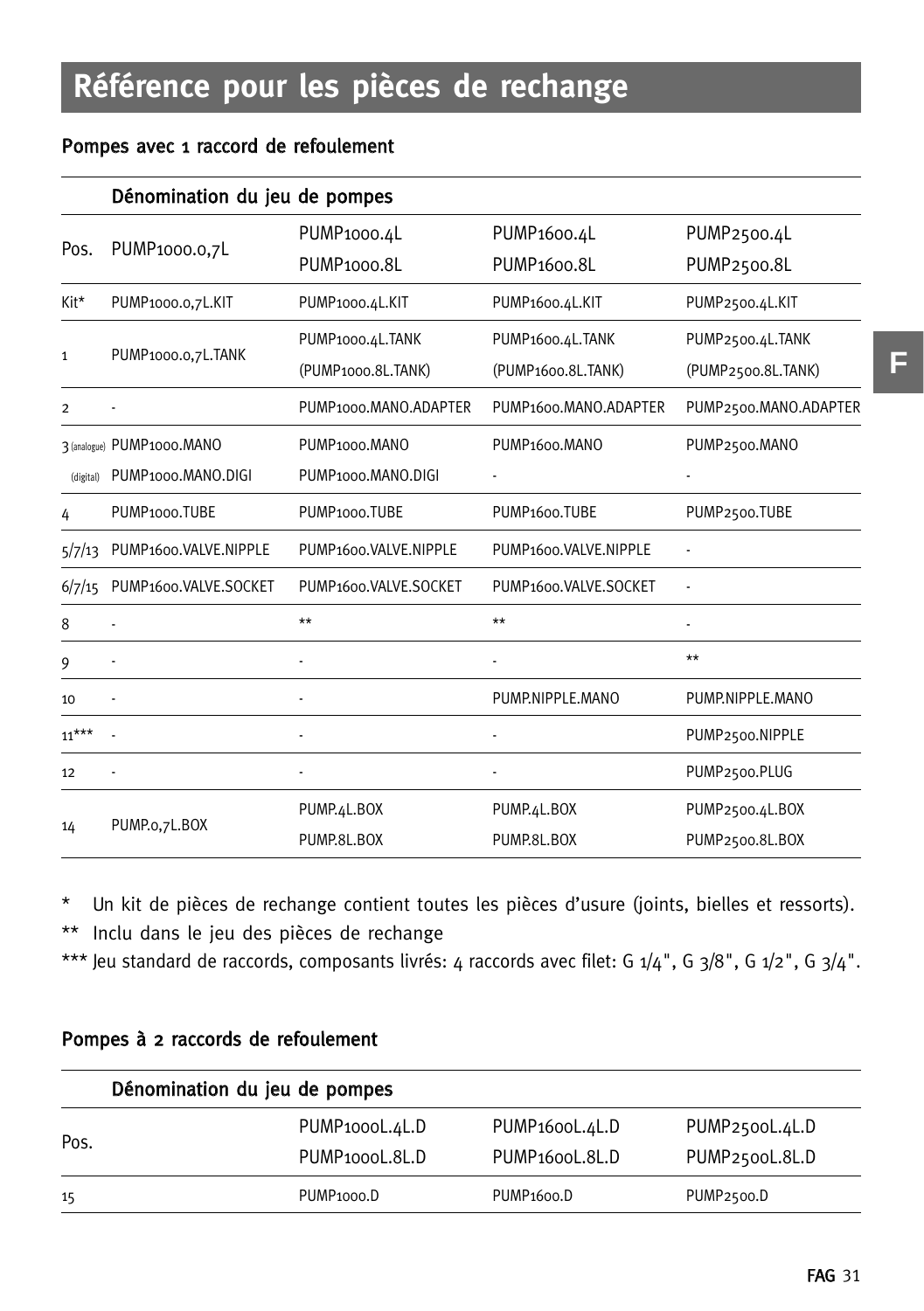# Référence pour les pièces de rechange

### Pompes avec 1 raccord de refoulement

| | Dénomination du jeu de pompes | | | |
|---|---|---|---|---|
| Pos. | PUMP1000.0,7L | PUMP1000.4L<br>PUMP1000.8L | PUMP1600.4L<br>PUMP1600.8L | PUMP2500.4L<br>PUMP2500.8L |
| Kit* | PUMP1000.0,7L.KIT | PUMP1000.4L.KIT | PUMP1600.4L.KIT | PUMP2500.4L.KIT |
| 1 | PUMP1000.0,7L.TANK | PUMP1000.4L.TANK<br>(PUMP1000.8L.TANK) | PUMP1600.4L.TANK<br>(PUMP1600.8L.TANK) | PUMP2500.4L.TANK<br>(PUMP2500.8L.TANK) |
| 2 | - | PUMP1000.MANO.ADAPTER | PUMP1600.MANO.ADAPTER | PUMP2500.MANO.ADAPTER |
| 3 (analogue)<br>(digital) | PUMP1000.MANO<br>PUMP1000.MANO.DIGI | PUMP1000.MANO<br>PUMP1000.MANO.DIGI | PUMP1600.MANO<br>- | PUMP2500.MANO<br>- |
| 4 | PUMP1000.TUBE | PUMP1000.TUBE | PUMP1600.TUBE | PUMP2500.TUBE |
| 5/7/13 | PUMP1600.VALVE.NIPPLE | PUMP1600.VALVE.NIPPLE | PUMP1600.VALVE.NIPPLE | - |
| 6/7/15 | PUMP1600.VALVE.SOCKET | PUMP1600.VALVE.SOCKET | PUMP1600.VALVE.SOCKET | - |
| 8 | - | ** | ** | - |
| 9 | - | - | - | ** |
| 10 | - | - | PUMP.NIPPLE.MANO | PUMP.NIPPLE.MANO |
| 11*** | - | - | - | PUMP2500.NIPPLE |
| 12 | - | - | - | PUMP2500.PLUG |
| 14 | PUMP.0,7L.BOX | PUMP.4L.BOX<br>PUMP.8L.BOX | PUMP.4L.BOX<br>PUMP.8L.BOX | PUMP2500.4L.BOX<br>PUMP2500.8L.BOX |

\* Un kit de pièces de rechange contient toutes les pièces d'usure (joints, bielles et ressorts).

** Inclu dans le jeu des pièces de rechange

*** Jeu standard de raccords, composants livrés: 4 raccords avec filet: G 1/4", G 3/8", G 1/2", G 3/4".

### Pompes à 2 raccords de refoulement

| | Dénomination du jeu de pompes | | | |
|---|---|---|---|---|
| Pos. | | PUMP1000L.4L.D<br>PUMP1000L.8L.D | PUMP1600L.4L.D<br>PUMP1600L.8L.D | PUMP2500L.4L.D<br>PUMP2500L.8L.D |
| 15 | | PUMP1000.D | PUMP1600.D | PUMP2500.D |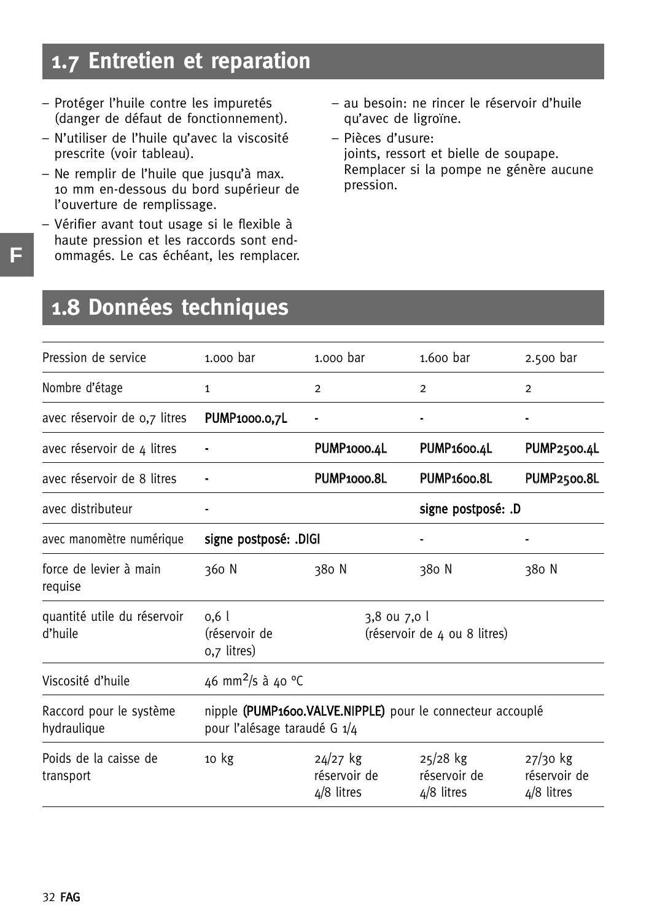## 1.7 Entretien et reparation

- Protéger l'huile contre les impuretés (danger de défaut de fonctionnement).
- N'utiliser de l'huile qu'avec la viscosité prescrite (voir tableau).
- Ne remplir de l'huile que jusqu'à max. 10 mm en-dessous du bord supérieur de l'ouverture de remplissage.
- Vérifier avant tout usage si le flexible à haute pression et les raccords sont endommagés. Le cas échéant, les remplacer.
- au besoin: ne rincer le réservoir d'huile qu'avec de ligroïne.
- Pièces d'usure:
  joints, ressort et bielle de soupape.
  Remplacer si la pompe ne génère aucune pression.

## 1.8 Données techniques

| | | | | |
|---|---|---|---|---|
| Pression de service | 1.000 bar | 1.000 bar | 1.600 bar | 2.500 bar |
| Nombre d'étage | 1 | 2 | 2 | 2 |
| avec réservoir de 0,7 litres | **PUMP1000.0,7L** | - | - | - |
| avec réservoir de 4 litres | - | **PUMP1000.4L** | **PUMP1600.4L** | **PUMP2500.4L** |
| avec réservoir de 8 litres | - | **PUMP1000.8L** | **PUMP1600.8L** | **PUMP2500.8L** |
| avec distributeur | - | | **signe postposé: .D** | |
| avec manomètre numérique | **signe postposé: .DIGI** | | - | - |
| force de levier à main requise | 360 N | 380 N | 380 N | 380 N |
| quantité utile du réservoir d'huile | 0,6 l (réservoir de 0,7 litres) | 3,8 ou 7,0 l (réservoir de 4 ou 8 litres) | | |
| Viscosité d'huile | 46 $mm^2/s$ à 40 °C | | | |
| Raccord pour le système hydraulique | nipple **(PUMP1600.VALVE.NIPPLE)** pour le connecteur accouplé pour l'alésage taraudé G 1/4 | | | |
| Poids de la caisse de transport | 10 kg | 24/27 kg réservoir de 4/8 litres | 25/28 kg réservoir de 4/8 litres | 27/30 kg réservoir de 4/8 litres |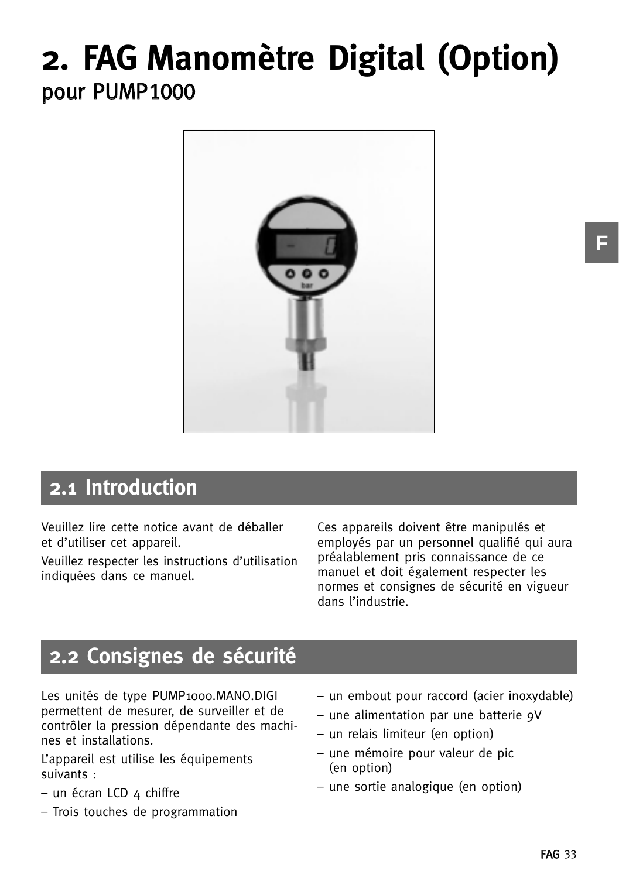# 2. FAG Manomètre Digital (Option)

pour PUMP1000

## 2.1 Introduction

Veuillez lire cette notice avant de déballer et d'utiliser cet appareil.

Veuillez respecter les instructions d'utilisation indiquées dans ce manuel.

Ces appareils doivent être manipulés et employés par un personnel qualifié qui aura préalablement pris connaissance de ce manuel et doit également respecter les normes et consignes de sécurité en vigueur dans l'industrie.

## 2.2 Consignes de sécurité

Les unités de type PUMP1000.MANO.DIGI permettent de mesurer, de surveiller et de contrôler la pression dépendante des machines et installations.

L'appareil est utilise les équipements suivants :

- un écran LCD 4 chiffre
- Trois touches de programmation
- un embout pour raccord (acier inoxydable)
- une alimentation par une batterie 9V
- un relais limiteur (en option)
- une mémoire pour valeur de pic (en option)
- une sortie analogique (en option)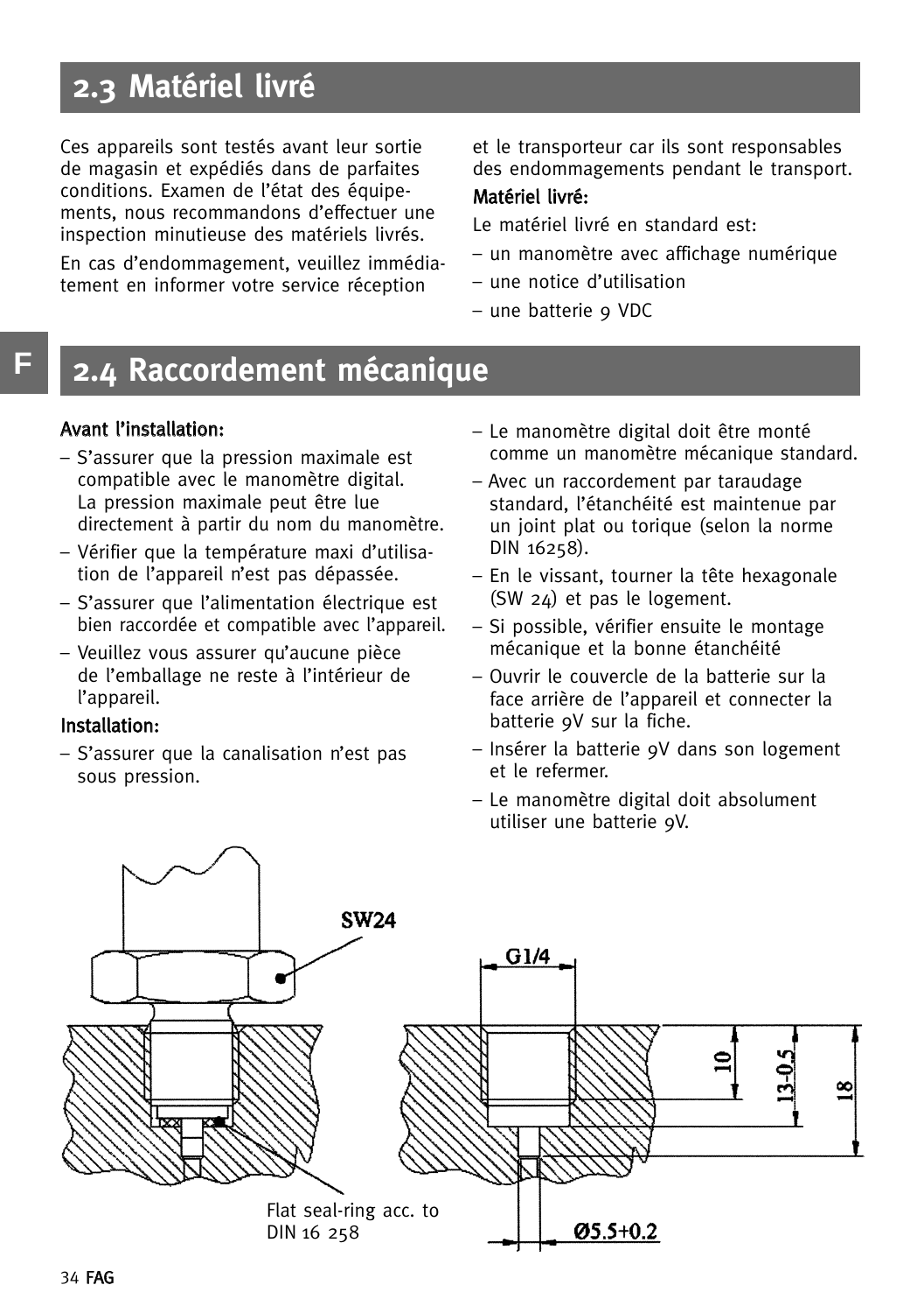## 2.3 Matériel livré

Ces appareils sont testés avant leur sortie de magasin et expédiés dans de parfaites conditions. Examen de l'état des équipements, nous recommandons d'effectuer une inspection minutieuse des matériels livrés.

En cas d'endommagement, veuillez immédiatement en informer votre service réception et le transporteur car ils sont responsables des endommagements pendant le transport.

**Matériel livré:**

Le matériel livré en standard est:

- un manomètre avec affichage numérique
- une notice d'utilisation
- une batterie 9 VDC

## 2.4 Raccordement mécanique

**Avant l'installation:**

- S'assurer que la pression maximale est compatible avec le manomètre digital. La pression maximale peut être lue directement à partir du nom du manomètre.
- Vérifier que la température maxi d'utilisation de l'appareil n'est pas dépassée.
- S'assurer que l'alimentation électrique est bien raccordée et compatible avec l'appareil.
- Veuillez vous assurer qu'aucune pièce de l'emballage ne reste à l'intérieur de l'appareil.

**Installation:**

- S'assurer que la canalisation n'est pas sous pression.
- Le manomètre digital doit être monté comme un manomètre mécanique standard.
- Avec un raccordement par taraudage standard, l'étanchéité est maintenue par un joint plat ou torique (selon la norme DIN 16258).
- En le vissant, tourner la tête hexagonale (SW 24) et pas le logement.
- Si possible, vérifier ensuite le montage mécanique et la bonne étanchéité
- Ouvrir le couvercle de la batterie sur la face arrière de l'appareil et connecter la batterie 9V sur la fiche.
- Insérer la batterie 9V dans son logement et le refermer.
- Le manomètre digital doit absolument utiliser une batterie 9V.

SW24

G1/4

10

13-0.5

18

Ø5.5+0.2

Flat seal-ring acc. to DIN 16 258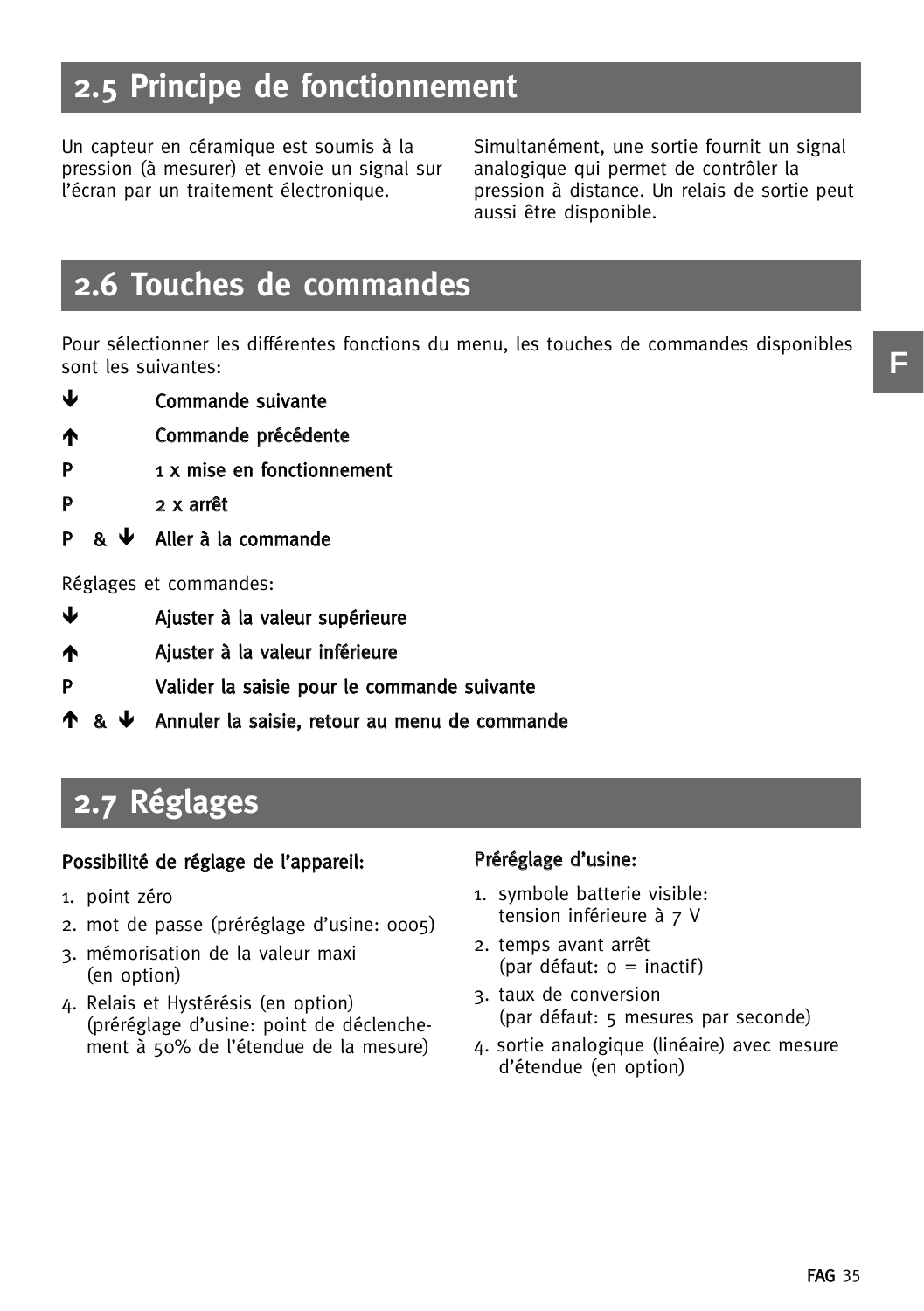## 2.5 Principe de fonctionnement

Un capteur en céramique est soumis à la pression (à mesurer) et envoie un signal sur l'écran par un traitement électronique.

Simultanément, une sortie fournit un signal analogique qui permet de contrôler la pression à distance. Un relais de sortie peut aussi être disponible.

## 2.6 Touches de commandes

Pour sélectionner les différentes fonctions du menu, les touches de commandes disponibles sont les suivantes:

| | |
|---|---|
| ↓ | **Commande suivante** |
| ↑ | **Commande précédente** |
| P | **1 x mise en fonctionnement** |
| P | **2 x arrêt** |
| P & ↓ | **Aller à la commande** |

Réglages et commandes:

| | |
|---|---|
| ↓ | **Ajuster à la valeur supérieure** |
| ↑ | **Ajuster à la valeur inférieure** |
| P | **Valider la saisie pour le commande suivante** |
| ↑ & ↓ | **Annuler la saisie, retour au menu de commande** |

## 2.7 Réglages

**Possibilité de réglage de l'appareil:**

1. point zéro
2. mot de passe (préréglage d'usine: 0005)
3. mémorisation de la valeur maxi (en option)
4. Relais et Hystérésis (en option) (préréglage d'usine: point de déclenchement à 50% de l'étendue de la mesure)

**Préréglage d'usine:**

1. symbole batterie visible: tension inférieure à 7 V
2. temps avant arrêt (par défaut: 0 = inactif)
3. taux de conversion (par défaut: 5 mesures par seconde)
4. sortie analogique (linéaire) avec mesure d'étendue (en option)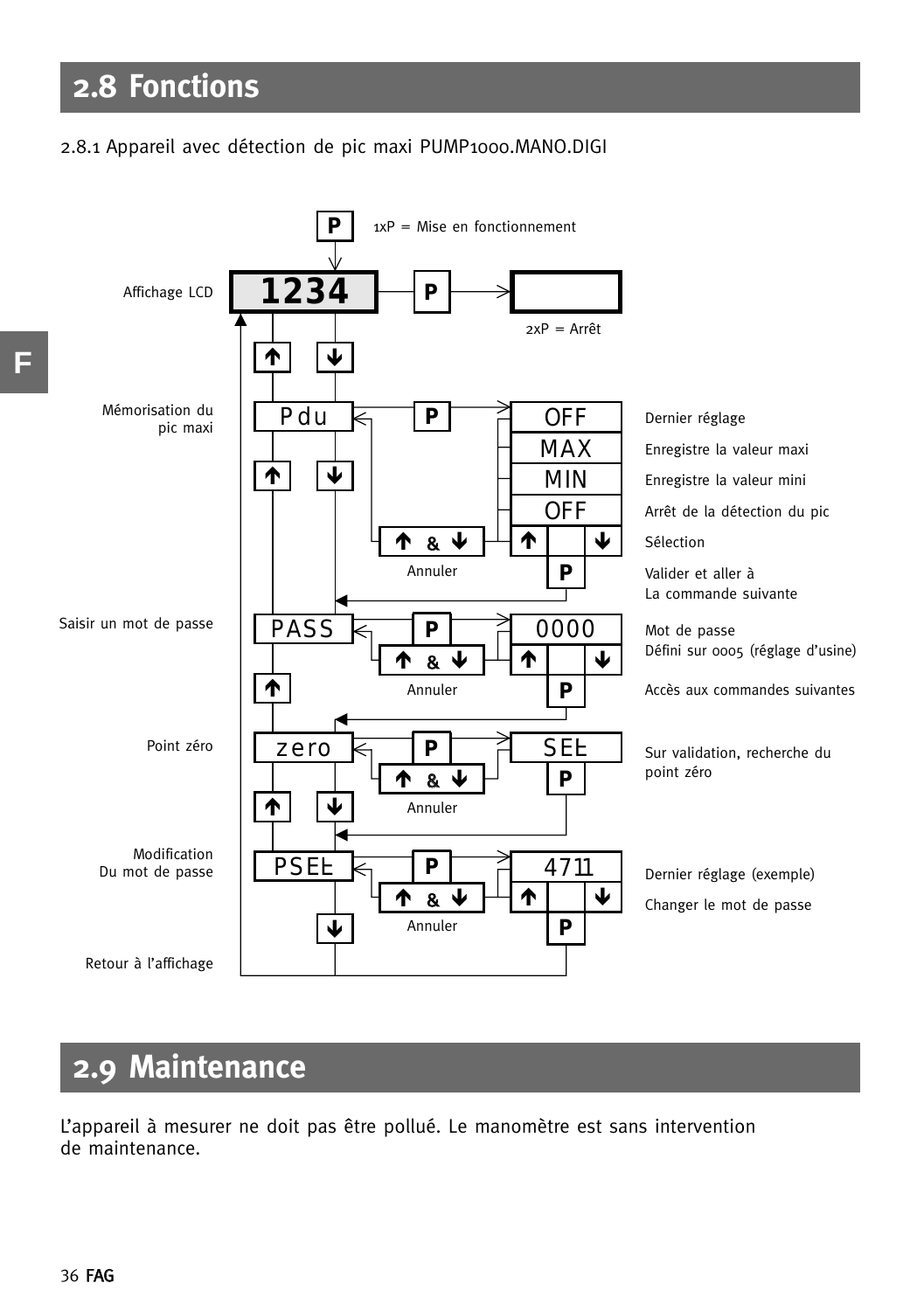## 2.8 Fonctions

2.8.1 Appareil avec détection de pic maxi PUMP1000.MANO.DIGI

P — 1xP = Mise en fonctionnement

Affichage LCD — 1234 — P — 2xP = Arrêt

Mémorisation du pic maxi — Pdu — P →
- OFF — Dernier réglage
- MAX — Enregistre la valeur maxi
- MIN — Enregistre la valeur mini
- OFF — Arrêt de la détection du pic
- ↑ ↓ — Sélection
- P — Valider et aller à La commande suivante
- ↑ & ↓ — Annuler

Saisir un mot de passe — PASS — P →
- 0000 — Mot de passe Défini sur 0005 (réglage d'usine)
- ↑ ↓
- P — Accès aux commandes suivantes
- ↑ & ↓ — Annuler

Point zéro — zero — P →
- SEt — Sur validation, recherche du point zéro
- P
- ↑ & ↓ — Annuler

Modification Du mot de passe — PSEt — P →
- 4711 — Dernier réglage (exemple)
- ↑ ↓ — Changer le mot de passe
- P
- ↑ & ↓ — Annuler

Retour à l'affichage

## 2.9 Maintenance

L'appareil à mesurer ne doit pas être pollué. Le manomètre est sans intervention de maintenance.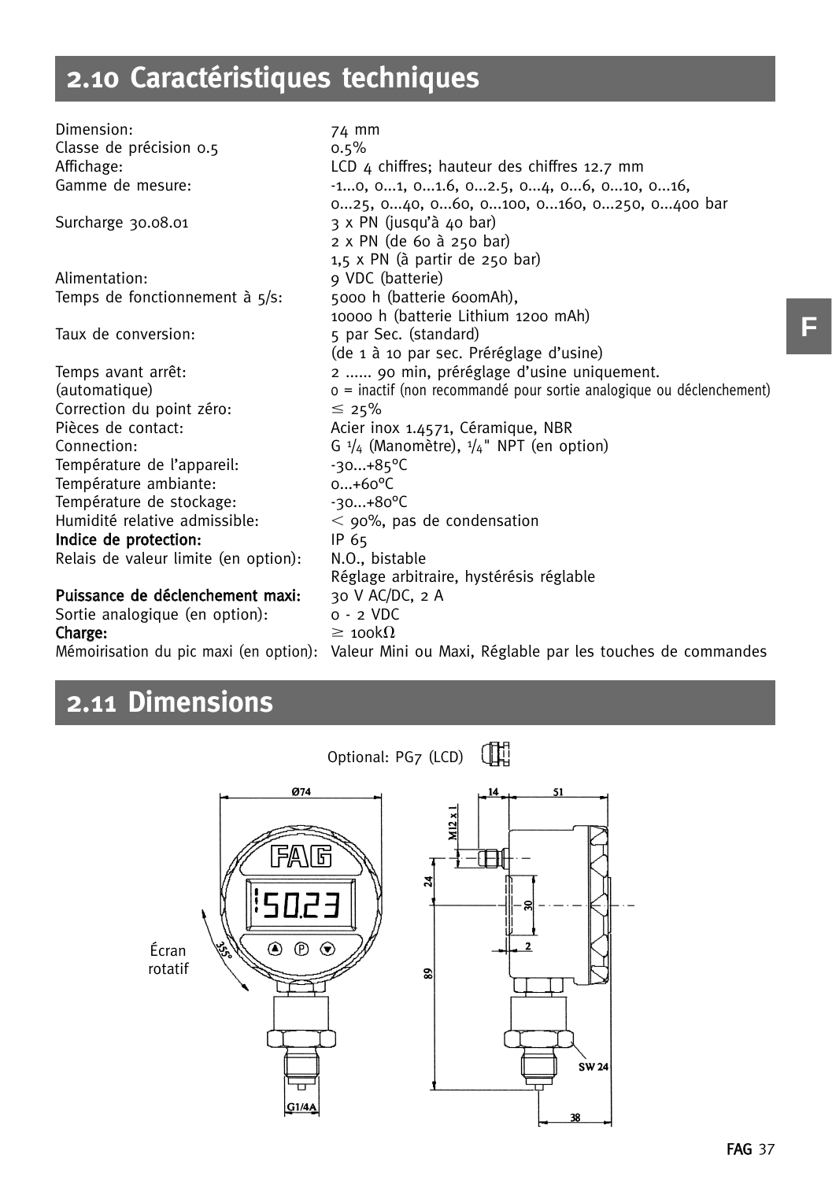## 2.10 Caractéristiques techniques

| | |
|---|---|
| Dimension: | 74 mm |
| Classe de précision 0.5 | 0.5% |
| Affichage: | LCD 4 chiffres; hauteur des chiffres 12.7 mm |
| Gamme de mesure: | -1...0, 0...1, 0...1.6, 0...2.5, 0...4, 0...6, 0...10, 0...16, 0...25, 0...40, 0...60, 0...100, 0...160, 0...250, 0...400 bar |
| Surcharge 30.08.01 | 3 x PN (jusqu'à 40 bar)<br>2 x PN (de 60 à 250 bar)<br>1,5 x PN (à partir de 250 bar) |
| Alimentation: | 9 VDC (batterie) |
| Temps de fonctionnement à 5/s: | 5000 h (batterie 600mAh),<br>10000 h (batterie Lithium 1200 mAh) |
| Taux de conversion: | 5 par Sec. (standard)<br>(de 1 à 10 par sec. Préréglage d'usine) |
| Temps avant arrêt:<br>(automatique) | 2 ...... 90 min, préréglage d'usine uniquement.<br>0 = inactif (non recommandé pour sortie analogique ou déclenchement) |
| Correction du point zéro: | ≤ 25% |
| Pièces de contact: | Acier inox 1.4571, Céramique, NBR |
| Connection: | G 1/4 (Manomètre), 1/4" NPT (en option) |
| Température de l'appareil: | -30...+85°C |
| Température ambiante: | 0...+60°C |
| Température de stockage: | -30...+80°C |
| Humidité relative admissible: | < 90%, pas de condensation |
| **Indice de protection:** | IP 65 |
| Relais de valeur limite (en option): | N.O., bistable<br>Réglage arbitraire, hystérésis réglable |
| **Puissance de déclenchement maxi:** | 30 V AC/DC, 2 A |
| Sortie analogique (en option): | 0 - 2 VDC |
| **Charge:** | ≥ 100kΩ |
| Mémoirisation du pic maxi (en option): | Valeur Mini ou Maxi, Réglable par les touches de commandes |

## 2.11 Dimensions

Optional: PG7 (LCD)

Ø74, 14, 51, M12 x 1, 24, 30, 2, 89, SW 24, 38, G1/4A, 355°

Écran rotatif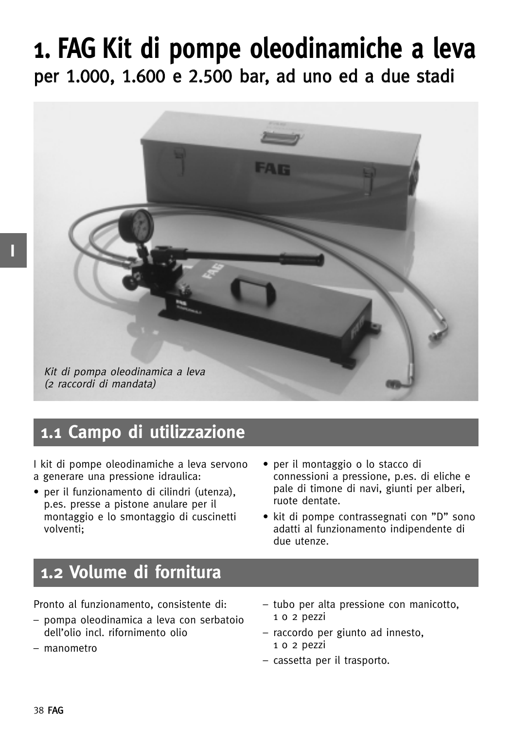# 1. FAG Kit di pompe oleodinamiche a leva

per 1.000, 1.600 e 2.500 bar, ad uno ed a due stadi

*Kit di pompa oleodinamica a leva (2 raccordi di mandata)*

## 1.1 Campo di utilizzazione

I kit di pompe oleodinamiche a leva servono a generare una pressione idraulica:

- per il funzionamento di cilindri (utenza), p.es. presse a pistone anulare per il montaggio e lo smontaggio di cuscinetti volventi;
- per il montaggio o lo stacco di connessioni a pressione, p.es. di eliche e pale di timone di navi, giunti per alberi, ruote dentate.
- kit di pompe contrassegnati con "D" sono adatti al funzionamento indipendente di due utenze.

## 1.2 Volume di fornitura

Pronto al funzionamento, consistente di:

- pompa oleodinamica a leva con serbatoio dell'olio incl. rifornimento olio
- manometro
- tubo per alta pressione con manicotto, 1 o 2 pezzi
- raccordo per giunto ad innesto, 1 o 2 pezzi
- cassetta per il trasporto.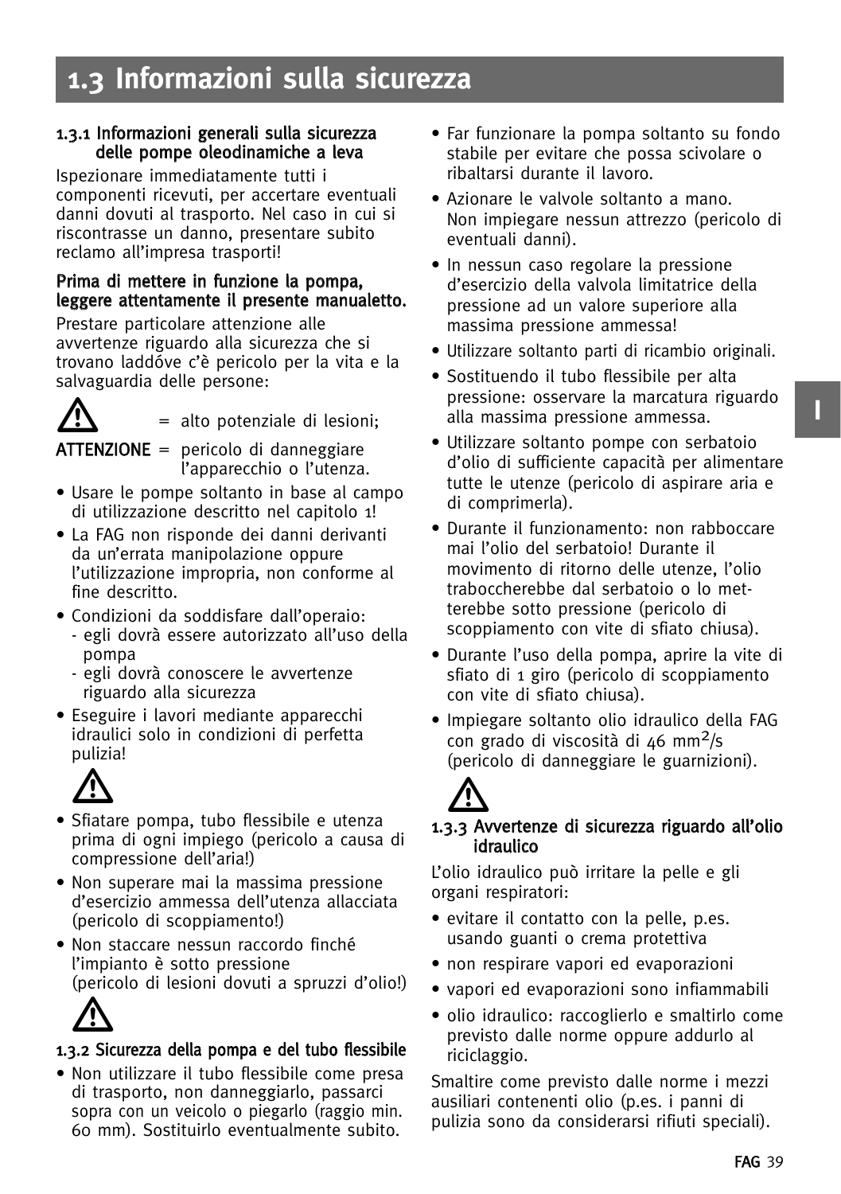# 1.3 Informazioni sulla sicurezza

### 1.3.1 Informazioni generali sulla sicurezza delle pompe oleodinamiche a leva

Ispezionare immediatamente tutti i componenti ricevuti, per accertare eventuali danni dovuti al trasporto. Nel caso in cui si riscontrasse un danno, presentare subito reclamo all'impresa trasporti!

**Prima di mettere in funzione la pompa, leggere attentamente il presente manualetto.**

Prestare particolare attenzione alle avvertenze riguardo alla sicurezza che si trovano laddóve c'è pericolo per la vita e la salvaguardia delle persone:

⚠ = alto potenziale di lesioni;

**ATTENZIONE** = pericolo di danneggiare l'apparecchio o l'utenza.

- Usare le pompe soltanto in base al campo di utilizzazione descritto nel capitolo 1!
- La FAG non risponde dei danni derivanti da un'errata manipolazione oppure l'utilizzazione impropria, non conforme al fine descritto.
- Condizioni da soddisfare dall'operaio:
  - egli dovrà essere autorizzato all'uso della pompa
  - egli dovrà conoscere le avvertenze riguardo alla sicurezza
- Eseguire i lavori mediante apparecchi idraulici solo in condizioni di perfetta pulizia!

⚠

- Sfiatare pompa, tubo flessibile e utenza prima di ogni impiego (pericolo a causa di compressione dell'aria!)
- Non superare mai la massima pressione d'esercizio ammessa dell'utenza allacciata (pericolo di scoppiamento!)
- Non staccare nessun raccordo finché l'impianto è sotto pressione (pericolo di lesioni dovuti a spruzzi d'olio!)

⚠

### 1.3.2 Sicurezza della pompa e del tubo flessibile

- Non utilizzare il tubo flessibile come presa di trasporto, non danneggiarlo, passarci sopra con un veicolo o piegarlo (raggio min. 60 mm). Sostituirlo eventualmente subito.
- Far funzionare la pompa soltanto su fondo stabile per evitare che possa scivolare o ribaltarsi durante il lavoro.
- Azionare le valvole soltanto a mano. Non impiegare nessun attrezzo (pericolo di eventuali danni).
- In nessun caso regolare la pressione d'esercizio della valvola limitatrice della pressione ad un valore superiore alla massima pressione ammessa!
- Utilizzare soltanto parti di ricambio originali.
- Sostituendo il tubo flessibile per alta pressione: osservare la marcatura riguardo alla massima pressione ammessa.
- Utilizzare soltanto pompe con serbatoio d'olio di sufficiente capacità per alimentare tutte le utenze (pericolo di aspirare aria e di comprimerla).
- Durante il funzionamento: non rabboccare mai l'olio del serbatoio! Durante il movimento di ritorno delle utenze, l'olio traboccherebbe dal serbatoio o lo metterebbe sotto pressione (pericolo di scoppiamento con vite di sfiato chiusa).
- Durante l'uso della pompa, aprire la vite di sfiato di 1 giro (pericolo di scoppiamento con vite di sfiato chiusa).
- Impiegare soltanto olio idraulico della FAG con grado di viscosità di 46 $mm^2/s$ (pericolo di danneggiare le guarnizioni).

⚠

### 1.3.3 Avvertenze di sicurezza riguardo all'olio idraulico

L'olio idraulico può irritare la pelle e gli organi respiratori:

- evitare il contatto con la pelle, p.es. usando guanti o crema protettiva
- non respirare vapori ed evaporazioni
- vapori ed evaporazioni sono infiammabili
- olio idraulico: raccoglierlo e smaltirlo come previsto dalle norme oppure addurlo al riciclaggio.

Smaltire come previsto dalle norme i mezzi ausiliari contenenti olio (p.es. i panni di pulizia sono da considerarsi rifiuti speciali).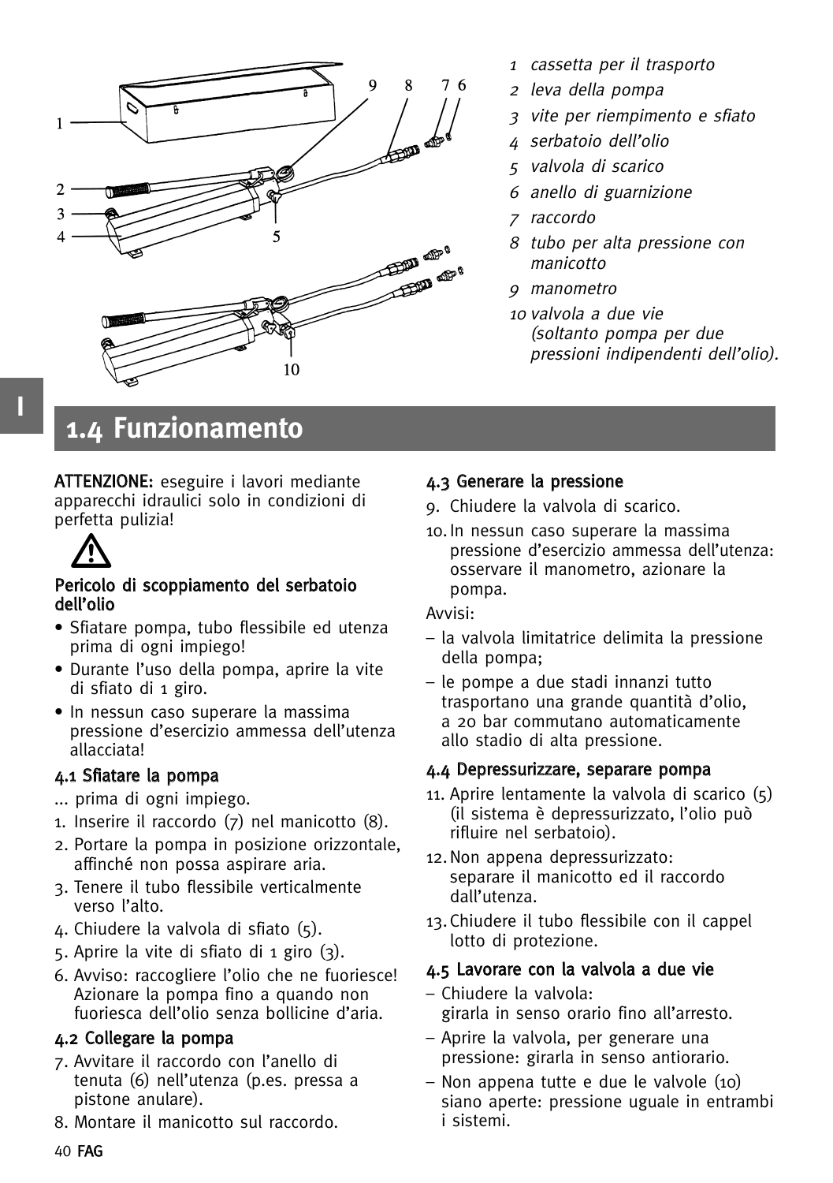1 *cassetta per il trasporto*
2 *leva della pompa*
3 *vite per riempimento e sfiato*
4 *serbatoio dell'olio*
5 *valvola di scarico*
6 *anello di guarnizione*
7 *raccordo*
8 *tubo per alta pressione con manicotto*
9 *manometro*
10 *valvola a due vie (soltanto pompa per due pressioni indipendenti dell'olio).*

## 1.4 Funzionamento

**ATTENZIONE:** eseguire i lavori mediante apparecchi idraulici solo in condizioni di perfetta pulizia!

**Pericolo di scoppiamento del serbatoio dell'olio**

- Sfiatare pompa, tubo flessibile ed utenza prima di ogni impiego!
- Durante l'uso della pompa, aprire la vite di sfiato di 1 giro.
- In nessun caso superare la massima pressione d'esercizio ammessa dell'utenza allacciata!

### 4.1 Sfiatare la pompa

... prima di ogni impiego.

1. Inserire il raccordo (7) nel manicotto (8).
2. Portare la pompa in posizione orizzontale, affinché non possa aspirare aria.
3. Tenere il tubo flessibile verticalmente verso l'alto.
4. Chiudere la valvola di sfiato (5).
5. Aprire la vite di sfiato di 1 giro (3).
6. Avviso: raccogliere l'olio che ne fuoriesce! Azionare la pompa fino a quando non fuoriesca dell'olio senza bollicine d'aria.

### 4.2 Collegare la pompa

7. Avvitare il raccordo con l'anello di tenuta (6) nell'utenza (p.es. pressa a pistone anulare).
8. Montare il manicotto sul raccordo.

### 4.3 Generare la pressione

9. Chiudere la valvola di scarico.
10. In nessun caso superare la massima pressione d'esercizio ammessa dell'utenza: osservare il manometro, azionare la pompa.

Avvisi:

- la valvola limitatrice delimita la pressione della pompa;
- le pompe a due stadi innanzi tutto trasportano una grande quantità d'olio, a 20 bar commutano automaticamente allo stadio di alta pressione.

### 4.4 Depressurizzare, separare pompa

11. Aprire lentamente la valvola di scarico (5) (il sistema è depressurizzato, l'olio può rifluire nel serbatoio).
12. Non appena depressurizzato: separare il manicotto ed il raccordo dall'utenza.
13. Chiudere il tubo flessibile con il cappel lotto di protezione.

### 4.5 Lavorare con la valvola a due vie

- Chiudere la valvola: girarla in senso orario fino all'arresto.
- Aprire la valvola, per generare una pressione: girarla in senso antiorario.
- Non appena tutte e due le valvole (10) siano aperte: pressione uguale in entrambi i sistemi.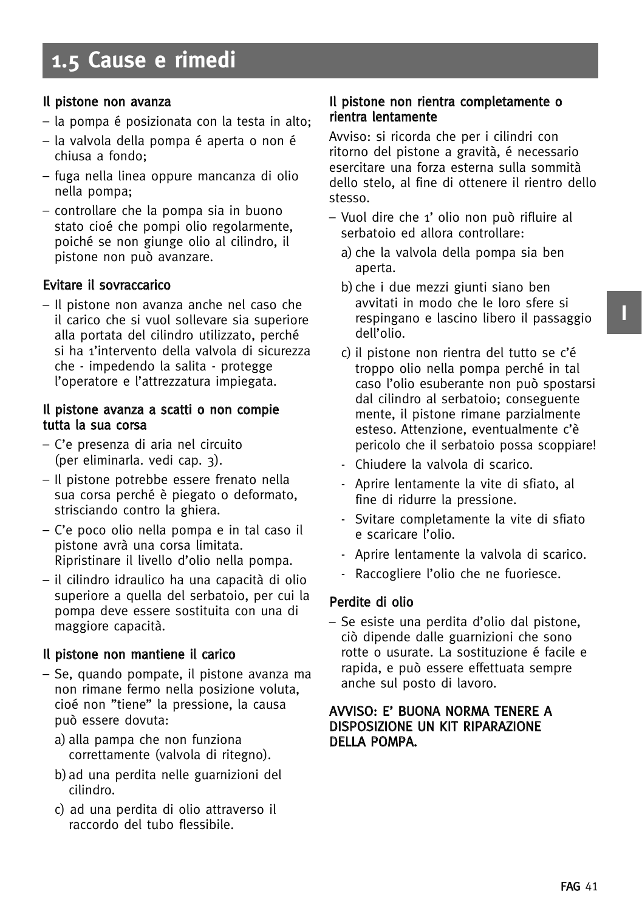# 1.5 Cause e rimedi

**Il pistone non avanza**

– la pompa é posizionata con la testa in alto;
– la valvola della pompa é aperta o non é chiusa a fondo;
– fuga nella linea oppure mancanza di olio nella pompa;
– controllare che la pompa sia in buono stato cioé che pompi olio regolarmente, poiché se non giunge olio al cilindro, il pistone non può avanzare.

**Evitare il sovraccarico**

– Il pistone non avanza anche nel caso che il carico che si vuol sollevare sia superiore alla portata del cilindro utilizzato, perché si ha 1'intervento della valvola di sicurezza che - impedendo la salita - protegge l'operatore e l'attrezzatura impiegata.

**Il pistone avanza a scatti o non compie tutta la sua corsa**

– C'e presenza di aria nel circuito (per eliminarla. vedi cap. 3).
– Il pistone potrebbe essere frenato nella sua corsa perché è piegato o deformato, strisciando contro la ghiera.
– C'e poco olio nella pompa e in tal caso il pistone avrà una corsa limitata. Ripristinare il livello d'olio nella pompa.
– il cilindro idraulico ha una capacità di olio superiore a quella del serbatoio, per cui la pompa deve essere sostituita con una di maggiore capacità.

**Il pistone non mantiene il carico**

– Se, quando pompate, il pistone avanza ma non rimane fermo nella posizione voluta, cioé non "tiene" la pressione, la causa può essere dovuta:
  a) alla pampa che non funziona correttamente (valvola di ritegno).
  b) ad una perdita nelle guarnizioni del cilindro.
  c) ad una perdita di olio attraverso il raccordo del tubo flessibile.

**Il pistone non rientra completamente o rientra lentamente**

Avviso: si ricorda che per i cilindri con ritorno del pistone a gravità, é necessario esercitare una forza esterna sulla sommità dello stelo, al fine di ottenere il rientro dello stesso.

– Vuol dire che 1' olio non può rifluire al serbatoio ed allora controllare:
  a) che la valvola della pompa sia ben aperta.
  b) che i due mezzi giunti siano ben avvitati in modo che le loro sfere si respingano e lascino libero il passaggio dell'olio.
  c) il pistone non rientra del tutto se c'é troppo olio nella pompa perché in tal caso l'olio esuberante non può spostarsi dal cilindro al serbatoio; conseguente mente, il pistone rimane parzialmente esteso. Attenzione, eventualmente c'è pericolo che il serbatoio possa scoppiare!
  - Chiudere la valvola di scarico.
  - Aprire lentamente la vite di sfiato, al fine di ridurre la pressione.
  - Svitare completamente la vite di sfiato e scaricare l'olio.
  - Aprire lentamente la valvola di scarico.
  - Raccogliere l'olio che ne fuoriesce.

**Perdite di olio**

– Se esiste una perdita d'olio dal pistone, ciò dipende dalle guarnizioni che sono rotte o usurate. La sostituzione é facile e rapida, e può essere effettuata sempre anche sul posto di lavoro.

**AVVISO: E' BUONA NORMA TENERE A DISPOSIZIONE UN KIT RIPARAZIONE DELLA POMPA.**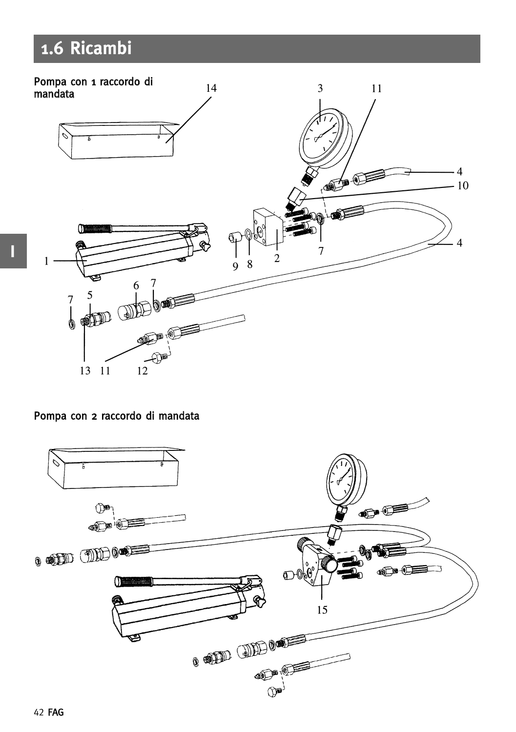# 1.6 Ricambi

Pompa con 1 raccordo di mandata

14 3 11

4

10

4

1

9 8 2 7

7 5 6 7

13 11 12

Pompa con 2 raccordo di mandata

15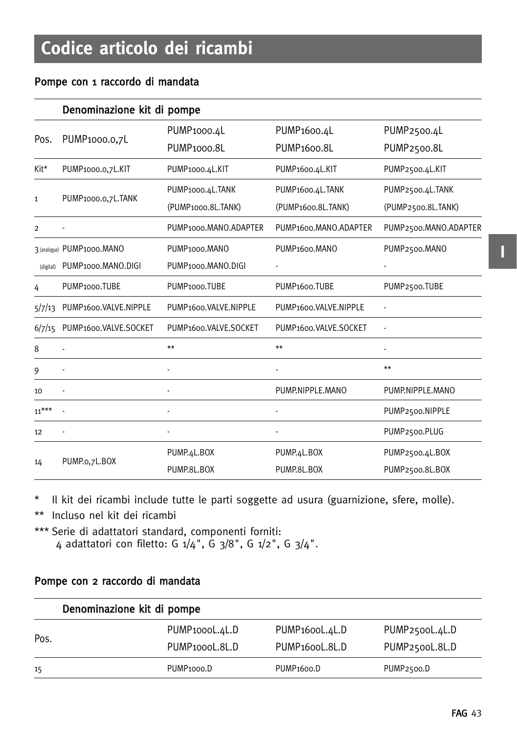# Codice articolo dei ricambi

## Pompe con 1 raccordo di mandata

| Pos. | Denominazione kit di pompe PUMP1000.0,7L | PUMP1000.4L<br>PUMP1000.8L | PUMP1600.4L<br>PUMP1600.8L | PUMP2500.4L<br>PUMP2500.8L |
|---|---|---|---|---|
| Kit* | PUMP1000.0,7L.KIT | PUMP1000.4L.KIT | PUMP1600.4L.KIT | PUMP2500.4L.KIT |
| 1 | PUMP1000.0,7L.TANK | PUMP1000.4L.TANK<br>(PUMP1000.8L.TANK) | PUMP1600.4L.TANK<br>(PUMP1600.8L.TANK) | PUMP2500.4L.TANK<br>(PUMP2500.8L.TANK) |
| 2 | - | PUMP1000.MANO.ADAPTER | PUMP1600.MANO.ADAPTER | PUMP2500.MANO.ADAPTER |
| 3 (analogue) | PUMP1000.MANO | PUMP1000.MANO | PUMP1600.MANO | PUMP2500.MANO |
| (digital) | PUMP1000.MANO.DIGI | PUMP1000.MANO.DIGI | - | - |
| 4 | PUMP1000.TUBE | PUMP1000.TUBE | PUMP1600.TUBE | PUMP2500.TUBE |
| 5/7/13 | PUMP1600.VALVE.NIPPLE | PUMP1600.VALVE.NIPPLE | PUMP1600.VALVE.NIPPLE | - |
| 6/7/15 | PUMP1600.VALVE.SOCKET | PUMP1600.VALVE.SOCKET | PUMP1600.VALVE.SOCKET | - |
| 8 | - | ** | ** | - |
| 9 | - | - | - | ** |
| 10 | - | - | PUMP.NIPPLE.MANO | PUMP.NIPPLE.MANO |
| 11*** | - | - | - | PUMP2500.NIPPLE |
| 12 | - | - | - | PUMP2500.PLUG |
| 14 | PUMP.0,7L.BOX | PUMP.4L.BOX<br>PUMP.8L.BOX | PUMP.4L.BOX<br>PUMP.8L.BOX | PUMP2500.4L.BOX<br>PUMP2500.8L.BOX |

\* Il kit dei ricambi include tutte le parti soggette ad usura (guarnizione, sfere, molle).

\** Incluso nel kit dei ricambi

\*** Serie di adattatori standard, componenti forniti:
4 adattatori con filetto: G 1/4", G 3/8", G 1/2", G 3/4".

## Pompe con 2 raccordo di mandata

| Pos. | Denominazione kit di pompe PUMP1000L.4L.D<br>PUMP1000L.8L.D | PUMP1600L.4L.D<br>PUMP1600L.8L.D | PUMP2500L.4L.D<br>PUMP2500L.8L.D |
|---|---|---|---|
| 15 | PUMP1000.D | PUMP1600.D | PUMP2500.D |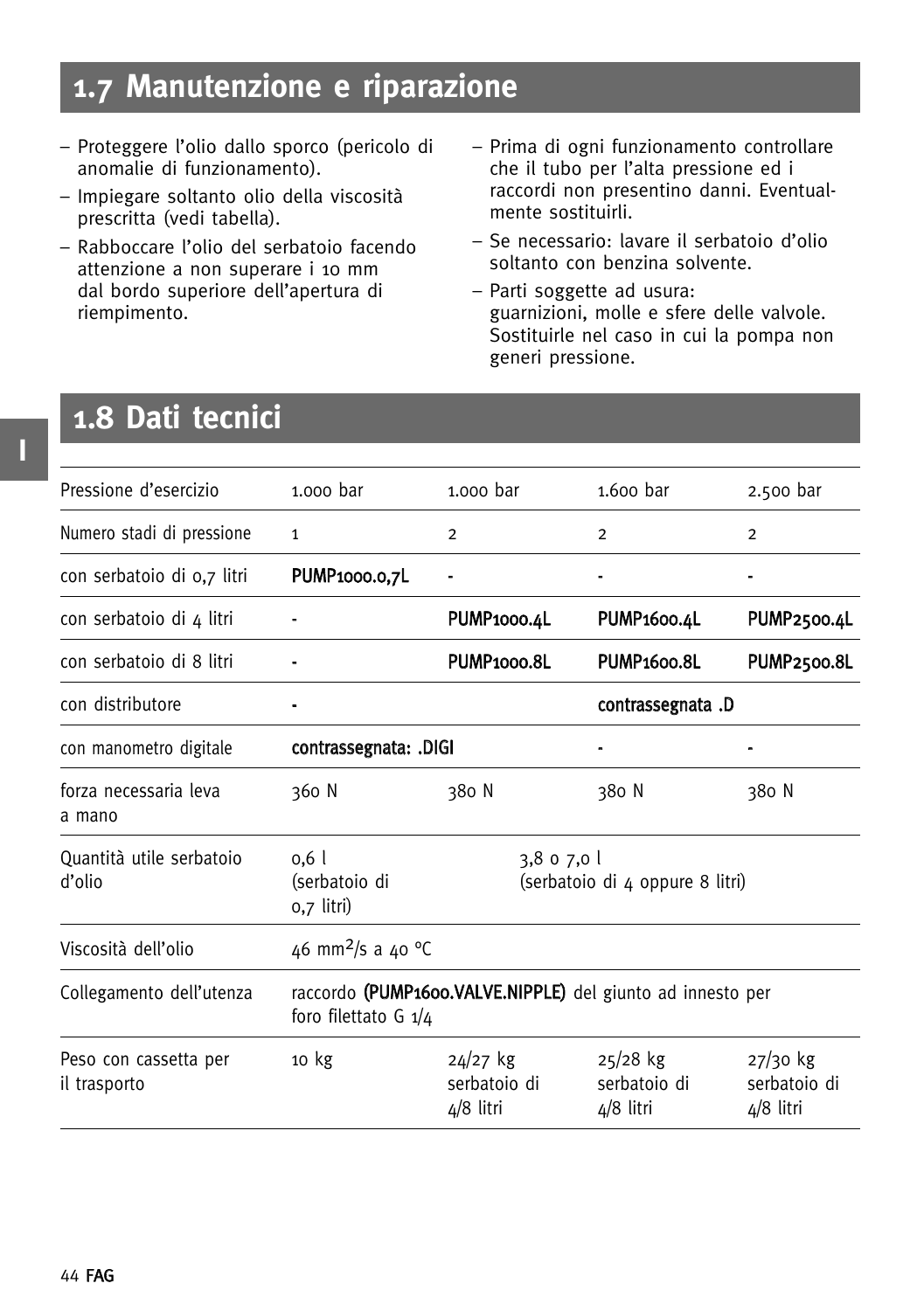## 1.7 Manutenzione e riparazione

- Proteggere l'olio dallo sporco (pericolo di anomalie di funzionamento).
- Impiegare soltanto olio della viscosità prescritta (vedi tabella).
- Rabboccare l'olio del serbatoio facendo attenzione a non superare i 10 mm dal bordo superiore dell'apertura di riempimento.
- Prima di ogni funzionamento controllare che il tubo per l'alta pressione ed i raccordi non presentino danni. Eventualmente sostituirli.
- Se necessario: lavare il serbatoio d'olio soltanto con benzina solvente.
- Parti soggette ad usura: guarnizioni, molle e sfere delle valvole. Sostituirle nel caso in cui la pompa non generi pressione.

## 1.8 Dati tecnici

| | | | | |
|---|---|---|---|---|
| Pressione d'esercizio | 1.000 bar | 1.000 bar | 1.600 bar | 2.500 bar |
| Numero stadi di pressione | 1 | 2 | 2 | 2 |
| con serbatoio di 0,7 litri | **PUMP1000.0,7L** | - | - | - |
| con serbatoio di 4 litri | - | **PUMP1000.4L** | **PUMP1600.4L** | **PUMP2500.4L** |
| con serbatoio di 8 litri | - | **PUMP1000.8L** | **PUMP1600.8L** | **PUMP2500.8L** |
| con distributore | - | | **contrassegnata .D** | |
| con manometro digitale | **contrassegnata: .DIGI** | | - | - |
| forza necessaria leva a mano | 360 N | 380 N | 380 N | 380 N |
| Quantità utile serbatoio d'olio | 0,6 l (serbatoio di 0,7 litri) | 3,8 o 7,0 l (serbatoio di 4 oppure 8 litri) | | |
| Viscosità dell'olio | 46 $mm^2/s$ a 40 °C | | | |
| Collegamento dell'utenza | raccordo **(PUMP1600.VALVE.NIPPLE)** del giunto ad innesto per foro filettato G 1/4 | | | |
| Peso con cassetta per il trasporto | 10 kg | 24/27 kg serbatoio di 4/8 litri | 25/28 kg serbatoio di 4/8 litri | 27/30 kg serbatoio di 4/8 litri |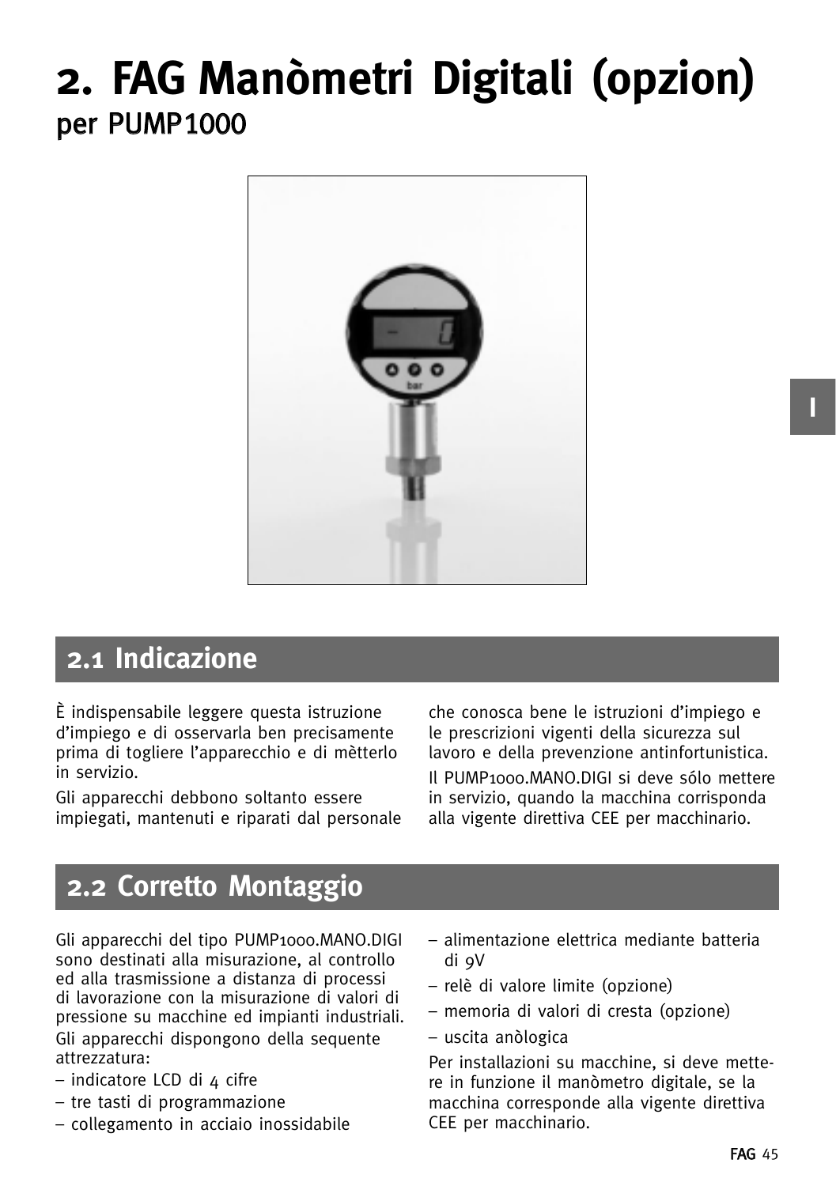# 2. FAG Manòmetri Digitali (opzion)

per PUMP1000

## 2.1 Indicazione

È indispensabile leggere questa istruzione d'impiego e di osservarla ben precisamente prima di togliere l'apparecchio e di mètterlo in servizio.

Gli apparecchi debbono soltanto essere impiegati, mantenuti e riparati dal personale che conosca bene le istruzioni d'impiego e le prescrizioni vigenti della sicurezza sul lavoro e della prevenzione antinfortunistica.

Il PUMP1000.MANO.DIGI si deve sólo mettere in servizio, quando la macchina corrisponda alla vigente direttiva CEE per macchinario.

## 2.2 Corretto Montaggio

Gli apparecchi del tipo PUMP1000.MANO.DIGI sono destinati alla misurazione, al controllo ed alla trasmissione a distanza di processi di lavorazione con la misurazione di valori di pressione su macchine ed impianti industriali.

Gli apparecchi dispongono della sequente attrezzatura:

- indicatore LCD di 4 cifre
- tre tasti di programmazione
- collegamento in acciaio inossidabile
- alimentazione elettrica mediante batteria di 9V
- relè di valore limite (opzione)
- memoria di valori di cresta (opzione)
- uscita anòlogica

Per installazioni su macchine, si deve mettere in funzione il manòmetro digitale, se la macchina corresponde alla vigente direttiva CEE per macchinario.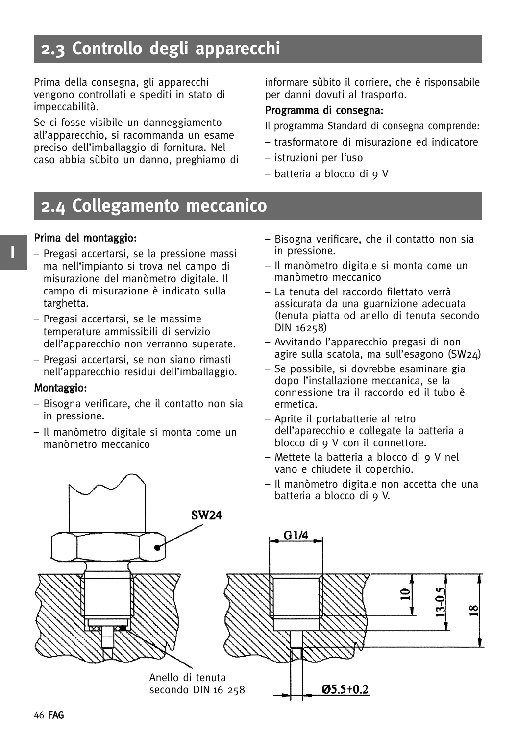## 2.3 Controllo degli apparecchi

Prima della consegna, gli apparecchi vengono controllati e spediti in stato di impeccabilità.

Se ci fosse visibile un danneggiamento all'apparecchio, si racommanda un esame preciso dell'imballaggio di fornitura. Nel caso abbia sùbito un danno, preghiamo di informare sùbito il corriere, che è risponsabile per danni dovuti al trasporto.

**Programma di consegna:**

Il programma Standard di consegna comprende:

- trasformatore di misurazione ed indicatore
- istruzioni per l'uso
- batteria a blocco di 9 V

## 2.4 Collegamento meccanico

**Prima del montaggio:**

- Pregasi accertarsi, se la pressione massi ma nell'impianto si trova nel campo di misurazione del manòmetro digitale. Il campo di misurazione è indicato sulla targhetta.
- Pregasi accertarsi, se le massime temperature ammissibili di servizio dell'apparecchio non verranno superate.
- Pregasi accertarsi, se non siano rimasti nell'apparecchio residui dell'imballaggio.

**Montaggio:**

- Bisogna verificare, che il contatto non sia in pressione.
- Il manòmetro digitale si monta come un manòmetro meccanico
- Bisogna verificare, che il contatto non sia in pressione.
- Il manòmetro digitale si monta come un manòmetro meccanico
- La tenuta del raccordo filettato verrà assicurata da una guarnizione adequata (tenuta piatta od anello di tenuta secondo DIN 16258)
- Avvitando l'apparecchio pregasi di non agire sulla scatola, ma sull'esagono (SW24)
- Se possibile, si dovrebbe esaminare gia dopo l'installazione meccanica, se la connessione tra il raccordo ed il tubo è ermetica.
- Aprite il portabatterie al retro dell'aparecchio e collegate la batteria a blocco di 9 V con il connettore.
- Mettete la batteria a blocco di 9 V nel vano e chiudete il coperchio.
- Il manòmetro digitale non accetta che una batteria a blocco di 9 V.

SW24

Anello di tenuta secondo DIN 16 258

G1/4

10

13-0,5

18

Ø5.5+0.2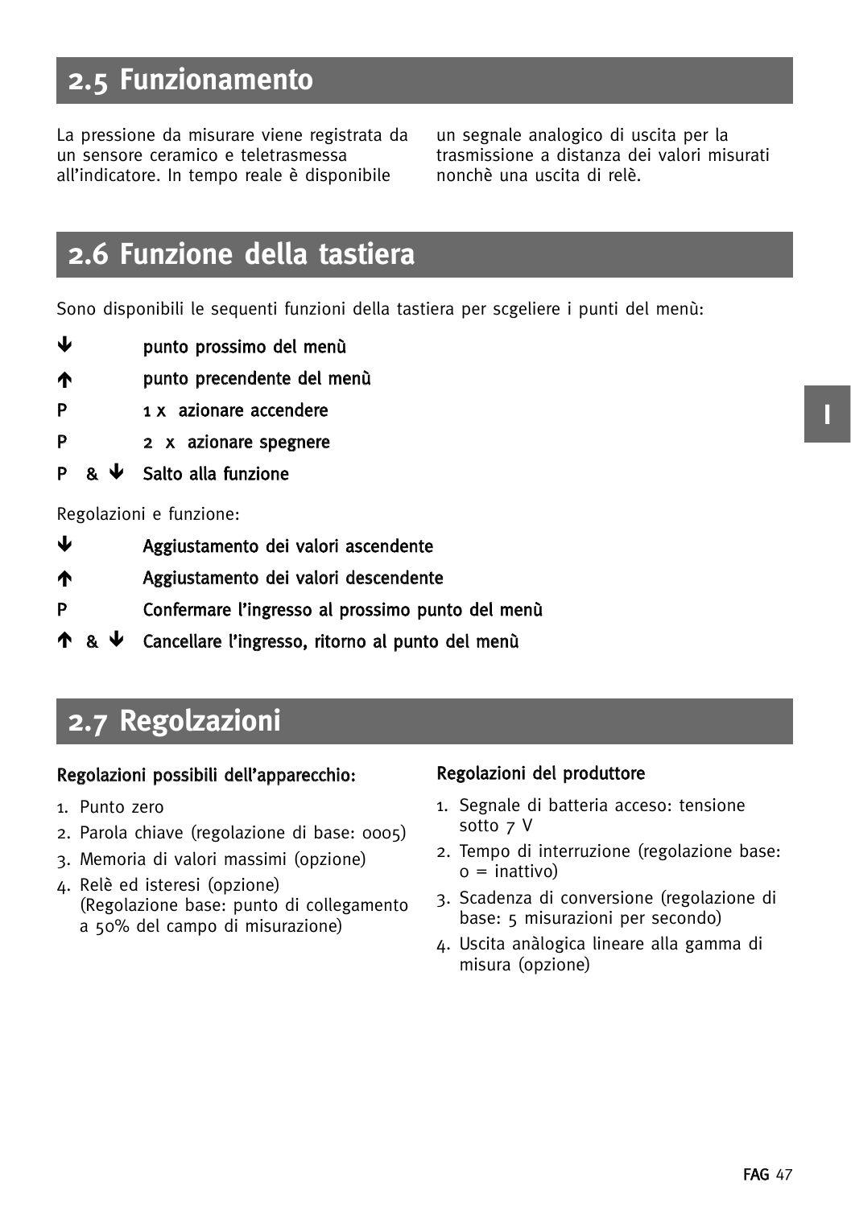## 2.5 Funzionamento

La pressione da misurare viene registrata da un sensore ceramico e teletrasmessa all'indicatore. In tempo reale è disponibile un segnale analogico di uscita per la trasmissione a distanza dei valori misurati nonchè una uscita di relè.

## 2.6 Funzione della tastiera

Sono disponibili le sequenti funzioni della tastiera per scgeliere i punti del menù:

| | |
|---|---|
| **↓** | **punto prossimo del menù** |
| **↑** | **punto precendente del menù** |
| **P** | **1 x azionare accendere** |
| **P** | **2 x azionare spegnere** |
| **P & ↓** | **Salto alla funzione** |

Regolazioni e funzione:

| | |
|---|---|
| **↓** | **Aggiustamento dei valori ascendente** |
| **↑** | **Aggiustamento dei valori descendente** |
| **P** | **Confermare l'ingresso al prossimo punto del menù** |
| **↑ & ↓** | **Cancellare l'ingresso, ritorno al punto del menù** |

## 2.7 Regolzazioni

**Regolazioni possibili dell'apparecchio:**

1. Punto zero
2. Parola chiave (regolazione di base: 0005)
3. Memoria di valori massimi (opzione)
4. Relè ed isteresi (opzione)
   (Regolazione base: punto di collegamento a 50% del campo di misurazione)

**Regolazioni del produttore**

1. Segnale di batteria acceso: tensione sotto 7 V
2. Tempo di interruzione (regolazione base: 0 = inattivo)
3. Scadenza di conversione (regolazione di base: 5 misurazioni per secondo)
4. Uscita anàlogica lineare alla gamma di misura (opzione)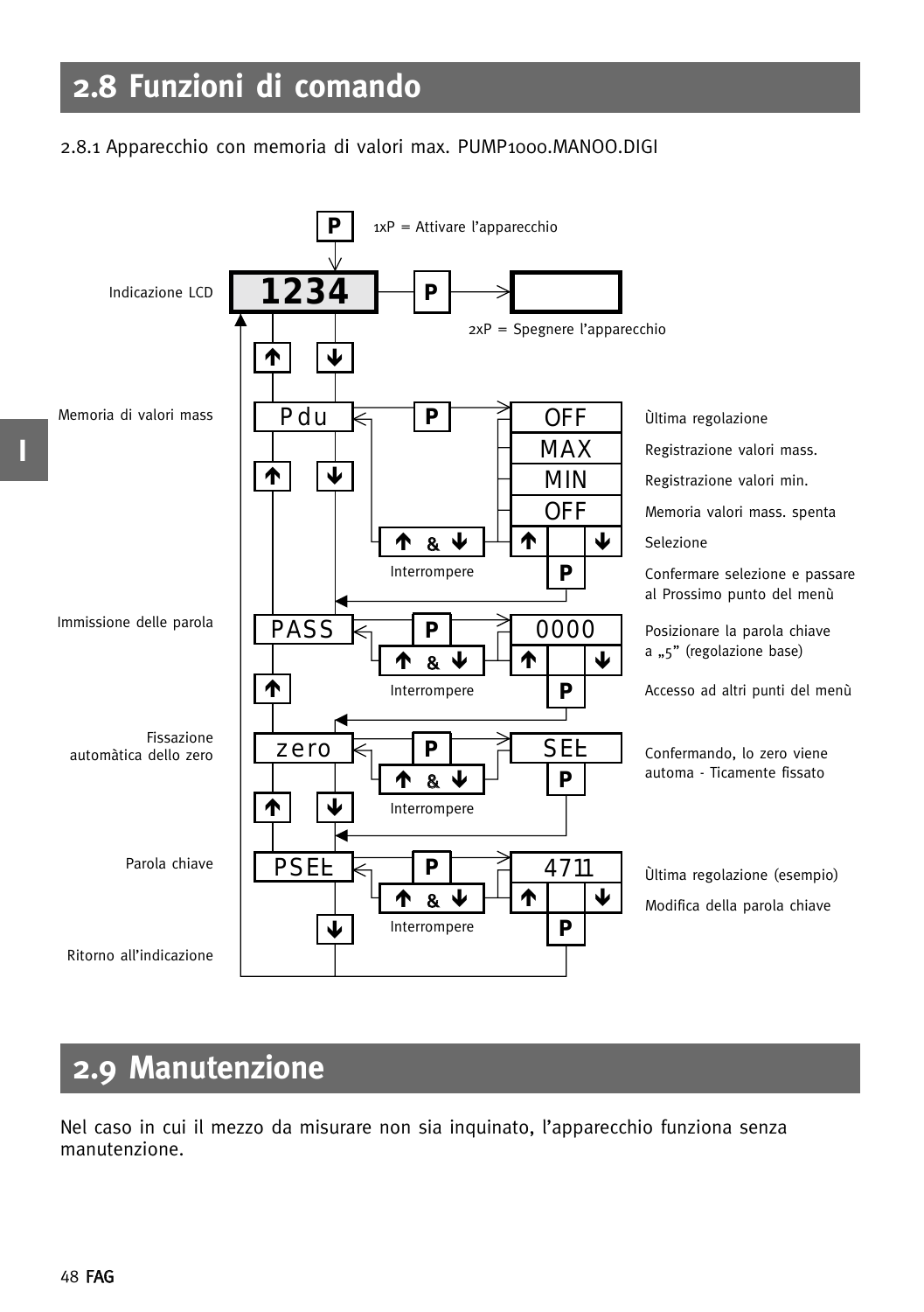## 2.8 Funzioni di comando

2.8.1 Apparecchio con memoria di valori max. PUMP1000.MANOO.DIGI

P — 1xP = Attivare l'apparecchio

Indicazione LCD: 1234 — P — 2xP = Spegnere l'apparecchio

↑ ↓

Memoria di valori mass: Pdu — P — OFF / MAX / MIN / OFF

- OFF — Ùltima regolazione
- MAX — Registrazione valori mass.
- MIN — Registrazione valori min.
- OFF — Memoria valori mass. spenta
- ↑ ↓ — Selezione
- P — Confermare selezione e passare al Prossimo punto del menù

↑ & ↓ — Interrompere

Immissione delle parola: PASS — P — 0000

- 0000 — Posizionare la parola chiave a „5" (regolazione base)
- P — Accesso ad altri punti del menù

↑ & ↓ — Interrompere

Fissazione automàtica dello zero: zero — P — SEt

- SEt / P — Confermando, lo zero viene automa - Ticamente fissato

↑ & ↓ — Interrompere

Parola chiave: PSEt — P — 4711

- 4711 — Ùltima regolazione (esempio)
- ↑ ↓ — Modifica della parola chiave

↑ & ↓ — Interrompere

Ritorno all'indicazione

## 2.9 Manutenzione

Nel caso in cui il mezzo da misurare non sia inquinato, l'apparecchio funziona senza manutenzione.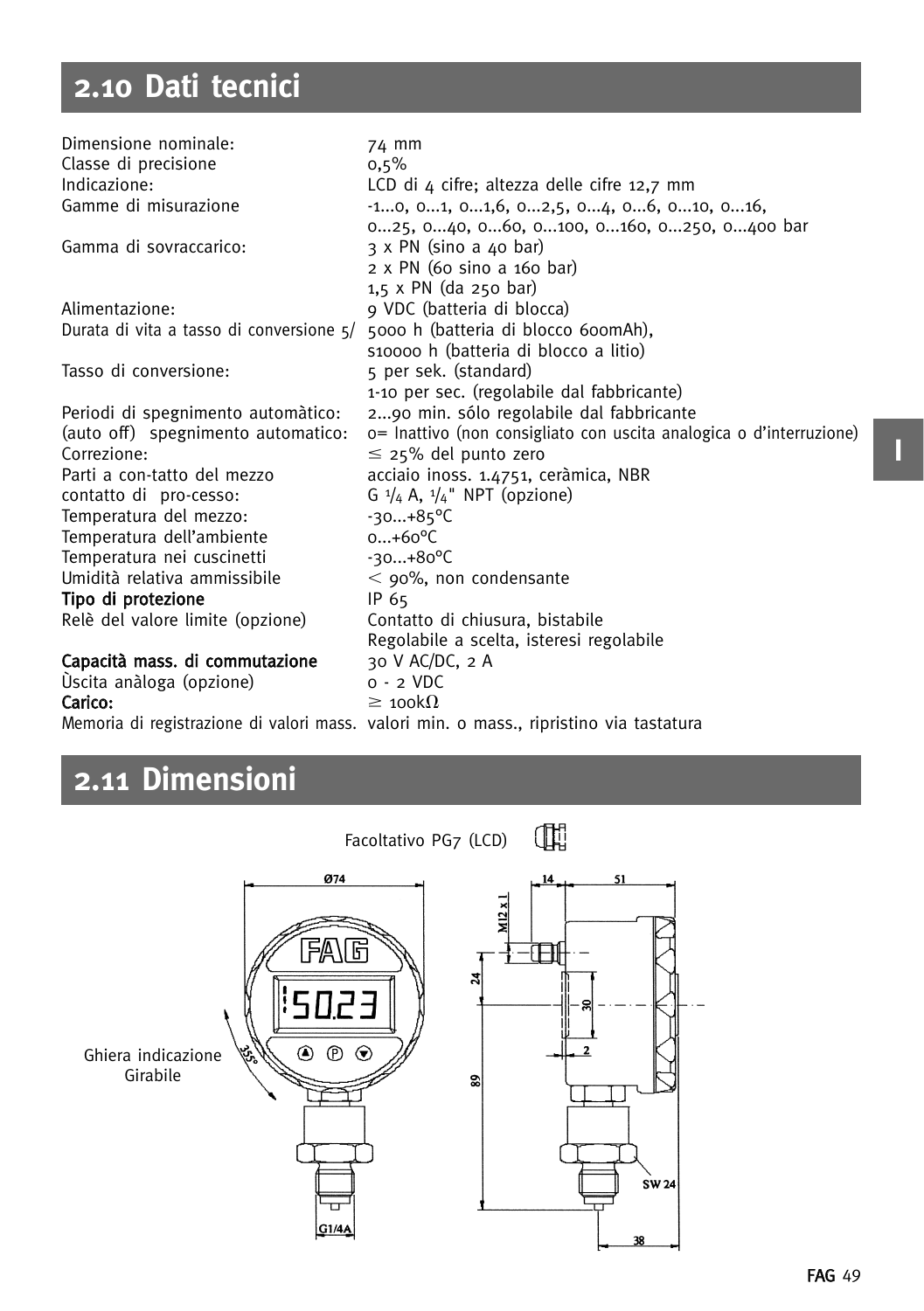## 2.10 Dati tecnici

| | |
|---|---|
| Dimensione nominale: | 74 mm |
| Classe di precisione | 0,5% |
| Indicazione: | LCD di 4 cifre; altezza delle cifre 12,7 mm |
| Gamme di misurazione | -1...0, 0...1, 0...1,6, 0...2,5, 0...4, 0...6, 0...10, 0...16, 0...25, 0...40, 0...60, 0...100, 0...160, 0...250, 0...400 bar |
| Gamma di sovraccarico: | 3 x PN (sino a 40 bar)<br>2 x PN (60 sino a 160 bar)<br>1,5 x PN (da 250 bar) |
| Alimentazione: | 9 VDC (batteria di blocca) |
| Durata di vita a tasso di conversione 5/ | 5000 h (batteria di blocco 600mAh),<br>s10000 h (batteria di blocco a litio) |
| Tasso di conversione: | 5 per sek. (standard)<br>1-10 per sec. (regolabile dal fabbricante) |
| Periodi di spegnimento automàtico: | 2...90 min. sólo regolabile dal fabbricante |
| (auto off) spegnimento automatico: | 0= Inattivo (non consigliato con uscita analogica o d'interruzione) |
| Correzione: | ≤ 25% del punto zero |
| Parti a con-tatto del mezzo | acciaio inoss. 1.4751, ceràmica, NBR |
| contatto di pro-cesso: | G 1/4 A, 1/4" NPT (opzione) |
| Temperatura del mezzo: | -30...+85°C |
| Temperatura dell'ambiente | 0...+60°C |
| Temperatura nei cuscinetti | -30...+80°C |
| Umidità relativa ammissibile | < 90%, non condensante |
| **Tipo di protezione** | IP 65 |
| Relè del valore limite (opzione) | Contatto di chiusura, bistabile<br>Regolabile a scelta, isteresi regolabile |
| **Capacità mass. di commutazione** | 30 V AC/DC, 2 A |
| Ùscita anàloga (opzione) | 0 - 2 VDC |
| **Carico:** | ≥ 100kΩ |
| Memoria di registrazione di valori mass. | valori min. o mass., ripristino via tastatura |

## 2.11 Dimensioni

Facoltativo PG7 (LCD)

Ghiera indicazione Girabile

Ø74, 355°, G1/4A, M12 x 1, 14, 51, 24, 30, 2, 89, SW 24, 38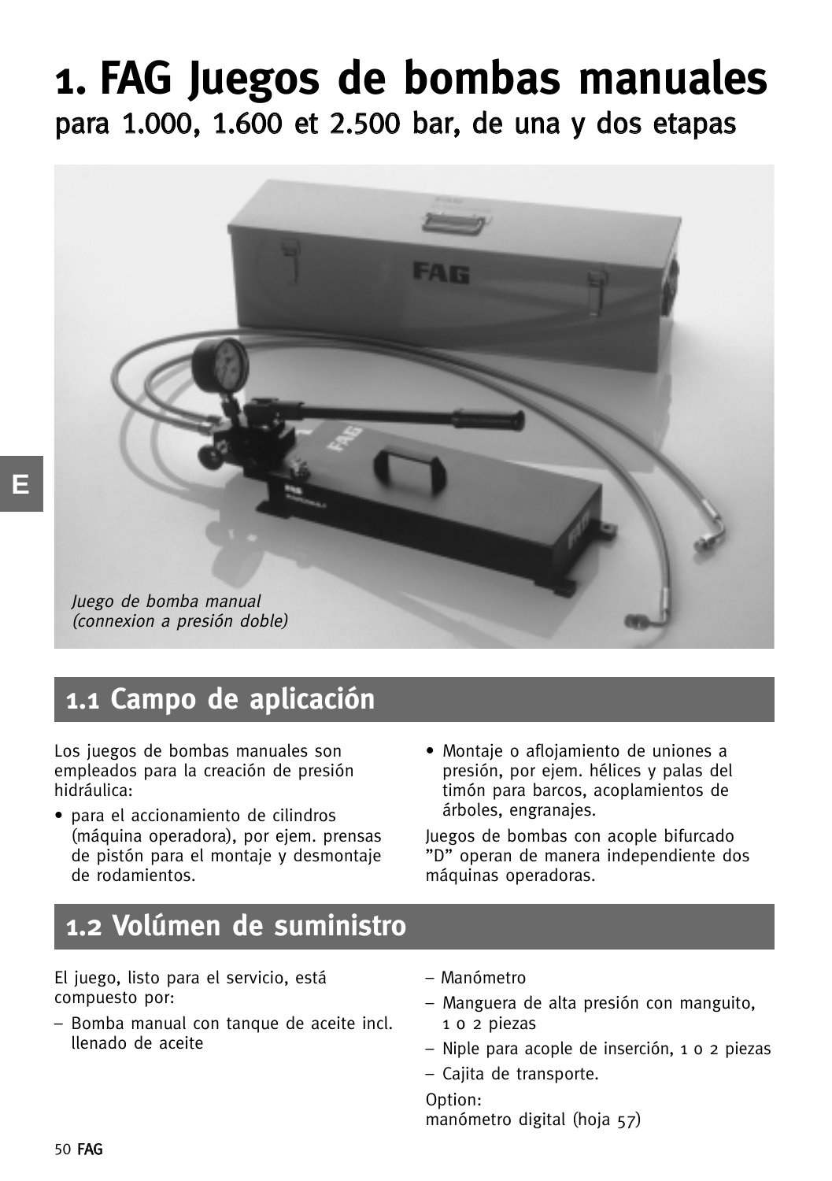# 1. FAG Juegos de bombas manuales

## para 1.000, 1.600 et 2.500 bar, de una y dos etapas

*Juego de bomba manual (connexion a presión doble)*

## 1.1 Campo de aplicación

Los juegos de bombas manuales son empleados para la creación de presión hidráulica:

- para el accionamiento de cilindros (máquina operadora), por ejem. prensas de pistón para el montaje y desmontaje de rodamientos.
- Montaje o aflojamiento de uniones a presión, por ejem. hélices y palas del timón para barcos, acoplamientos de árboles, engranajes.

Juegos de bombas con acople bifurcado "D" operan de manera independiente dos máquinas operadoras.

## 1.2 Volúmen de suministro

El juego, listo para el servicio, está compuesto por:

– Bomba manual con tanque de aceite incl. llenado de aceite
– Manómetro
– Manguera de alta presión con manguito, 1 o 2 piezas
– Niple para acople de inserción, 1 o 2 piezas
– Cajita de transporte.

Option:
manómetro digital (hoja 57)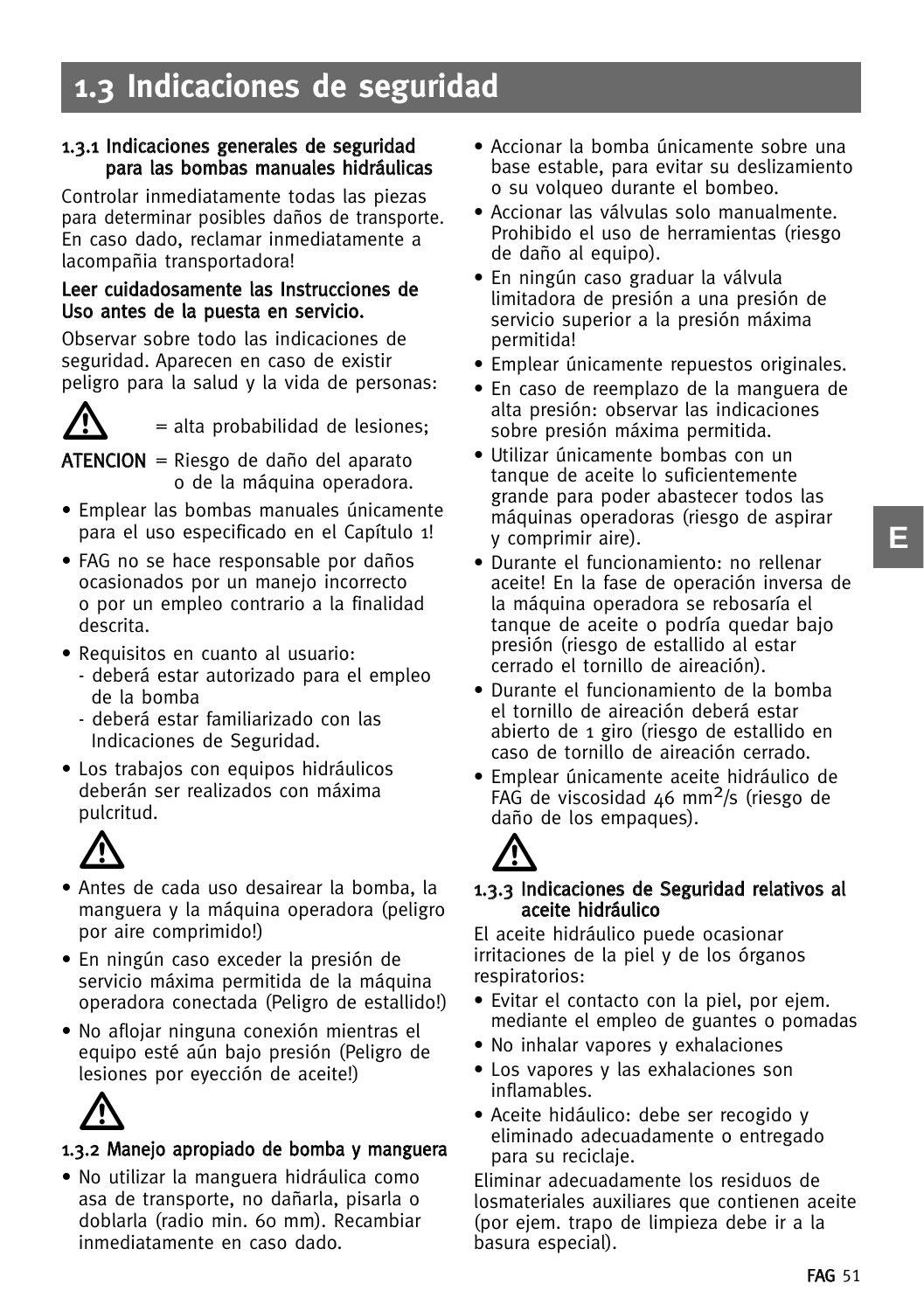# 1.3 Indicaciones de seguridad

### 1.3.1 Indicaciones generales de seguridad para las bombas manuales hidráulicas

Controlar inmediatamente todas las piezas para determinar posibles daños de transporte. En caso dado, reclamar inmediatamente a lacompañia transportadora!

**Leer cuidadosamente las Instrucciones de Uso antes de la puesta en servicio.**

Observar sobre todo las indicaciones de seguridad. Aparecen en caso de existir peligro para la salud y la vida de personas:

⚠ = alta probabilidad de lesiones;

**ATENCION** = Riesgo de daño del aparato o de la máquina operadora.

- Emplear las bombas manuales únicamente para el uso especificado en el Capítulo 1!
- FAG no se hace responsable por daños ocasionados por un manejo incorrecto o por un empleo contrario a la finalidad descrita.
- Requisitos en cuanto al usuario:
  - deberá estar autorizado para el empleo de la bomba
  - deberá estar familiarizado con las Indicaciones de Seguridad.
- Los trabajos con equipos hidráulicos deberán ser realizados con máxima pulcritud.

⚠

- Antes de cada uso desairear la bomba, la manguera y la máquina operadora (peligro por aire comprimido!)
- En ningún caso exceder la presión de servicio máxima permitida de la máquina operadora conectada (Peligro de estallido!)
- No aflojar ninguna conexión mientras el equipo esté aún bajo presión (Peligro de lesiones por eyección de aceite!)

⚠

### 1.3.2 Manejo apropiado de bomba y manguera

- No utilizar la manguera hidráulica como asa de transporte, no dañarla, pisarla o doblarla (radio min. 60 mm). Recambiar inmediatamente en caso dado.
- Accionar la bomba únicamente sobre una base estable, para evitar su deslizamiento o su volqueo durante el bombeo.
- Accionar las válvulas solo manualmente. Prohibido el uso de herramientas (riesgo de daño al equipo).
- En ningún caso graduar la válvula limitadora de presión a una presión de servicio superior a la presión máxima permitida!
- Emplear únicamente repuestos originales.
- En caso de reemplazo de la manguera de alta presión: observar las indicaciones sobre presión máxima permitida.
- Utilizar únicamente bombas con un tanque de aceite lo suficientemente grande para poder abastecer todos las máquinas operadoras (riesgo de aspirar y comprimir aire).
- Durante el funcionamiento: no rellenar aceite! En la fase de operación inversa de la máquina operadora se rebosaría el tanque de aceite o podría quedar bajo presión (riesgo de estallido al estar cerrado el tornillo de aireación).
- Durante el funcionamiento de la bomba el tornillo de aireación deberá estar abierto de 1 giro (riesgo de estallido en caso de tornillo de aireación cerrado.
- Emplear únicamente aceite hidráulico de FAG de viscosidad 46 $mm^2/s$ (riesgo de daño de los empaques).

⚠

### 1.3.3 Indicaciones de Seguridad relativos al aceite hidráulico

El aceite hidráulico puede ocasionar irritaciones de la piel y de los órganos respiratorios:

- Evitar el contacto con la piel, por ejem. mediante el empleo de guantes o pomadas
- No inhalar vapores y exhalaciones
- Los vapores y las exhalaciones son inflamables.
- Aceite hidáulico: debe ser recogido y eliminado adecuadamente o entregado para su reciclaje.

Eliminar adecuadamente los residuos de losmateriales auxiliares que contienen aceite (por ejem. trapo de limpieza debe ir a la basura especial).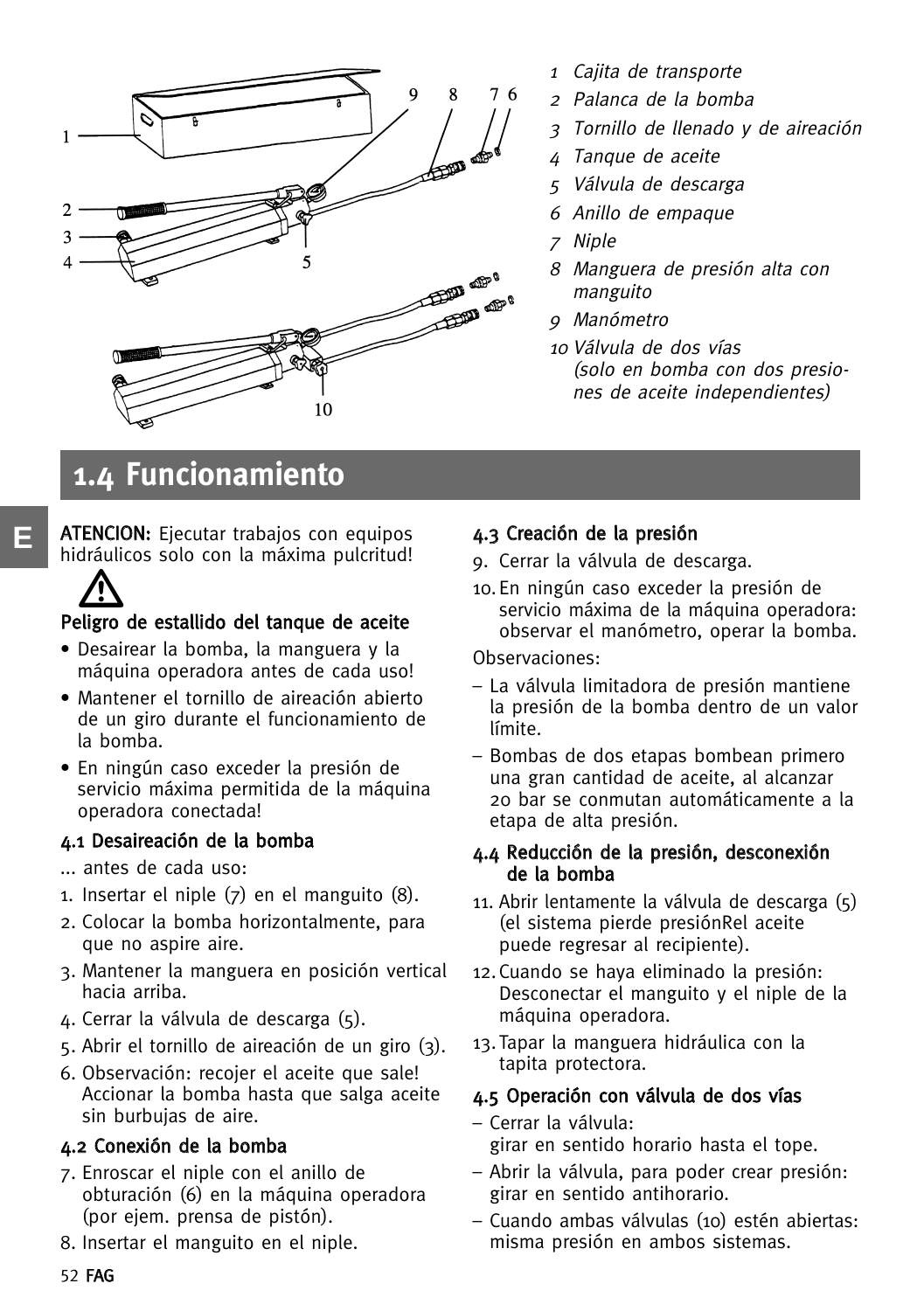1 *Cajita de transporte*
2 *Palanca de la bomba*
3 *Tornillo de llenado y de aireación*
4 *Tanque de aceite*
5 *Válvula de descarga*
6 *Anillo de empaque*
7 *Niple*
8 *Manguera de presión alta con manguito*
9 *Manómetro*
10 *Válvula de dos vías (solo en bomba con dos presiones de aceite independientes)*

## 1.4 Funcionamiento

**ATENCION:** Ejecutar trabajos con equipos hidráulicos solo con la máxima pulcritud!

⚠

**Peligro de estallido del tanque de aceite**

- Desairear la bomba, la manguera y la máquina operadora antes de cada uso!
- Mantener el tornillo de aireación abierto de un giro durante el funcionamiento de la bomba.
- En ningún caso exceder la presión de servicio máxima permitida de la máquina operadora conectada!

### 4.1 Desaireación de la bomba

... antes de cada uso:

1. Insertar el niple (7) en el manguito (8).
2. Colocar la bomba horizontalmente, para que no aspire aire.
3. Mantener la manguera en posición vertical hacia arriba.
4. Cerrar la válvula de descarga (5).
5. Abrir el tornillo de aireación de un giro (3).
6. Observación: recojer el aceite que sale! Accionar la bomba hasta que salga aceite sin burbujas de aire.

### 4.2 Conexión de la bomba

7. Enroscar el niple con el anillo de obturación (6) en la máquina operadora (por ejem. prensa de pistón).
8. Insertar el manguito en el niple.

### 4.3 Creación de la presión

9. Cerrar la válvula de descarga.
10. En ningún caso exceder la presión de servicio máxima de la máquina operadora: observar el manómetro, operar la bomba.

Observaciones:

– La válvula limitadora de presión mantiene la presión de la bomba dentro de un valor límite.
– Bombas de dos etapas bombean primero una gran cantidad de aceite, al alcanzar 20 bar se conmutan automáticamente a la etapa de alta presión.

### 4.4 Reducción de la presión, desconexión de la bomba

11. Abrir lentamente la válvula de descarga (5) (el sistema pierde presiónRel aceite puede regresar al recipiente).
12. Cuando se haya eliminado la presión: Desconectar el manguito y el niple de la máquina operadora.
13. Tapar la manguera hidráulica con la tapita protectora.

### 4.5 Operación con válvula de dos vías

– Cerrar la válvula: girar en sentido horario hasta el tope.
– Abrir la válvula, para poder crear presión: girar en sentido antihorario.
– Cuando ambas válvulas (10) estén abiertas: misma presión en ambos sistemas.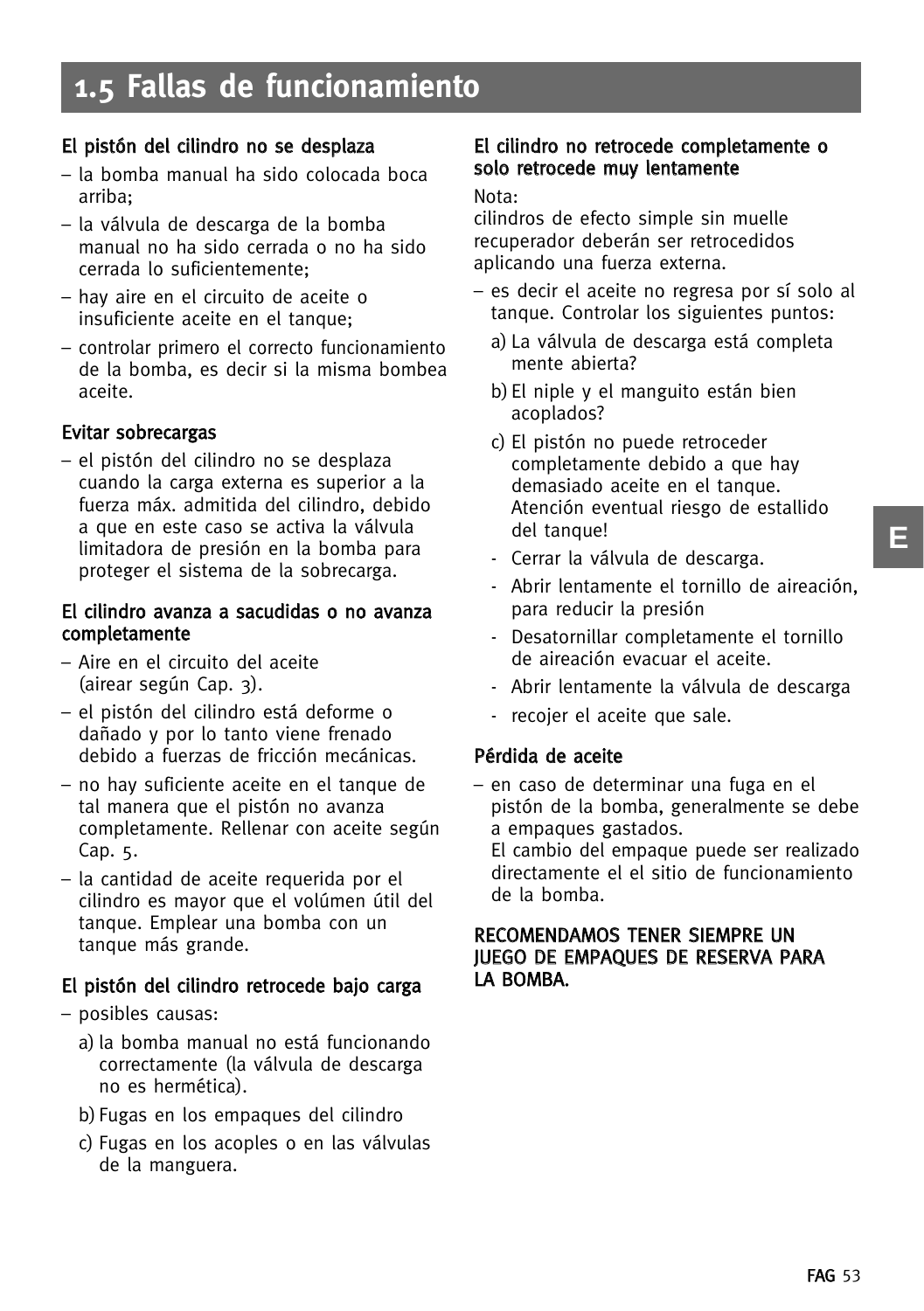# 1.5 Fallas de funcionamiento

**El pistón del cilindro no se desplaza**

– la bomba manual ha sido colocada boca arriba;
– la válvula de descarga de la bomba manual no ha sido cerrada o no ha sido cerrada lo suficientemente;
– hay aire en el circuito de aceite o insuficiente aceite en el tanque;
– controlar primero el correcto funcionamiento de la bomba, es decir si la misma bombea aceite.

**Evitar sobrecargas**

– el pistón del cilindro no se desplaza cuando la carga externa es superior a la fuerza máx. admitida del cilindro, debido a que en este caso se activa la válvula limitadora de presión en la bomba para proteger el sistema de la sobrecarga.

**El cilindro avanza a sacudidas o no avanza completamente**

– Aire en el circuito del aceite (airear según Cap. 3).
– el pistón del cilindro está deforme o dañado y por lo tanto viene frenado debido a fuerzas de fricción mecánicas.
– no hay suficiente aceite en el tanque de tal manera que el pistón no avanza completamente. Rellenar con aceite según Cap. 5.
– la cantidad de aceite requerida por el cilindro es mayor que el volúmen útil del tanque. Emplear una bomba con un tanque más grande.

**El pistón del cilindro retrocede bajo carga**

– posibles causas:
  a) la bomba manual no está funcionando correctamente (la válvula de descarga no es hermética).
  b) Fugas en los empaques del cilindro
  c) Fugas en los acoples o en las válvulas de la manguera.

**El cilindro no retrocede completamente o solo retrocede muy lentamente**

Nota:
cilindros de efecto simple sin muelle recuperador deberán ser retrocedidos aplicando una fuerza externa.

– es decir el aceite no regresa por sí solo al tanque. Controlar los siguientes puntos:
  a) La válvula de descarga está completa mente abierta?
  b) El niple y el manguito están bien acoplados?
  c) El pistón no puede retroceder completamente debido a que hay demasiado aceite en el tanque. Atención eventual riesgo de estallido del tanque!
  - Cerrar la válvula de descarga.
  - Abrir lentamente el tornillo de aireación, para reducir la presión
  - Desatornillar completamente el tornillo de aireación evacuar el aceite.
  - Abrir lentamente la válvula de descarga
  - recojer el aceite que sale.

**Pérdida de aceite**

– en caso de determinar una fuga en el pistón de la bomba, generalmente se debe a empaques gastados.
El cambio del empaque puede ser realizado directamente el el sitio de funcionamiento de la bomba.

**RECOMENDAMOS TENER SIEMPRE UN JUEGO DE EMPAQUES DE RESERVA PARA LA BOMBA.**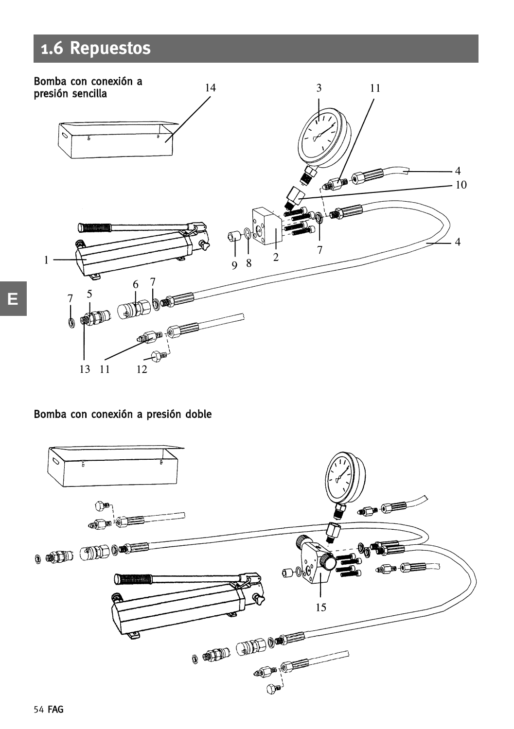## 1.6 Repuestos

Bomba con conexión a presión sencilla

Bomba con conexión a presión doble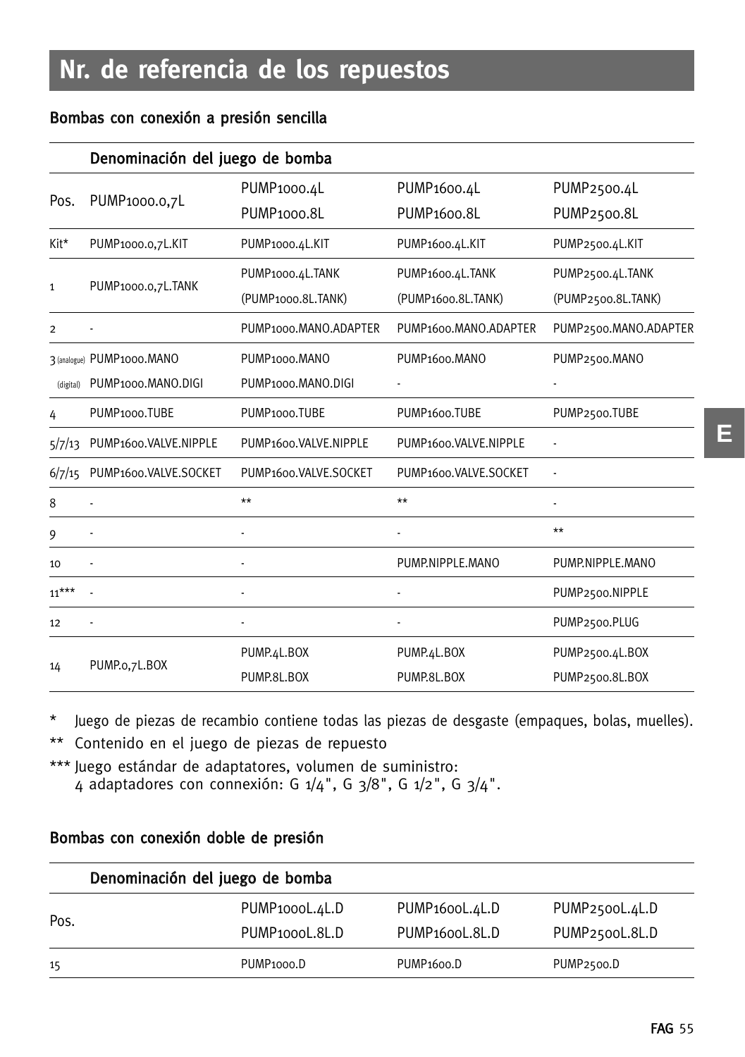# Nr. de referencia de los repuestos

## Bombas con conexión a presión sencilla

| Pos. | Denominación del juego de bomba PUMP1000.0,7L | PUMP1000.4L PUMP1000.8L | PUMP1600.4L PUMP1600.8L | PUMP2500.4L PUMP2500.8L |
|---|---|---|---|---|
| Kit* | PUMP1000.0,7L.KIT | PUMP1000.4L.KIT | PUMP1600.4L.KIT | PUMP2500.4L.KIT |
| 1 | PUMP1000.0,7L.TANK | PUMP1000.4L.TANK (PUMP1000.8L.TANK) | PUMP1600.4L.TANK (PUMP1600.8L.TANK) | PUMP2500.4L.TANK (PUMP2500.8L.TANK) |
| 2 | - | PUMP1000.MANO.ADAPTER | PUMP1600.MANO.ADAPTER | PUMP2500.MANO.ADAPTER |
| 3 (analogue) | PUMP1000.MANO | PUMP1000.MANO | PUMP1600.MANO | PUMP2500.MANO |
| (digital) | PUMP1000.MANO.DIGI | PUMP1000.MANO.DIGI | - | - |
| 4 | PUMP1000.TUBE | PUMP1000.TUBE | PUMP1600.TUBE | PUMP2500.TUBE |
| 5/7/13 | PUMP1600.VALVE.NIPPLE | PUMP1600.VALVE.NIPPLE | PUMP1600.VALVE.NIPPLE | - |
| 6/7/15 | PUMP1600.VALVE.SOCKET | PUMP1600.VALVE.SOCKET | PUMP1600.VALVE.SOCKET | - |
| 8 | - | ** | ** | - |
| 9 | - | - | - | ** |
| 10 | - | - | PUMP.NIPPLE.MANO | PUMP.NIPPLE.MANO |
| 11*** | - | - | - | PUMP2500.NIPPLE |
| 12 | - | - | - | PUMP2500.PLUG |
| 14 | PUMP.0,7L.BOX | PUMP.4L.BOX PUMP.8L.BOX | PUMP.4L.BOX PUMP.8L.BOX | PUMP2500.4L.BOX PUMP2500.8L.BOX |

\* Juego de piezas de recambio contiene todas las piezas de desgaste (empaques, bolas, muelles).

** Contenido en el juego de piezas de repuesto

*** Juego estándar de adaptatores, volumen de suministro:
4 adaptadores con connexión: G 1/4", G 3/8", G 1/2", G 3/4".

## Bombas con conexión doble de presión

| Pos. | Denominación del juego de bomba PUMP1000L.4L.D PUMP1000L.8L.D | PUMP1600L.4L.D PUMP1600L.8L.D | PUMP2500L.4L.D PUMP2500L.8L.D |
|---|---|---|---|
| 15 | PUMP1000.D | PUMP1600.D | PUMP2500.D |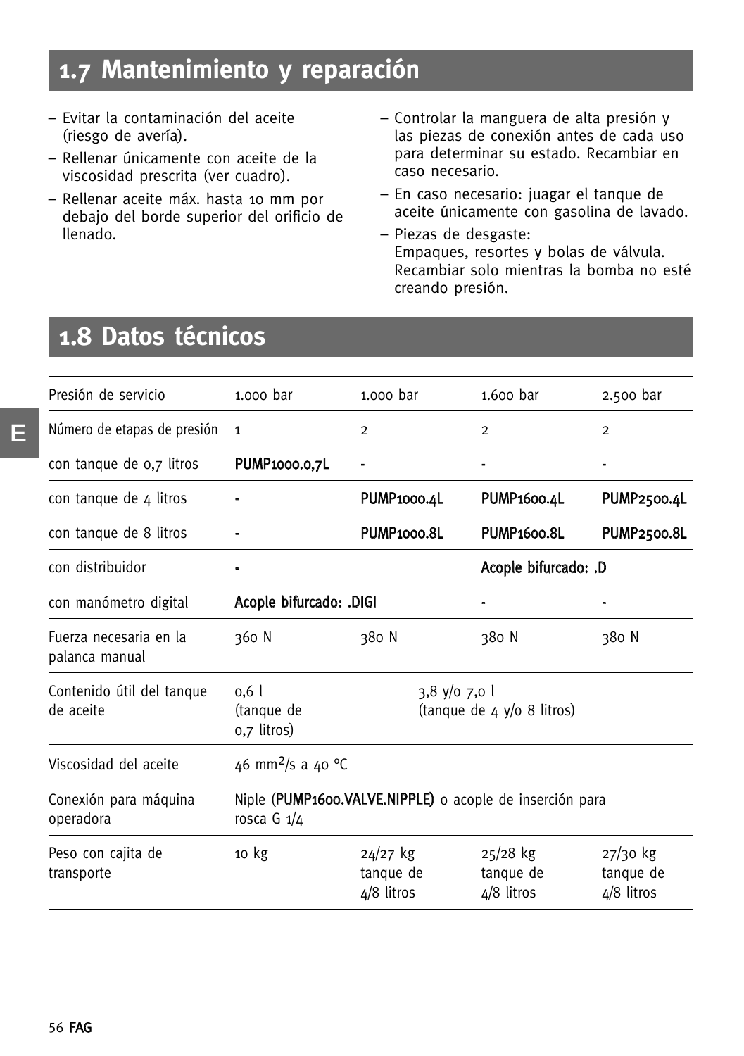## 1.7 Mantenimiento y reparación

- Evitar la contaminación del aceite (riesgo de avería).
- Rellenar únicamente con aceite de la viscosidad prescrita (ver cuadro).
- Rellenar aceite máx. hasta 10 mm por debajo del borde superior del orificio de llenado.
- Controlar la manguera de alta presión y las piezas de conexión antes de cada uso para determinar su estado. Recambiar en caso necesario.
- En caso necesario: juagar el tanque de aceite únicamente con gasolina de lavado.
- Piezas de desgaste:
  Empaques, resortes y bolas de válvula. Recambiar solo mientras la bomba no esté creando presión.

## 1.8 Datos técnicos

| | | | | |
|---|---|---|---|---|
| Presión de servicio | 1.000 bar | 1.000 bar | 1.600 bar | 2.500 bar |
| Número de etapas de presión | 1 | 2 | 2 | 2 |
| con tanque de 0,7 litros | **PUMP1000.0,7L** | - | - | - |
| con tanque de 4 litros | - | **PUMP1000.4L** | **PUMP1600.4L** | **PUMP2500.4L** |
| con tanque de 8 litros | - | **PUMP1000.8L** | **PUMP1600.8L** | **PUMP2500.8L** |
| con distribuidor | - | | **Acople bifurcado: .D** | |
| con manómetro digital | **Acople bifurcado: .DIGI** | | - | - |
| Fuerza necesaria en la palanca manual | 360 N | 380 N | 380 N | 380 N |
| Contenido útil del tanque de aceite | 0,6 l (tanque de 0,7 litros) | 3,8 y/o 7,0 l (tanque de 4 y/o 8 litros) | | |
| Viscosidad del aceite | 46 $mm^2/s$ a 40 °C | | | |
| Conexión para máquina operadora | Niple (**PUMP1600.VALVE.NIPPLE**) o acople de inserción para rosca G 1/4 | | | |
| Peso con cajita de transporte | 10 kg | 24/27 kg tanque de 4/8 litros | 25/28 kg tanque de 4/8 litros | 27/30 kg tanque de 4/8 litros |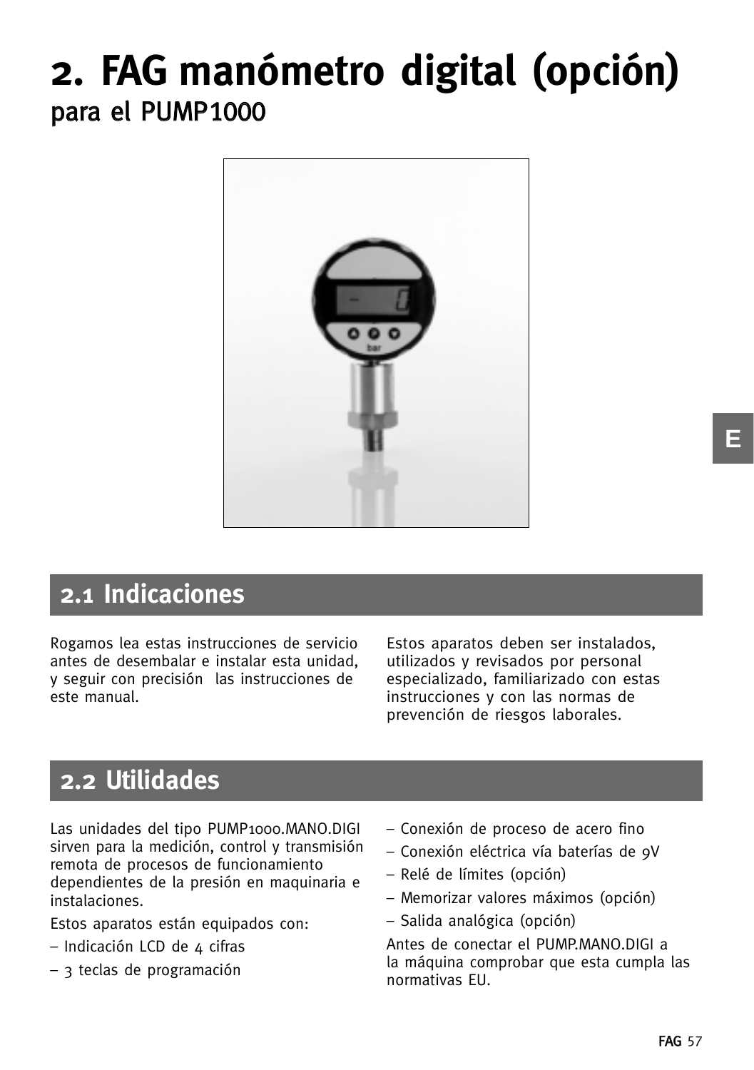# 2. FAG manómetro digital (opción)

## para el PUMP1000

## 2.1 Indicaciones

Rogamos lea estas instrucciones de servicio antes de desembalar e instalar esta unidad, y seguir con precisión las instrucciones de este manual.

Estos aparatos deben ser instalados, utilizados y revisados por personal especializado, familiarizado con estas instrucciones y con las normas de prevención de riesgos laborales.

## 2.2 Utilidades

Las unidades del tipo PUMP1000.MANO.DIGI sirven para la medición, control y transmisión remota de procesos de funcionamiento dependientes de la presión en maquinaria e instalaciones.

Estos aparatos están equipados con:

– Indicación LCD de 4 cifras
– 3 teclas de programación
– Conexión de proceso de acero fino
– Conexión eléctrica vía baterías de 9V
– Relé de límites (opción)
– Memorizar valores máximos (opción)
– Salida analógica (opción)

Antes de conectar el PUMP.MANO.DIGI a la máquina comprobar que esta cumpla las normativas EU.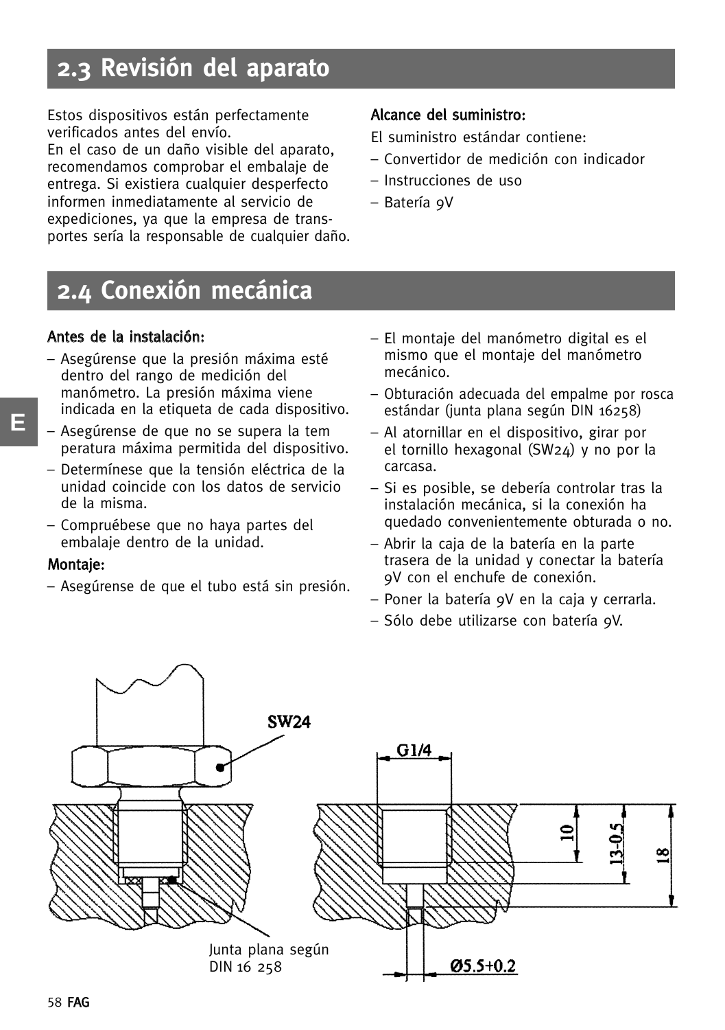## 2.3 Revisión del aparato

Estos dispositivos están perfectamente verificados antes del envío.
En el caso de un daño visible del aparato, recomendamos comprobar el embalaje de entrega. Si existiera cualquier desperfecto informen inmediatamente al servicio de expediciones, ya que la empresa de transportes sería la responsable de cualquier daño.

**Alcance del suministro:**

El suministro estándar contiene:

- Convertidor de medición con indicador
- Instrucciones de uso
- Batería 9V

## 2.4 Conexión mecánica

**Antes de la instalación:**

- Asegúrense que la presión máxima esté dentro del rango de medición del manómetro. La presión máxima viene indicada en la etiqueta de cada dispositivo.
- Asegúrense de que no se supera la tem peratura máxima permitida del dispositivo.
- Determínese que la tensión eléctrica de la unidad coincide con los datos de servicio de la misma.
- Compruébese que no haya partes del embalaje dentro de la unidad.

**Montaje:**

- Asegúrense de que el tubo está sin presión.
- El montaje del manómetro digital es el mismo que el montaje del manómetro mecánico.
- Obturación adecuada del empalme por rosca estándar (junta plana según DIN 16258)
- Al atornillar en el dispositivo, girar por el tornillo hexagonal (SW24) y no por la carcasa.
- Si es posible, se debería controlar tras la instalación mecánica, si la conexión ha quedado convenientemente obturada o no.
- Abrir la caja de la batería en la parte trasera de la unidad y conectar la batería 9V con el enchufe de conexión.
- Poner la batería 9V en la caja y cerrarla.
- Sólo debe utilizarse con batería 9V.

SW24

G1/4

10

13-0.5

18

Junta plana según DIN 16 258

Ø5.5+0.2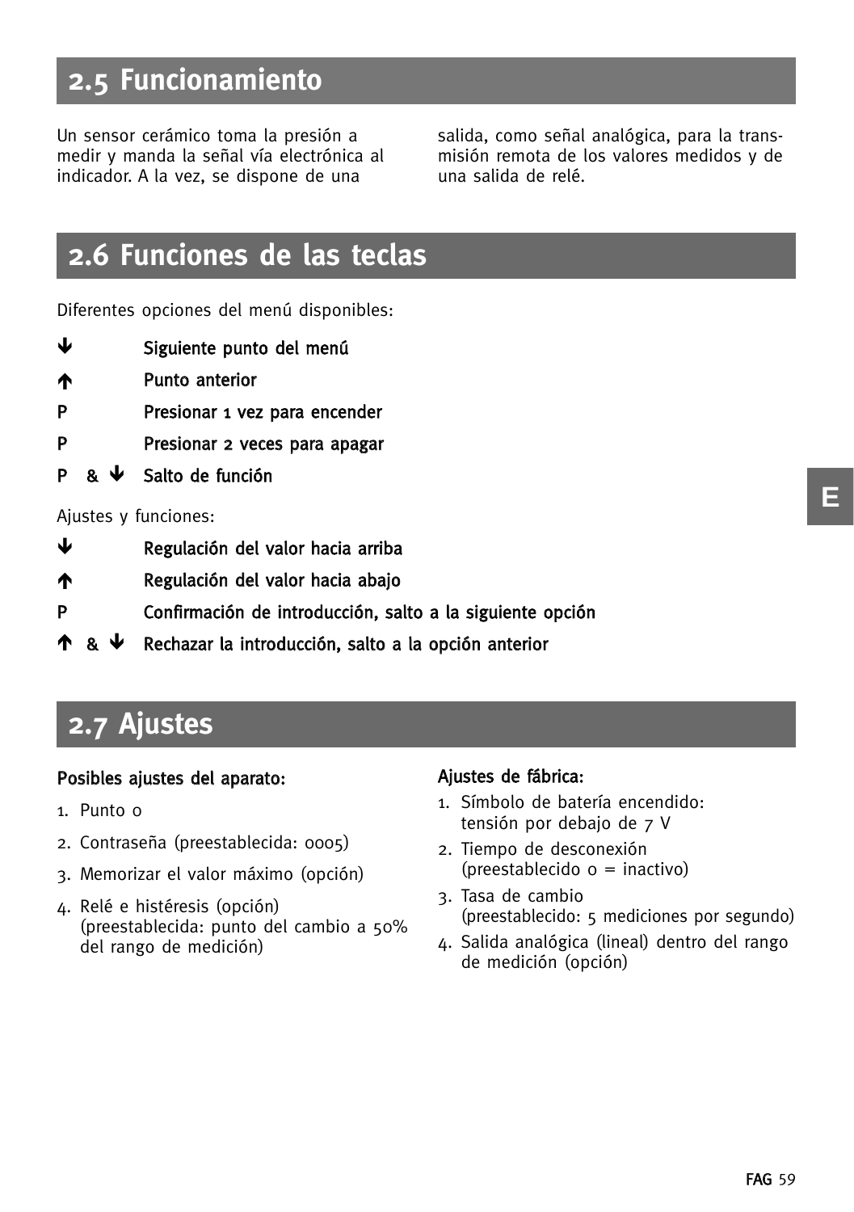## 2.5 Funcionamiento

Un sensor cerámico toma la presión a medir y manda la señal vía electrónica al indicador. A la vez, se dispone de una salida, como señal analógica, para la transmisión remota de los valores medidos y de una salida de relé.

## 2.6 Funciones de las teclas

Diferentes opciones del menú disponibles:

| | |
|---|---|
| ↓ | **Siguiente punto del menú** |
| ↑ | **Punto anterior** |
| **P** | **Presionar 1 vez para encender** |
| **P** | **Presionar 2 veces para apagar** |
| **P & ↓** | **Salto de función** |

Ajustes y funciones:

| | |
|---|---|
| ↓ | **Regulación del valor hacia arriba** |
| ↑ | **Regulación del valor hacia abajo** |
| **P** | **Confirmación de introducción, salto a la siguiente opción** |
| **↑ & ↓** | **Rechazar la introducción, salto a la opción anterior** |

## 2.7 Ajustes

**Posibles ajustes del aparato:**

1. Punto 0
2. Contraseña (preestablecida: 0005)
3. Memorizar el valor máximo (opción)
4. Relé e histéresis (opción) (preestablecida: punto del cambio a 50% del rango de medición)

**Ajustes de fábrica:**

1. Símbolo de batería encendido: tensión por debajo de 7 V
2. Tiempo de desconexión (preestablecido 0 = inactivo)
3. Tasa de cambio (preestablecido: 5 mediciones por segundo)
4. Salida analógica (lineal) dentro del rango de medición (opción)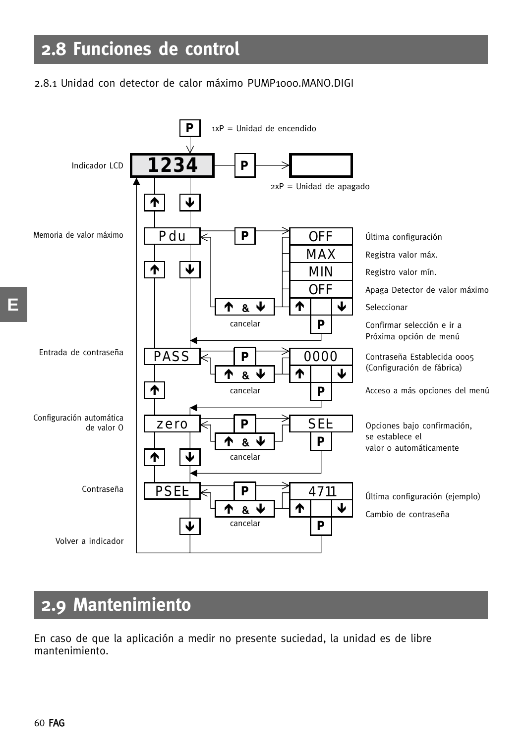## 2.8 Funciones de control

2.8.1 Unidad con detector de calor máximo PUMP1000.MANO.DIGI

P — 1xP = Unidad de encendido

Indicador LCD: 1234 — P → (pantalla vacía) — 2xP = Unidad de apagado

↑ ↓

Memoria de valor máximo: Pdu — P →

| Pantalla | Descripción |
|---|---|
| OFF | Última configuración |
| MAX | Registra valor máx. |
| MIN | Registro valor mín. |
| OFF | Apaga Detector de valor máximo |
| ↑ ↓ | Seleccionar |
| P | Confirmar selección e ir a Próxima opción de menú |

↑ & ↓ cancelar

↑ ↓

Entrada de contraseña: PASS — P →

| Pantalla | Descripción |
|---|---|
| 0000 | Contraseña Establecida 0005 (Configuración de fábrica) |
| ↑ ↓ | |
| P | Acceso a más opciones del menú |

↑ & ↓ cancelar

↑

Configuración automática de valor 0: zero — P →

| Pantalla | Descripción |
|---|---|
| SEt | Opciones bajo confirmación, se establece el valor o automáticamente |
| P | |

↑ & ↓ cancelar

↑ ↓

Contraseña: PSEt — P →

| Pantalla | Descripción |
|---|---|
| 4711 | Última configuración (ejemplo) |
| ↑ ↓ | Cambio de contraseña |
| P | |

↑ & ↓ cancelar

↓

Volver a indicador

## 2.9 Mantenimiento

En caso de que la aplicación a medir no presente suciedad, la unidad es de libre mantenimiento.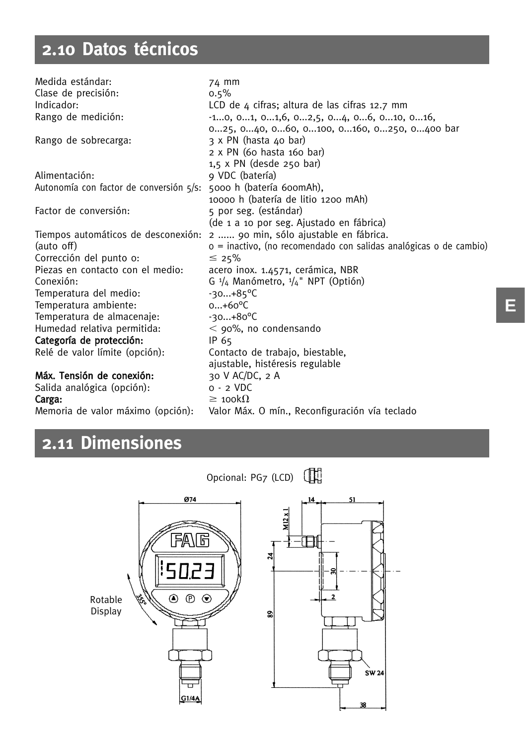## 2.10 Datos técnicos

| | |
|---|---|
| Medida estándar: | 74 mm |
| Clase de precisión: | 0.5% |
| Indicador: | LCD de 4 cifras; altura de las cifras 12.7 mm |
| Rango de medición: | -1...0, 0...1, 0...1,6, 0...2,5, 0...4, 0...6, 0...10, 0...16, 0...25, 0...40, 0...60, 0...100, 0...160, 0...250, 0...400 bar |
| Rango de sobrecarga: | 3 x PN (hasta 40 bar)<br>2 x PN (60 hasta 160 bar)<br>1,5 x PN (desde 250 bar) |
| Alimentación: | 9 VDC (batería) |
| Autonomía con factor de conversión 5/s: | 5000 h (batería 600mAh),<br>10000 h (batería de litio 1200 mAh) |
| Factor de conversión: | 5 por seg. (estándar)<br>(de 1 a 10 por seg. Ajustado en fábrica) |
| Tiempos automáticos de desconexión: (auto off) | 2 ...... 90 min, sólo ajustable en fábrica.<br>0 = inactivo, (no recomendado con salidas analógicas o de cambio) |
| Corrección del punto 0: | ≤ 25% |
| Piezas en contacto con el medio: | acero inox. 1.4571, cerámica, NBR |
| Conexión: | G 1/4 Manómetro, 1/4" NPT (Optión) |
| Temperatura del medio: | -30...+85°C |
| Temperatura ambiente: | 0...+60°C |
| Temperatura de almacenaje: | -30...+80°C |
| Humedad relativa permitida: | < 90%, no condensando |
| **Categoría de protección:** | IP 65 |
| Relé de valor límite (opción): | Contacto de trabajo, biestable, ajustable, histéresis regulable |
| **Máx. Tensión de conexión:** | 30 V AC/DC, 2 A |
| Salida analógica (opción): | 0 - 2 VDC |
| **Carga:** | ≥ 100kΩ |
| Memoria de valor máximo (opción): | Valor Máx. O mín., Reconfiguración vía teclado |

## 2.11 Dimensiones

Opcional: PG7 (LCD)

Rotable Display

Ø74, 355°, G1/4A, 14, 51, M12 x 1, 24, 30, 2, 89, SW 24, 38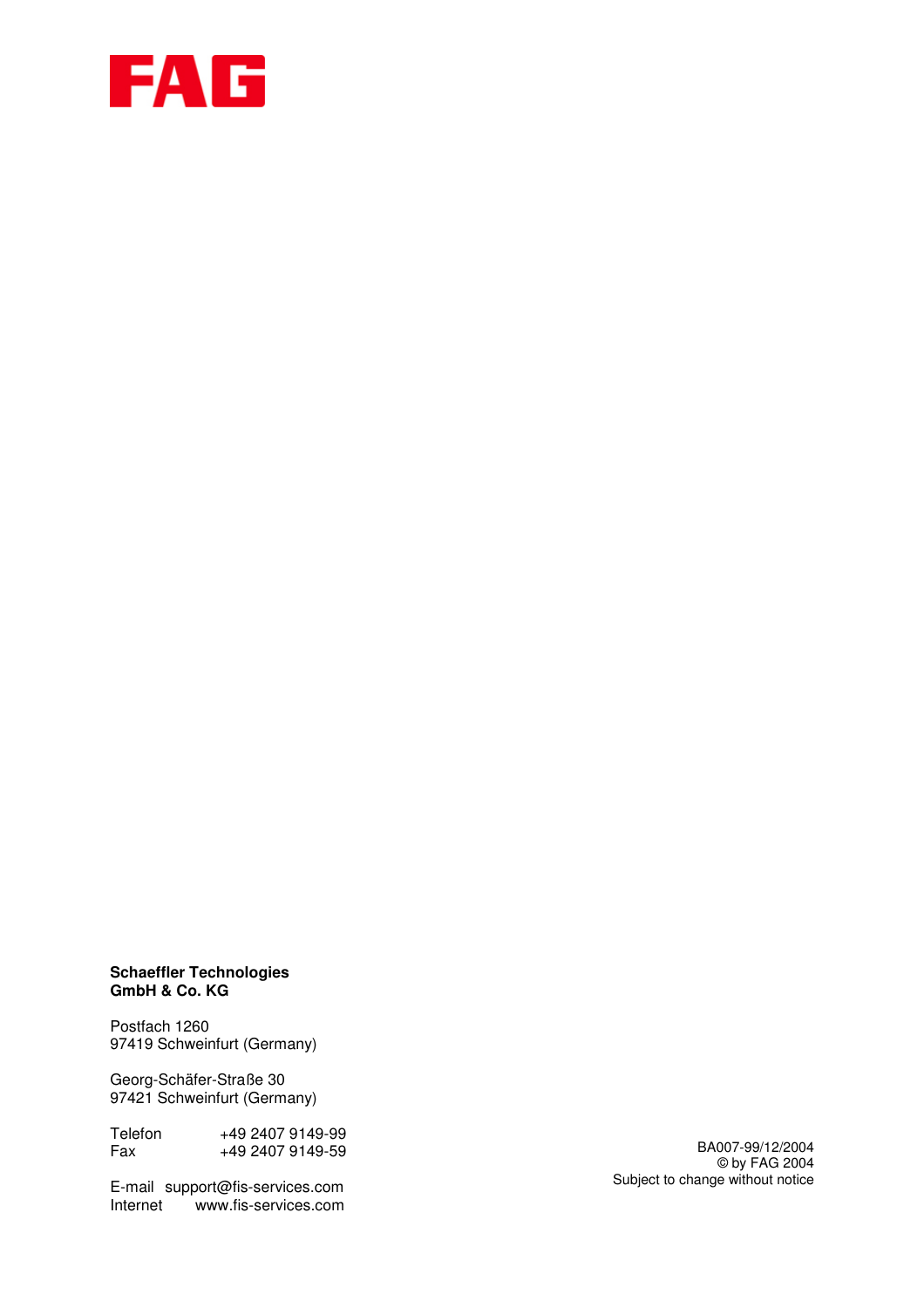FAG

**Schaeffler Technologies**
**GmbH & Co. KG**

Postfach 1260
97419 Schweinfurt (Germany)

Georg-Schäfer-Straße 30
97421 Schweinfurt (Germany)

| | |
|---|---|
| Telefon | +49 2407 9149-99 |
| Fax | +49 2407 9149-59 |

E-mail support@fis-services.com
Internet www.fis-services.com

BA007-99/12/2004
© by FAG 2004
Subject to change without notice